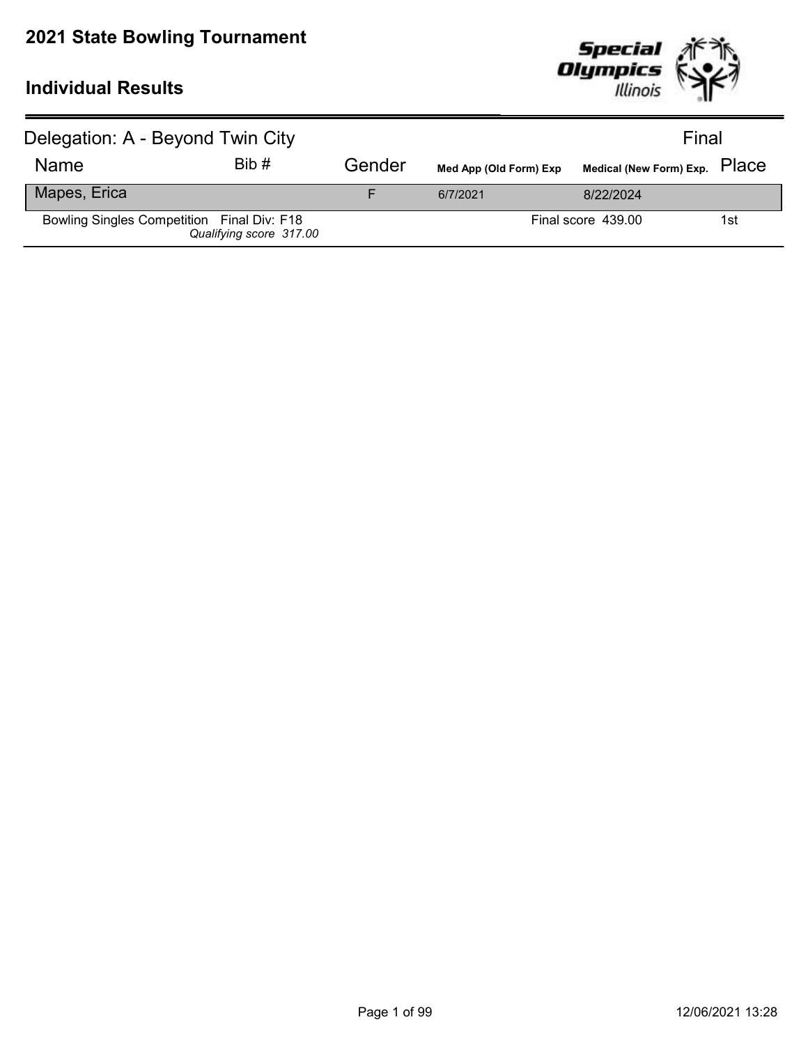# 2021 State Bowling Tournament

## Individual Results

Delegation: A - Beyond Twin City

Final

| Name | Bib # | Gender | Med App (Old Form) Exp | Medical (New Form) Exp. | Place |
|---|---|---|---|---|---|
| Mapes, Erica | | F | 6/7/2021 | 8/22/2024 | |
| Bowling Singles Competition Final Div: F18 *Qualifying score 317.00* | | | | Final score 439.00 | 1st |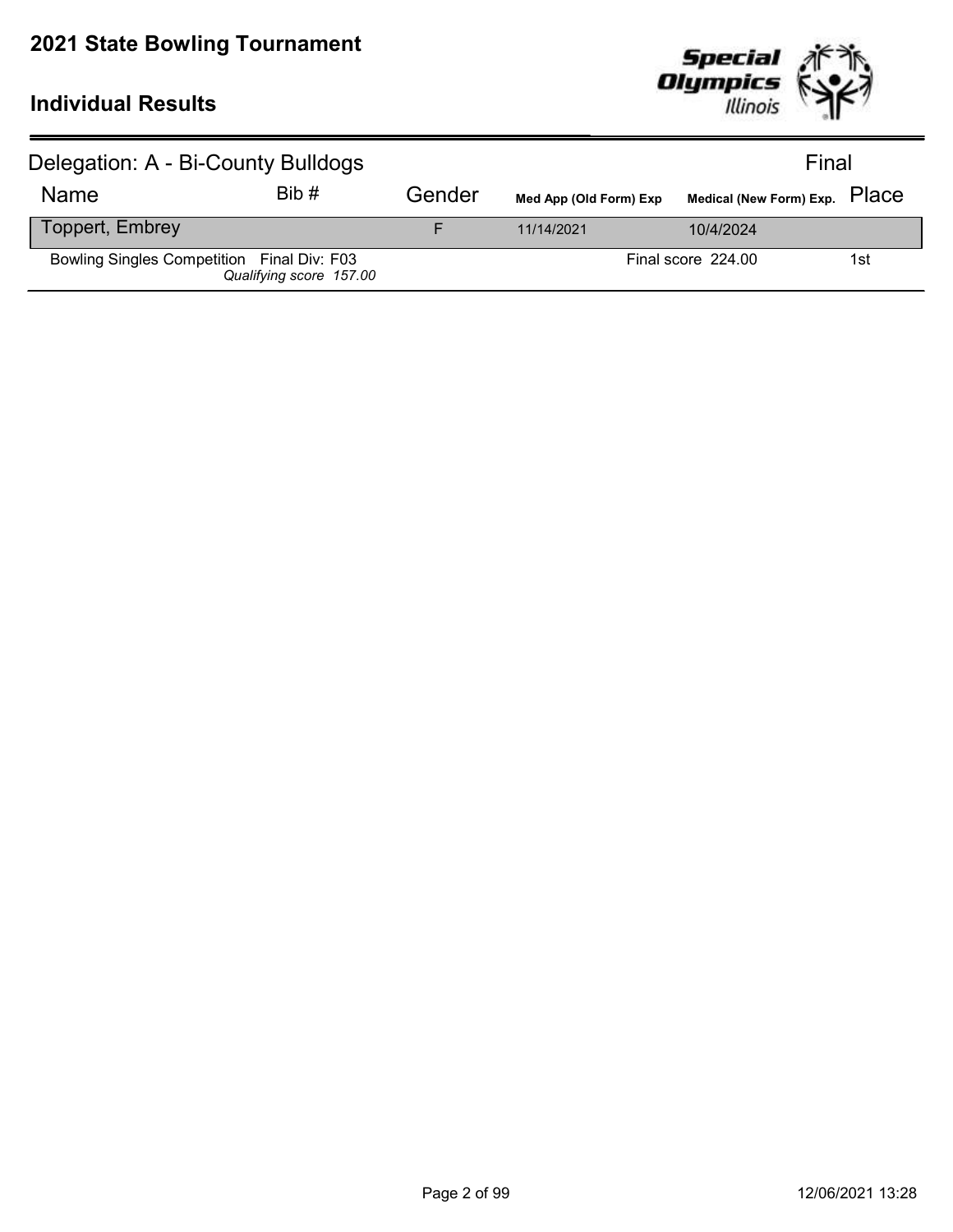# 2021 State Bowling Tournament

## Individual Results

| Delegation: A - Bi-County Bulldogs | | | | | Final |
|---|---|---|---|---|---|
| Name | Bib # | Gender | Med App (Old Form) Exp | Medical (New Form) Exp. | Place |
| Toppert, Embrey | | F | 11/14/2021 | 10/4/2024 | |
| Bowling Singles Competition Final Div: F03 *Qualifying score 157.00* | | | | Final score 224.00 | 1st |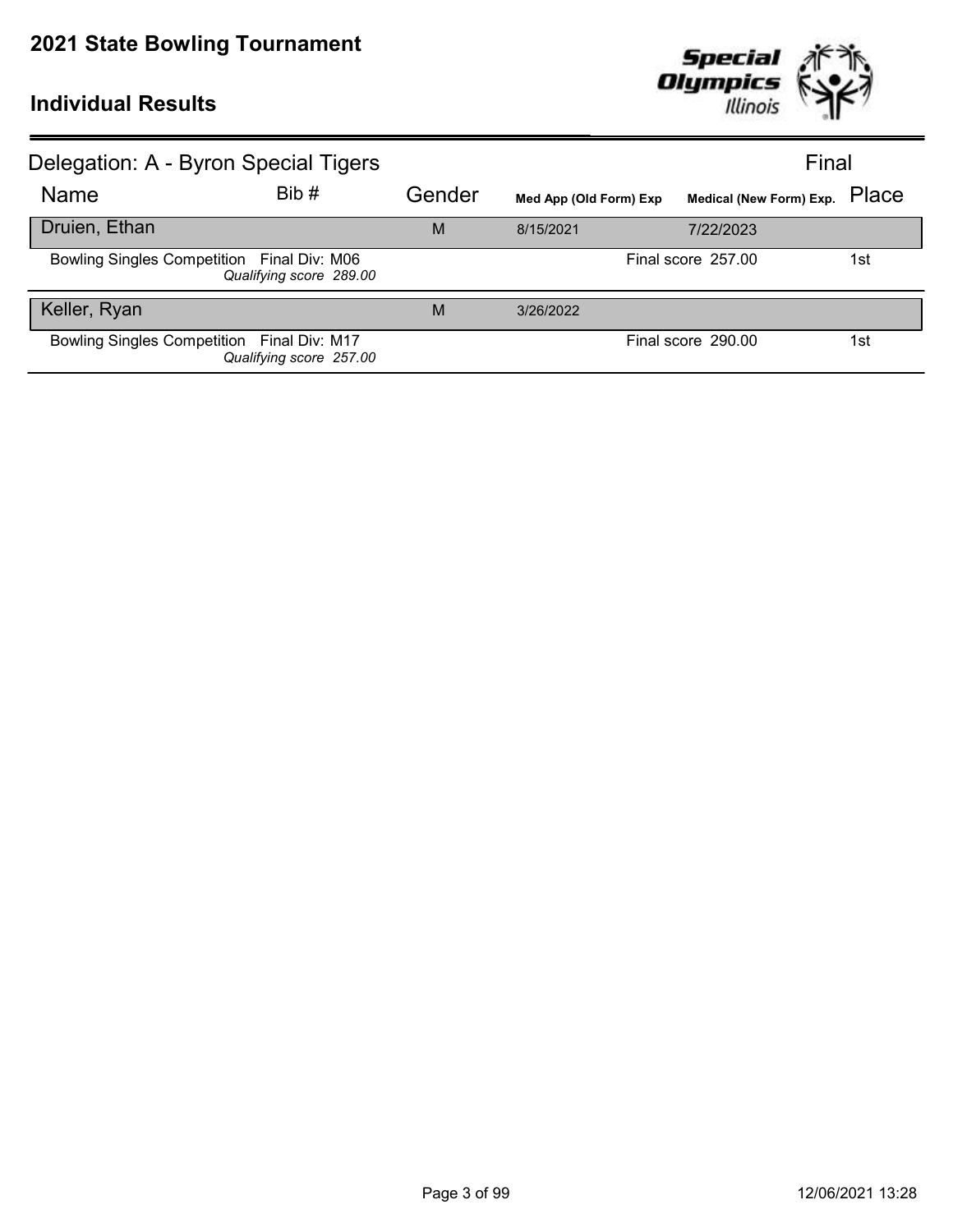# 2021 State Bowling Tournament

## Individual Results

### Delegation: A - Byron Special Tigers

Final

| Name | Bib # | Gender | Med App (Old Form) Exp | Medical (New Form) Exp. | Place |
|---|---|---|---|---|---|
| Druien, Ethan | | M | 8/15/2021 | 7/22/2023 | |
| Bowling Singles Competition Final Div: M06 *Qualifying score 289.00* | | | | Final score 257.00 | 1st |
| Keller, Ryan | | M | 3/26/2022 | | |
| Bowling Singles Competition Final Div: M17 *Qualifying score 257.00* | | | | Final score 290.00 | 1st |

12/06/2021 13:28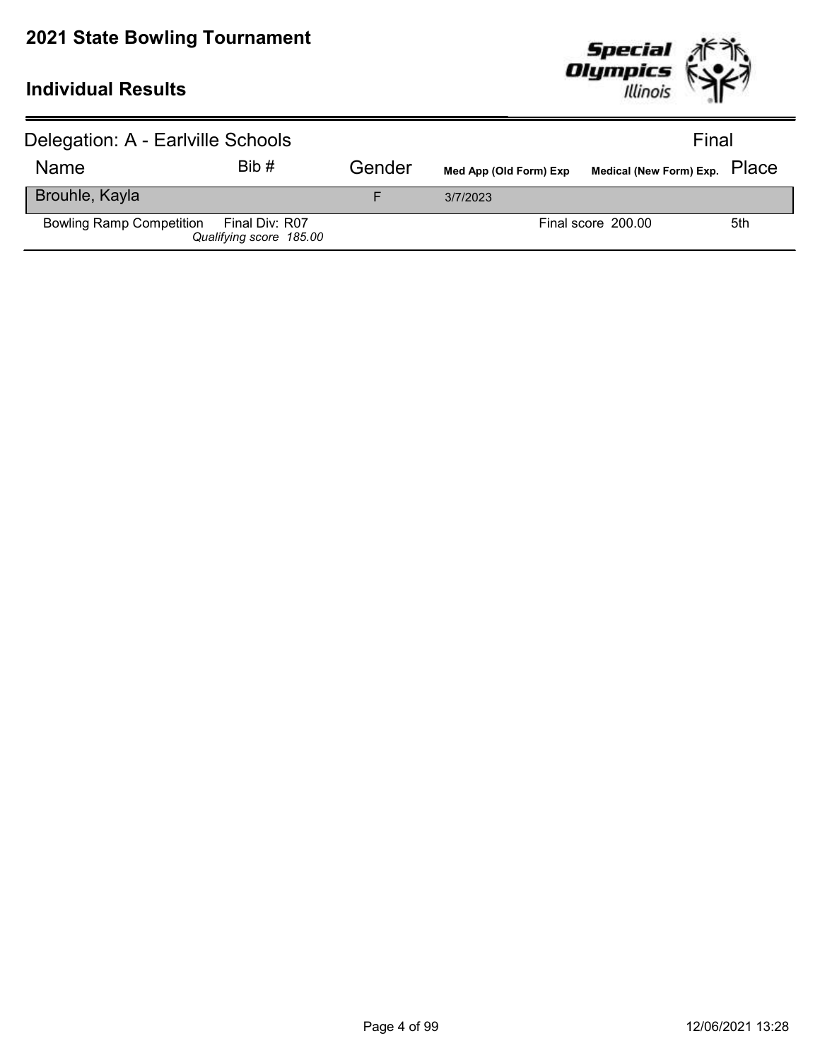# 2021 State Bowling Tournament

## Individual Results

Delegation: A - Earlville Schools

Final

| Name | Bib # | Gender | Med App (Old Form) Exp | Medical (New Form) Exp. | Place |
|---|---|---|---|---|---|
| Brouhle, Kayla | | F | 3/7/2023 | | |
| Bowling Ramp Competition | Final Div: R07<br>*Qualifying score 185.00* | | | Final score 200.00 | 5th |

12/06/2021 13:28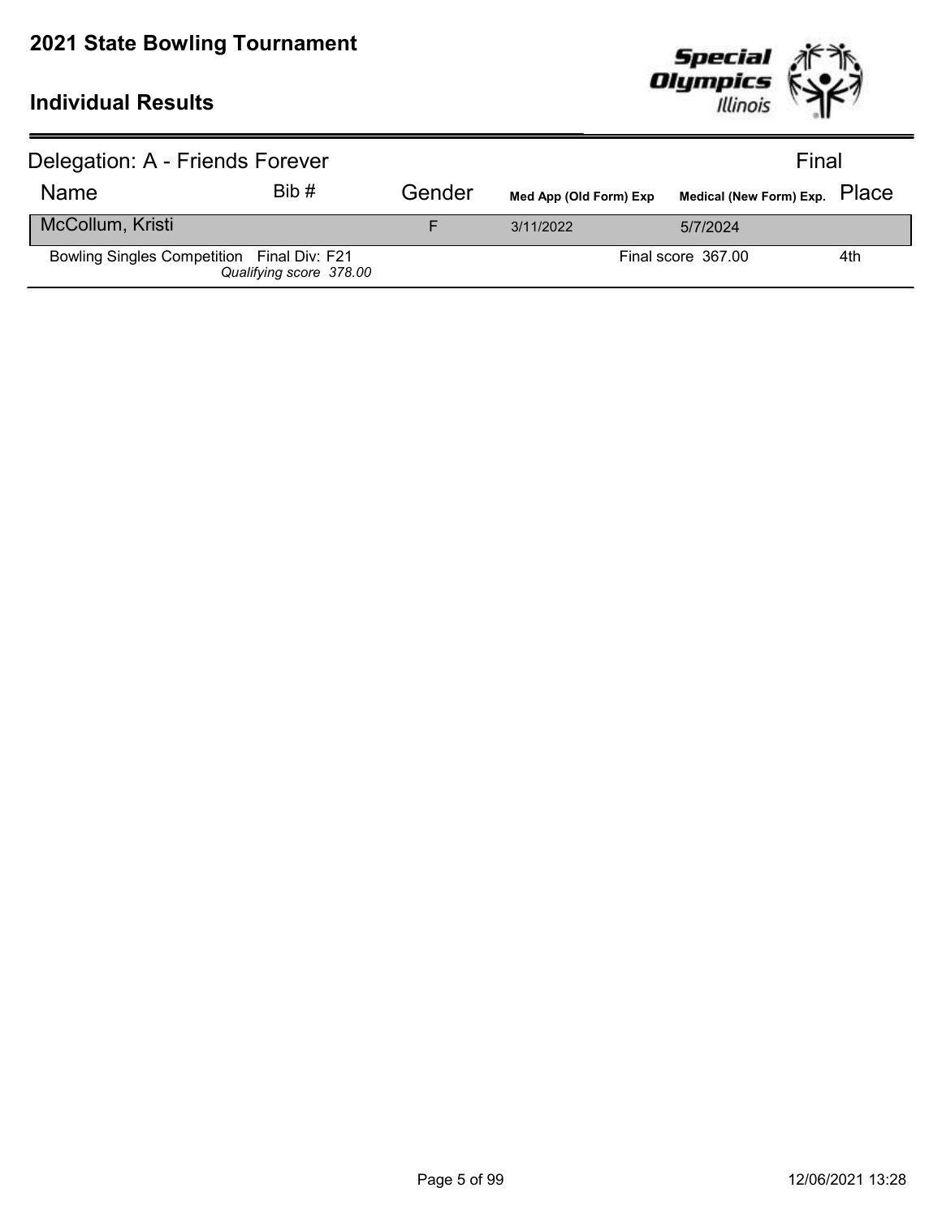# 2021 State Bowling Tournament

## Individual Results

Delegation: A - Friends Forever — Final

| Name | Bib # | Gender | Med App (Old Form) Exp | Medical (New Form) Exp. | Place |
|---|---|---|---|---|---|
| McCollum, Kristi | | F | 3/11/2022 | 5/7/2024 | |
| Bowling Singles Competition Final Div: F21 *Qualifying score 378.00* | | | | Final score 367.00 | 4th |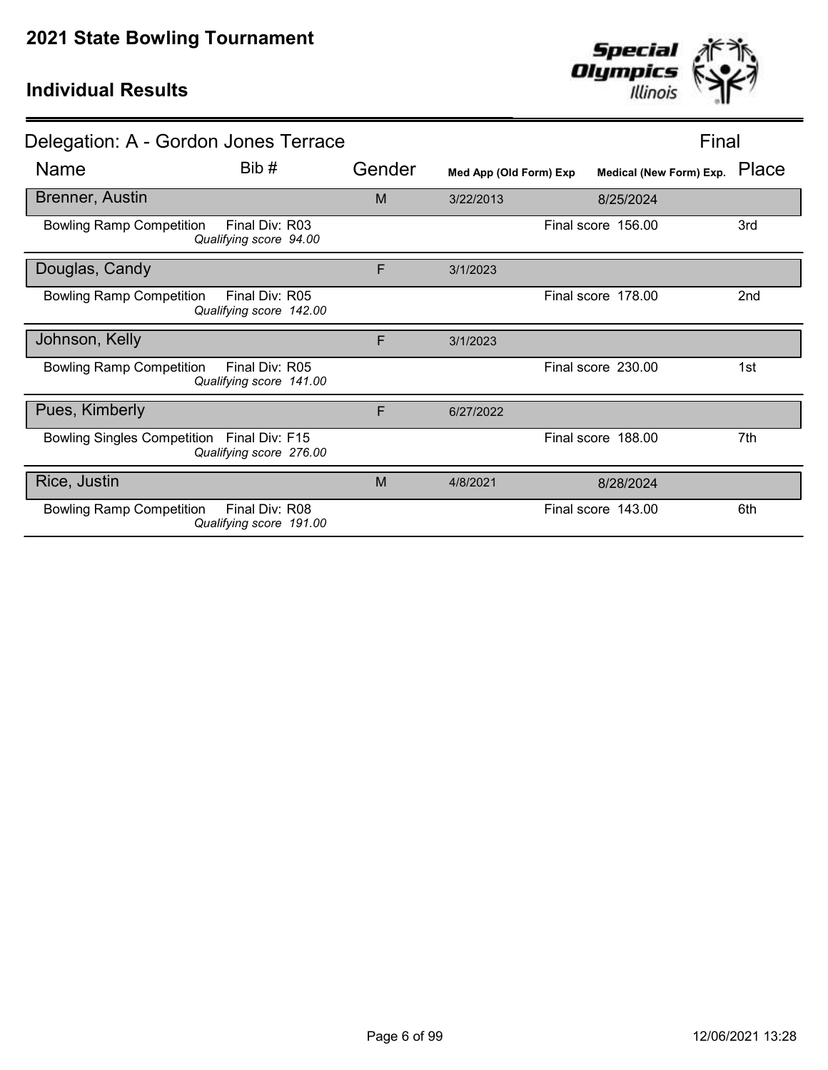# 2021 State Bowling Tournament

## Individual Results

### Delegation: A - Gordon Jones Terrace

Final

| Name | Bib # | Gender | Med App (Old Form) Exp | Medical (New Form) Exp. | Place |
|---|---|---|---|---|---|
| Brenner, Austin | | M | 3/22/2013 | 8/25/2024 | |
| Bowling Ramp Competition — Final Div: R03, *Qualifying score 94.00* | | | | Final score 156.00 | 3rd |
| Douglas, Candy | | F | 3/1/2023 | | |
| Bowling Ramp Competition — Final Div: R05, *Qualifying score 142.00* | | | | Final score 178.00 | 2nd |
| Johnson, Kelly | | F | 3/1/2023 | | |
| Bowling Ramp Competition — Final Div: R05, *Qualifying score 141.00* | | | | Final score 230.00 | 1st |
| Pues, Kimberly | | F | 6/27/2022 | | |
| Bowling Singles Competition — Final Div: F15, *Qualifying score 276.00* | | | | Final score 188.00 | 7th |
| Rice, Justin | | M | 4/8/2021 | 8/28/2024 | |
| Bowling Ramp Competition — Final Div: R08, *Qualifying score 191.00* | | | | Final score 143.00 | 6th |

12/06/2021 13:28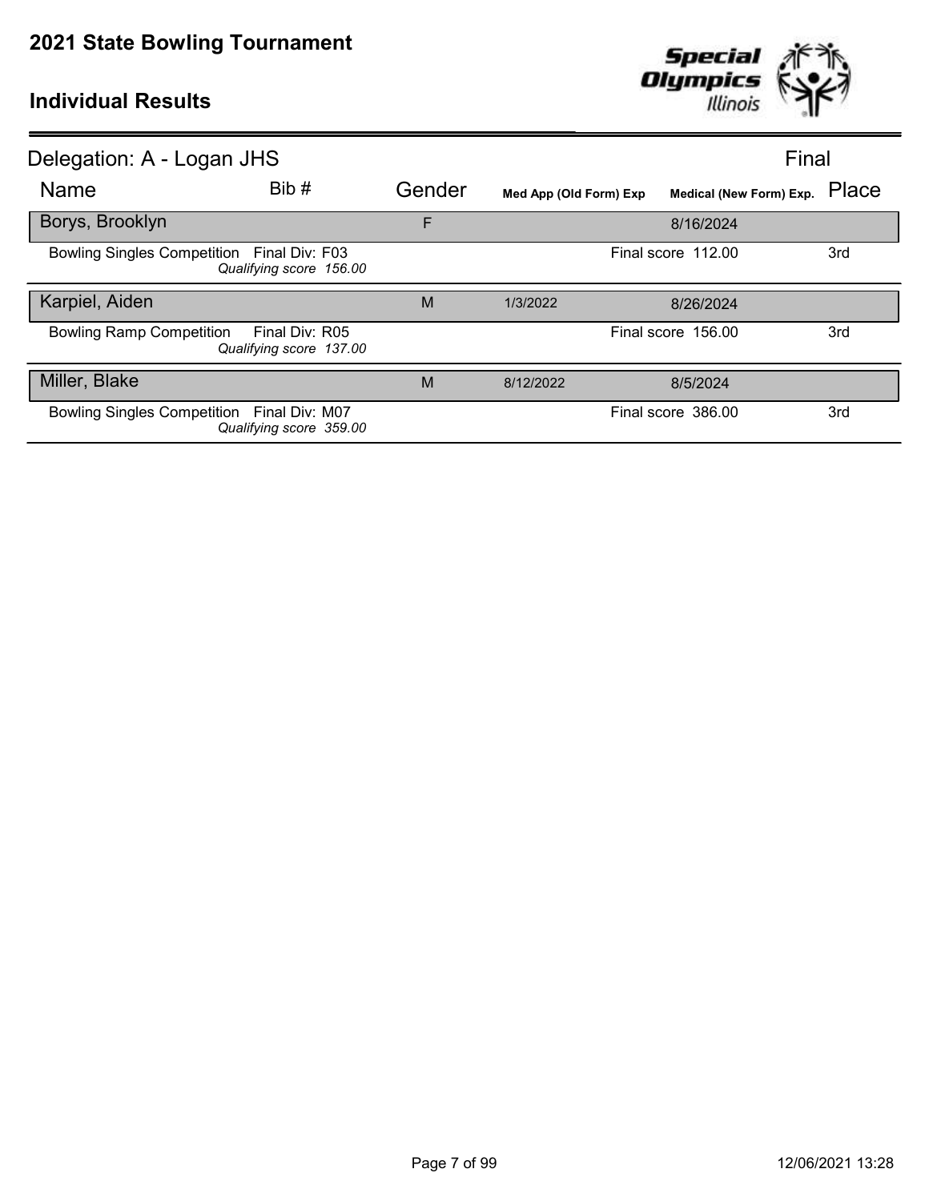# 2021 State Bowling Tournament

## Individual Results

### Delegation: A - Logan JHS

Final

| Name | Bib # | Gender | Med App (Old Form) Exp | Medical (New Form) Exp. | Place |
|---|---|---|---|---|---|
| **Borys, Brooklyn** | | F | | 8/16/2024 | |
| Bowling Singles Competition — Final Div: F03 — *Qualifying score 156.00* | | | | Final score 112.00 | 3rd |
| **Karpiel, Aiden** | | M | 1/3/2022 | 8/26/2024 | |
| Bowling Ramp Competition — Final Div: R05 — *Qualifying score 137.00* | | | | Final score 156.00 | 3rd |
| **Miller, Blake** | | M | 8/12/2022 | 8/5/2024 | |
| Bowling Singles Competition — Final Div: M07 — *Qualifying score 359.00* | | | | Final score 386.00 | 3rd |

12/06/2021 13:28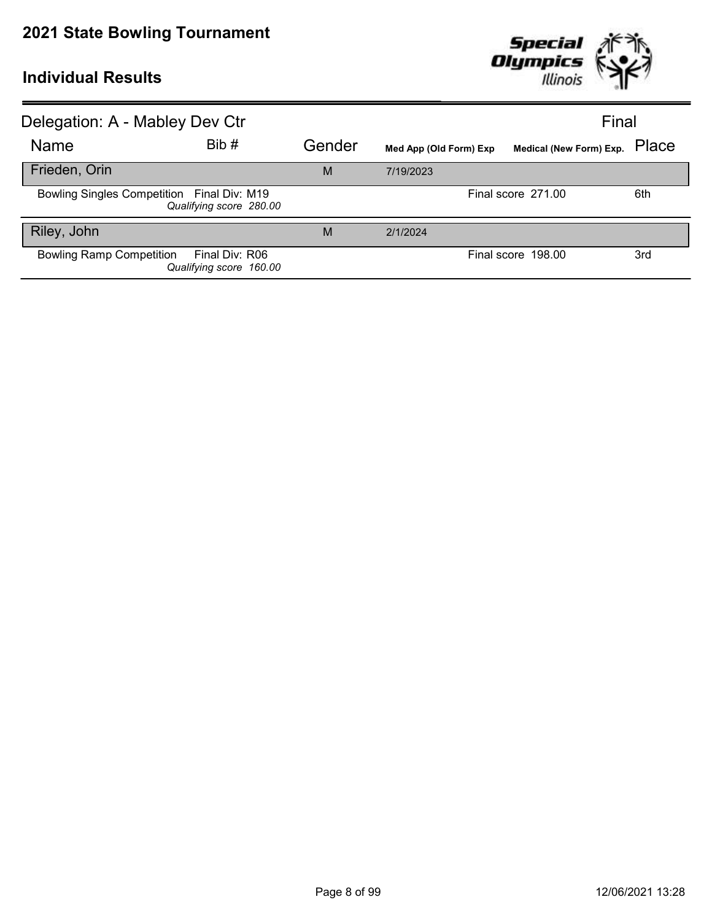# 2021 State Bowling Tournament

## Individual Results

### Delegation: A - Mabley Dev Ctr

Final

| Name | Bib # | Gender | Med App (Old Form) Exp | Medical (New Form) Exp. | Place |
|---|---|---|---|---|---|
| **Frieden, Orin** | | M | 7/19/2023 | | |
| Bowling Singles Competition Final Div: M19 *Qualifying score 280.00* | | | | Final score 271.00 | 6th |
| **Riley, John** | | M | 2/1/2024 | | |
| Bowling Ramp Competition Final Div: R06 *Qualifying score 160.00* | | | | Final score 198.00 | 3rd |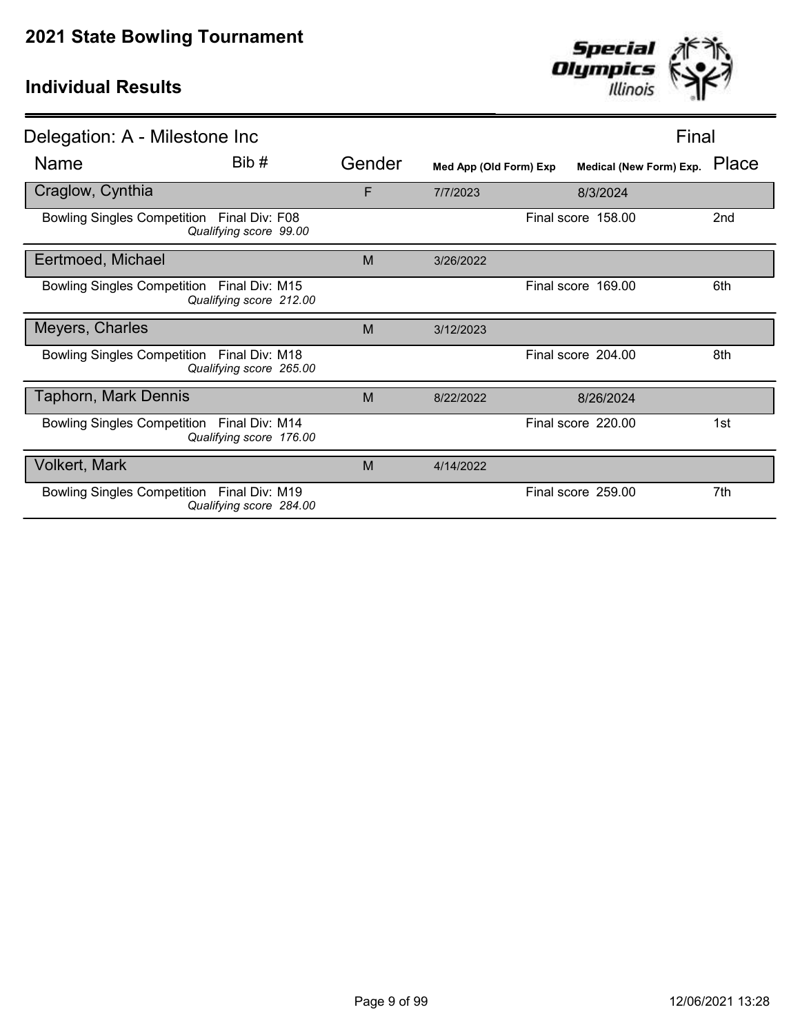# 2021 State Bowling Tournament

## Individual Results

Delegation: A - Milestone Inc — Final

| Name | Bib # | Gender | Med App (Old Form) Exp | Medical (New Form) Exp. | Place |
|---|---|---|---|---|---|
| Craglow, Cynthia | | F | 7/7/2023 | 8/3/2024 | |
| Bowling Singles Competition Final Div: F08 *Qualifying score 99.00* | | | | Final score 158.00 | 2nd |
| Eertmoed, Michael | | M | 3/26/2022 | | |
| Bowling Singles Competition Final Div: M15 *Qualifying score 212.00* | | | | Final score 169.00 | 6th |
| Meyers, Charles | | M | 3/12/2023 | | |
| Bowling Singles Competition Final Div: M18 *Qualifying score 265.00* | | | | Final score 204.00 | 8th |
| Taphorn, Mark Dennis | | M | 8/22/2022 | 8/26/2024 | |
| Bowling Singles Competition Final Div: M14 *Qualifying score 176.00* | | | | Final score 220.00 | 1st |
| Volkert, Mark | | M | 4/14/2022 | | |
| Bowling Singles Competition Final Div: M19 *Qualifying score 284.00* | | | | Final score 259.00 | 7th |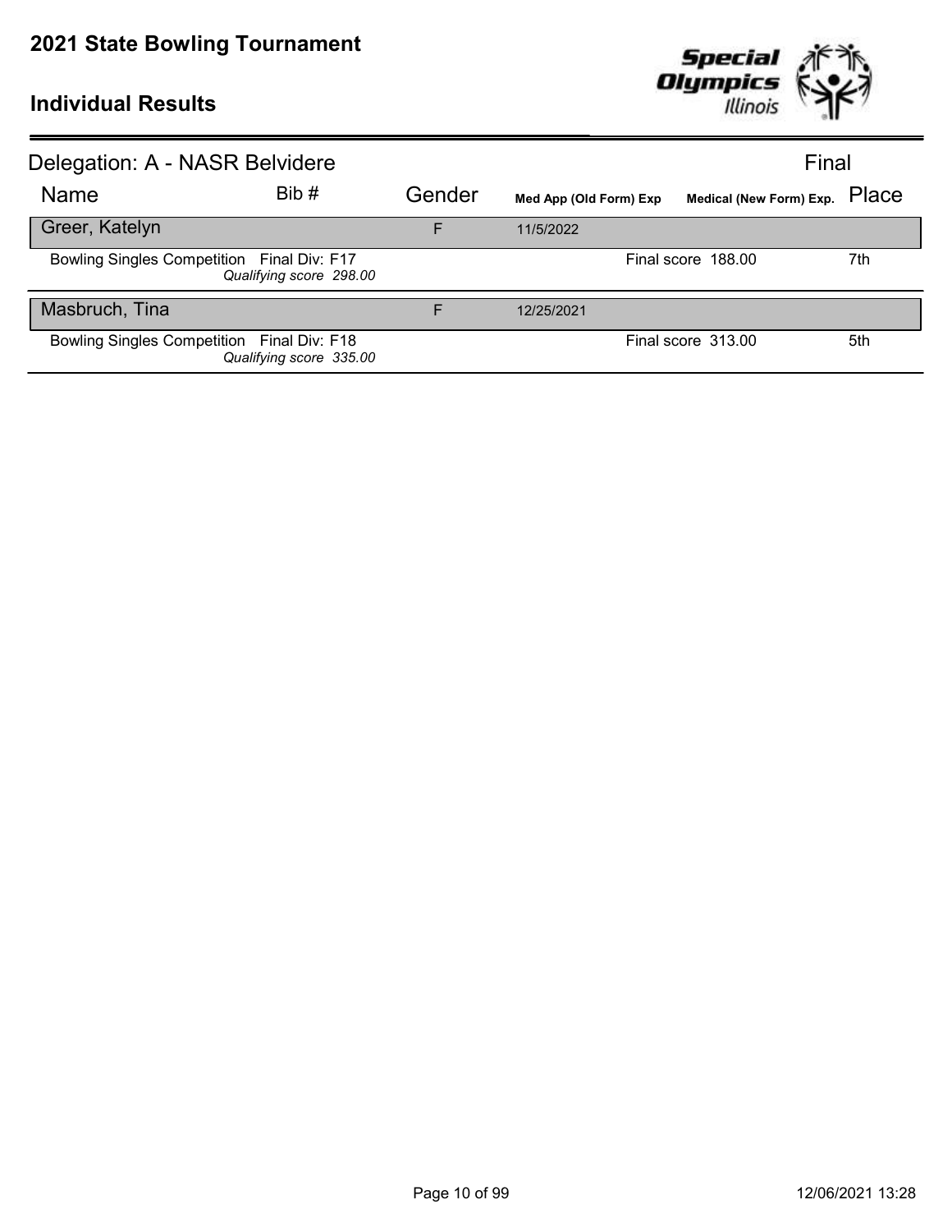# 2021 State Bowling Tournament

## Individual Results

### Delegation: A - NASR Belvidere

Final

| Name | Bib # | Gender | Med App (Old Form) Exp | Medical (New Form) Exp. | Place |
|---|---|---|---|---|---|
| Greer, Katelyn | | F | 11/5/2022 | | |
| Bowling Singles Competition Final Div: F17 *Qualifying score 298.00* | | | | Final score 188.00 | 7th |
| Masbruch, Tina | | F | 12/25/2021 | | |
| Bowling Singles Competition Final Div: F18 *Qualifying score 335.00* | | | | Final score 313.00 | 5th |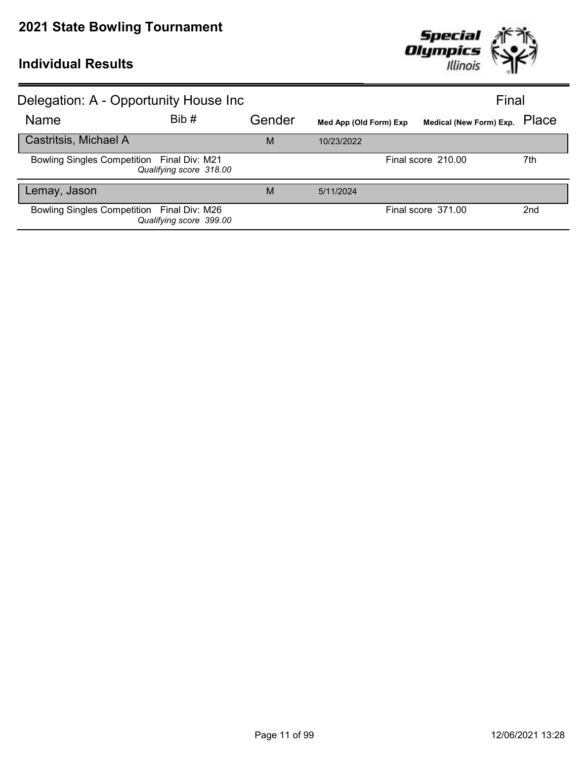# 2021 State Bowling Tournament

## Individual Results

**Delegation: A - Opportunity House Inc** — Final

| Name | Bib # | Gender | Med App (Old Form) Exp | Medical (New Form) Exp. | Place |
|---|---|---|---|---|---|
| **Castritsis, Michael A** | | M | 10/23/2022 | | |
| Bowling Singles Competition Final Div: M21 *Qualifying score 318.00* | | | | Final score 210.00 | 7th |
| **Lemay, Jason** | | M | 5/11/2024 | | |
| Bowling Singles Competition Final Div: M26 *Qualifying score 399.00* | | | | Final score 371.00 | 2nd |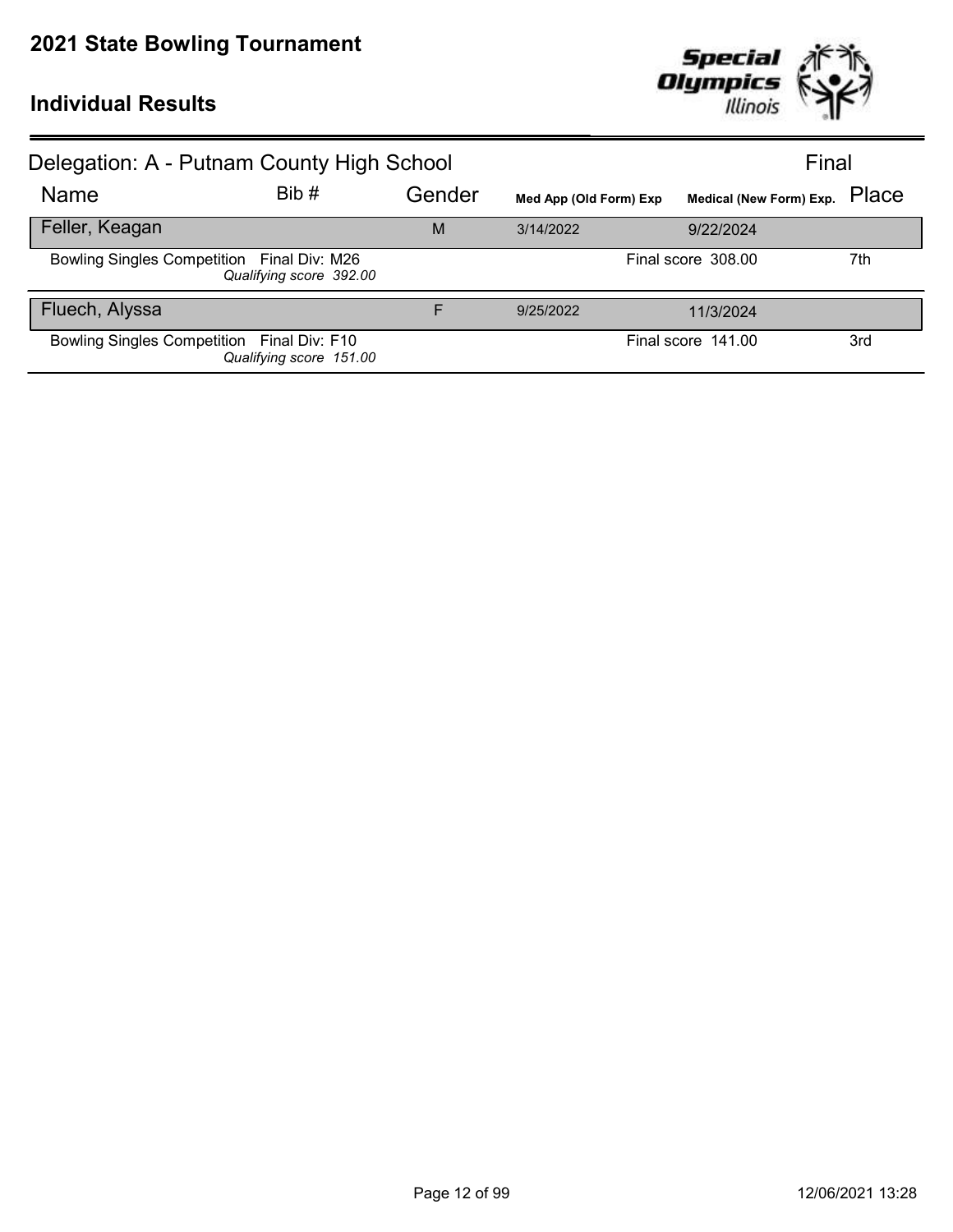# 2021 State Bowling Tournament

## Individual Results

### Delegation: A - Putnam County High School

Final

| Name | Bib # | Gender | Med App (Old Form) Exp | Medical (New Form) Exp. | Place |
|---|---|---|---|---|---|
| **Feller, Keagan** | | M | 3/14/2022 | 9/22/2024 | |
| Bowling Singles Competition Final Div: M26 *Qualifying score 392.00* | | | | Final score 308.00 | 7th |
| **Fluech, Alyssa** | | F | 9/25/2022 | 11/3/2024 | |
| Bowling Singles Competition Final Div: F10 *Qualifying score 151.00* | | | | Final score 141.00 | 3rd |

12/06/2021 13:28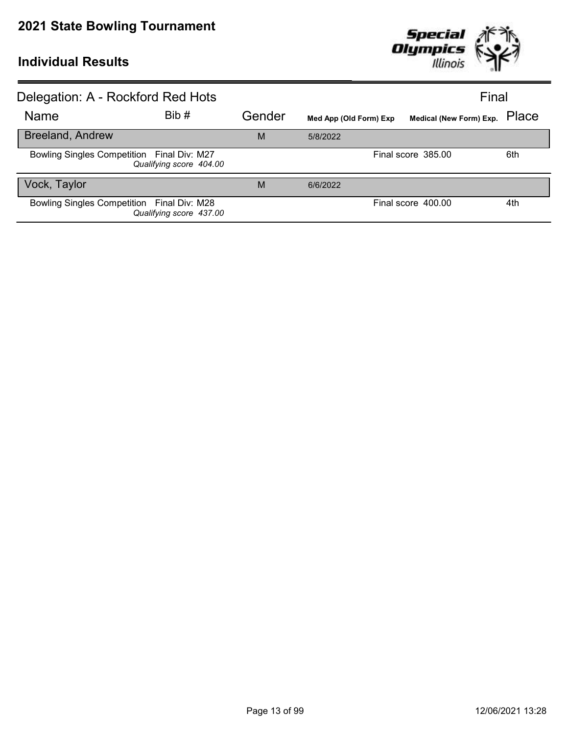# 2021 State Bowling Tournament

## Individual Results

**Delegation: A - Rockford Red Hots** — Final

| Name | Bib # | Gender | Med App (Old Form) Exp | Medical (New Form) Exp. | Place |
|---|---|---|---|---|---|
| **Breeland, Andrew** | | M | 5/8/2022 | | |
| Bowling Singles Competition Final Div: M27 *Qualifying score 404.00* | | | | Final score 385.00 | 6th |
| **Vock, Taylor** | | M | 6/6/2022 | | |
| Bowling Singles Competition Final Div: M28 *Qualifying score 437.00* | | | | Final score 400.00 | 4th |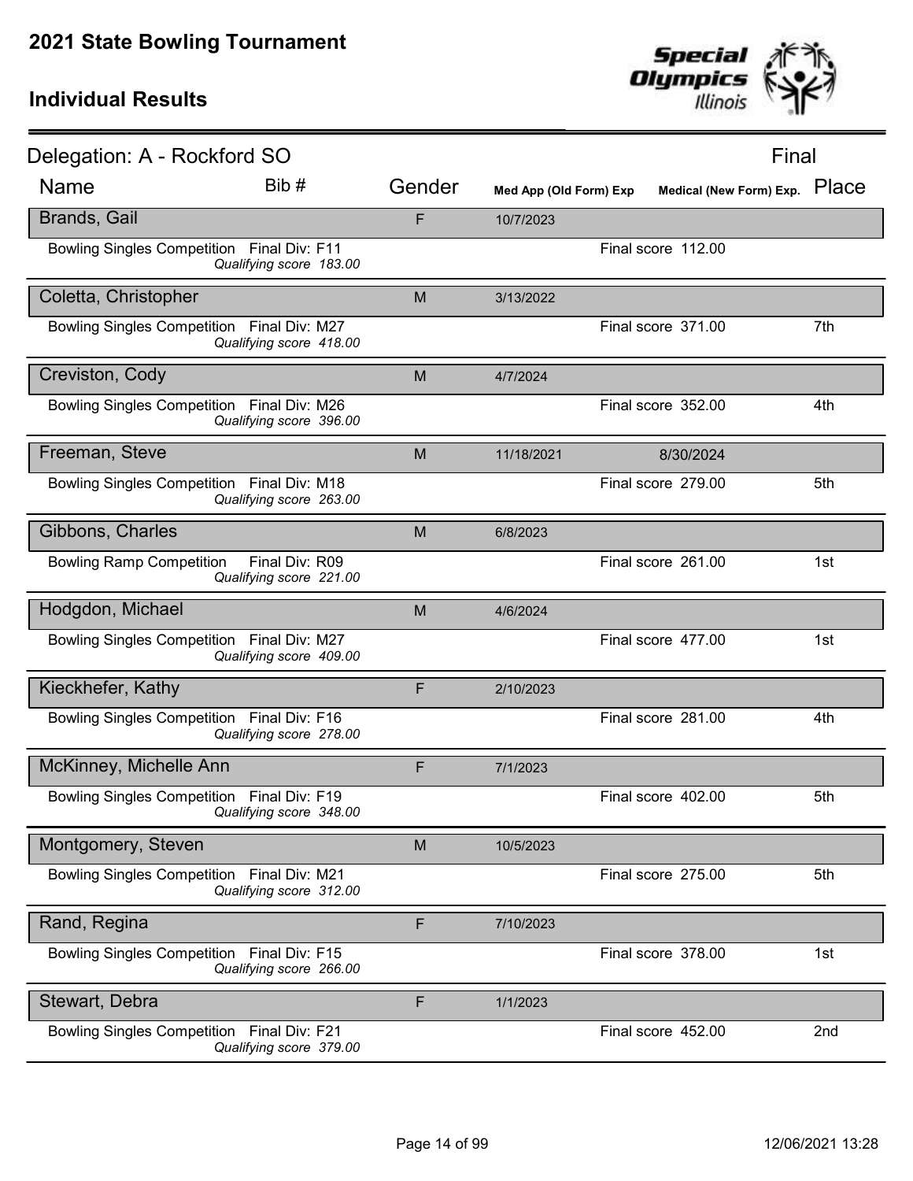# 2021 State Bowling Tournament

## Individual Results

### Delegation: A - Rockford SO

Final

| Name | Bib # | Gender | Med App (Old Form) Exp | Medical (New Form) Exp. | Place |
|---|---|---|---|---|---|
| **Brands, Gail** | | F | 10/7/2023 | | |
| Bowling Singles Competition Final Div: F11 *Qualifying score 183.00* | | | | Final score 112.00 | |
| **Coletta, Christopher** | | M | 3/13/2022 | | |
| Bowling Singles Competition Final Div: M27 *Qualifying score 418.00* | | | | Final score 371.00 | 7th |
| **Creviston, Cody** | | M | 4/7/2024 | | |
| Bowling Singles Competition Final Div: M26 *Qualifying score 396.00* | | | | Final score 352.00 | 4th |
| **Freeman, Steve** | | M | 11/18/2021 | 8/30/2024 | |
| Bowling Singles Competition Final Div: M18 *Qualifying score 263.00* | | | | Final score 279.00 | 5th |
| **Gibbons, Charles** | | M | 6/8/2023 | | |
| Bowling Ramp Competition Final Div: R09 *Qualifying score 221.00* | | | | Final score 261.00 | 1st |
| **Hodgdon, Michael** | | M | 4/6/2024 | | |
| Bowling Singles Competition Final Div: M27 *Qualifying score 409.00* | | | | Final score 477.00 | 1st |
| **Kieckhefer, Kathy** | | F | 2/10/2023 | | |
| Bowling Singles Competition Final Div: F16 *Qualifying score 278.00* | | | | Final score 281.00 | 4th |
| **McKinney, Michelle Ann** | | F | 7/1/2023 | | |
| Bowling Singles Competition Final Div: F19 *Qualifying score 348.00* | | | | Final score 402.00 | 5th |
| **Montgomery, Steven** | | M | 10/5/2023 | | |
| Bowling Singles Competition Final Div: M21 *Qualifying score 312.00* | | | | Final score 275.00 | 5th |
| **Rand, Regina** | | F | 7/10/2023 | | |
| Bowling Singles Competition Final Div: F15 *Qualifying score 266.00* | | | | Final score 378.00 | 1st |
| **Stewart, Debra** | | F | 1/1/2023 | | |
| Bowling Singles Competition Final Div: F21 *Qualifying score 379.00* | | | | Final score 452.00 | 2nd |

12/06/2021 13:28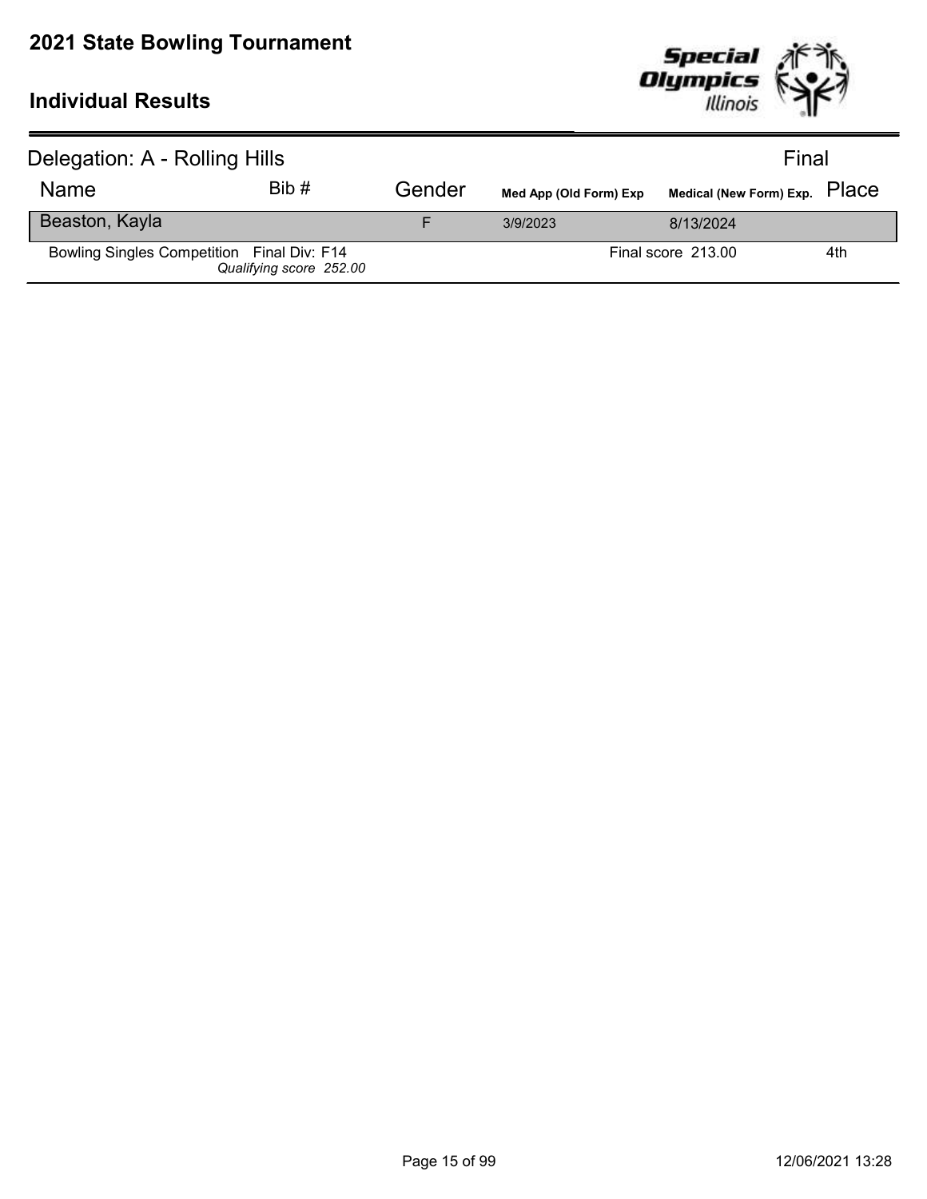# 2021 State Bowling Tournament

## Individual Results

Delegation: A - Rolling Hills — Final

| Name | Bib # | Gender | Med App (Old Form) Exp | Medical (New Form) Exp. | Place |
|---|---|---|---|---|---|
| Beaston, Kayla | | F | 3/9/2023 | 8/13/2024 | |
| Bowling Singles Competition Final Div: F14 *Qualifying score 252.00* | | | | Final score 213.00 | 4th |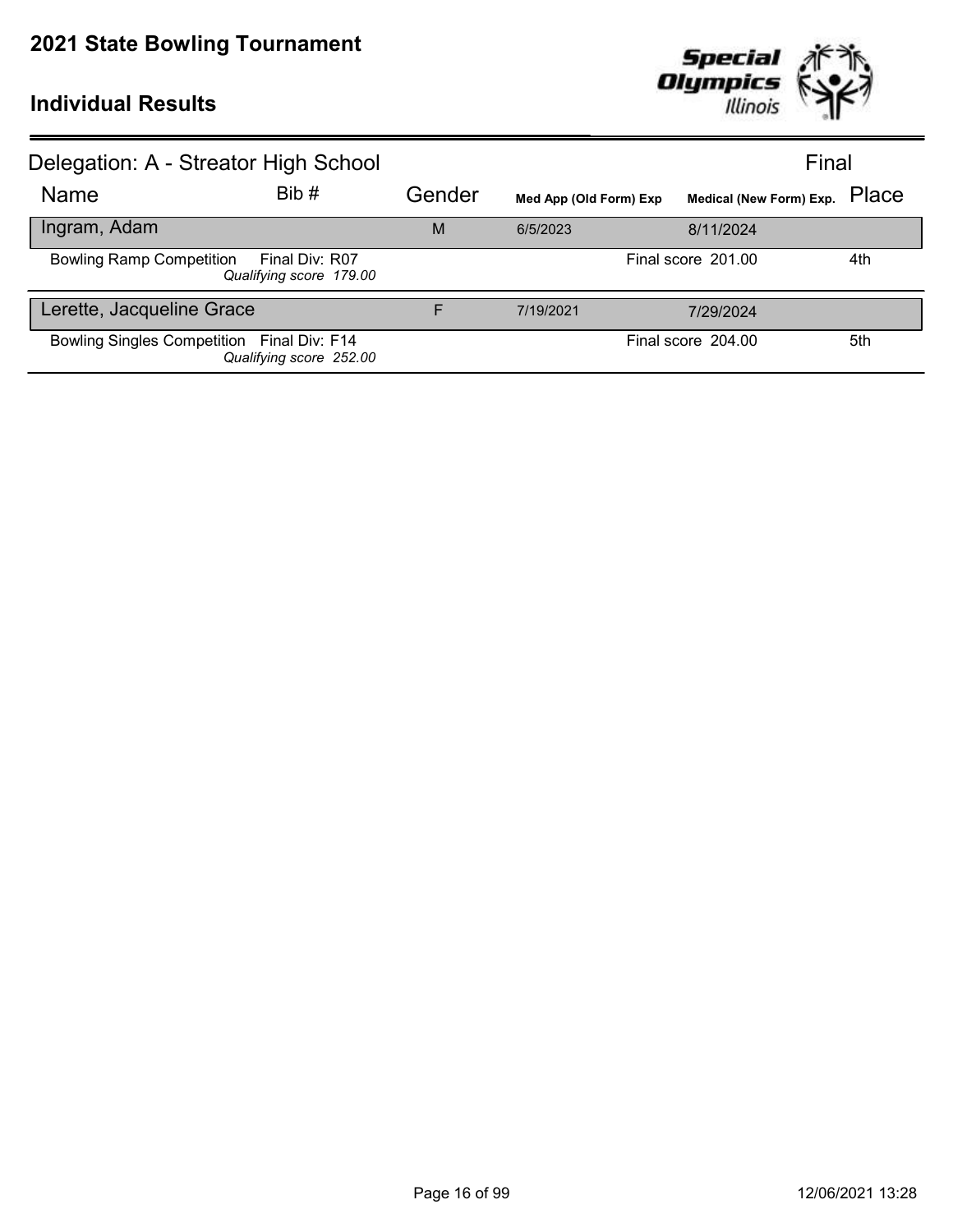# 2021 State Bowling Tournament

## Individual Results

### Delegation: A - Streator High School

Final

| Name | Bib # | Gender | Med App (Old Form) Exp | Medical (New Form) Exp. | Place |
|---|---|---|---|---|---|
| Ingram, Adam | | M | 6/5/2023 | 8/11/2024 | |
| Bowling Ramp Competition | Final Div: R07 *Qualifying score 179.00* | | | Final score 201.00 | 4th |
| Lerette, Jacqueline Grace | | F | 7/19/2021 | 7/29/2024 | |
| Bowling Singles Competition | Final Div: F14 *Qualifying score 252.00* | | | Final score 204.00 | 5th |

12/06/2021 13:28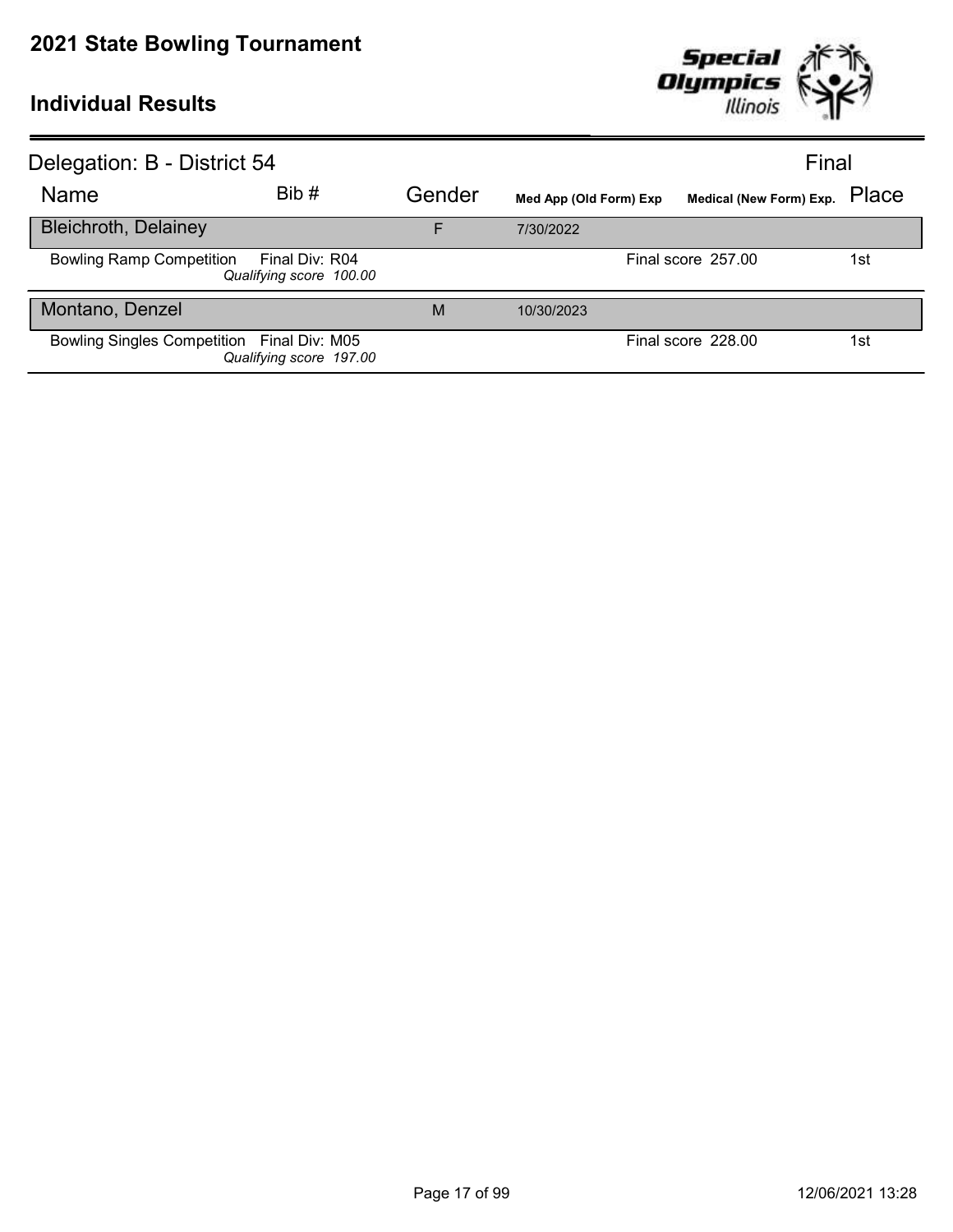# 2021 State Bowling Tournament

## Individual Results

Delegation: B - District 54 — Final

| Name | Bib # | Gender | Med App (Old Form) Exp | Medical (New Form) Exp. | Place |
|---|---|---|---|---|---|
| **Bleichroth, Delainey** | | F | 7/30/2022 | | |
| Bowling Ramp Competition — Final Div: R04 — *Qualifying score 100.00* | | | | Final score 257.00 | 1st |
| **Montano, Denzel** | | M | 10/30/2023 | | |
| Bowling Singles Competition — Final Div: M05 — *Qualifying score 197.00* | | | | Final score 228.00 | 1st |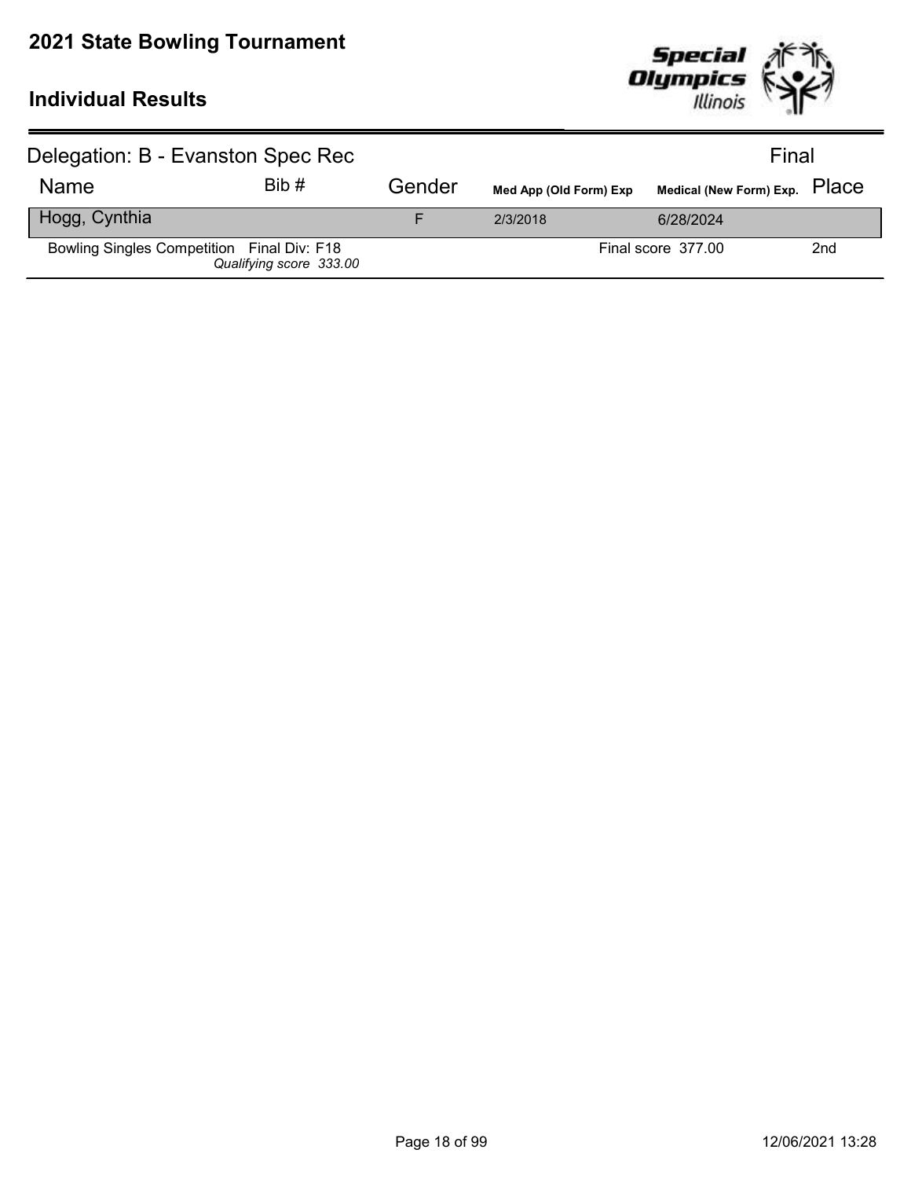# 2021 State Bowling Tournament

## Individual Results

Delegation: B - Evanston Spec Rec | Final

| Name | Bib # | Gender | Med App (Old Form) Exp | Medical (New Form) Exp. | Place |
|---|---|---|---|---|---|
| Hogg, Cynthia | | F | 2/3/2018 | 6/28/2024 | |
| Bowling Singles Competition Final Div: F18 *Qualifying score 333.00* | | | | Final score 377.00 | 2nd |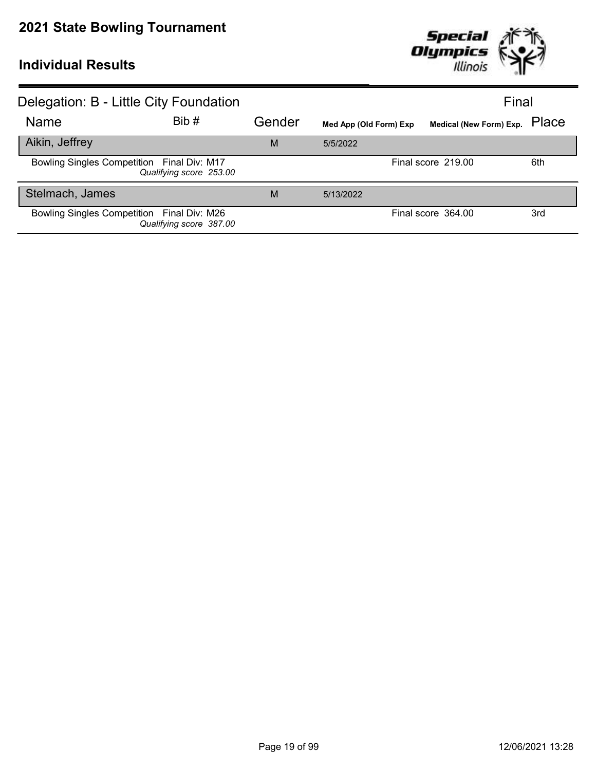# 2021 State Bowling Tournament

## Individual Results

### Delegation: B - Little City Foundation

Final

| Name | Bib # | Gender | Med App (Old Form) Exp | Medical (New Form) Exp. | Place |
|---|---|---|---|---|---|
| Aikin, Jeffrey | | M | 5/5/2022 | | |
| Bowling Singles Competition Final Div: M17 *Qualifying score 253.00* | | | | Final score 219.00 | 6th |
| Stelmach, James | | M | 5/13/2022 | | |
| Bowling Singles Competition Final Div: M26 *Qualifying score 387.00* | | | | Final score 364.00 | 3rd |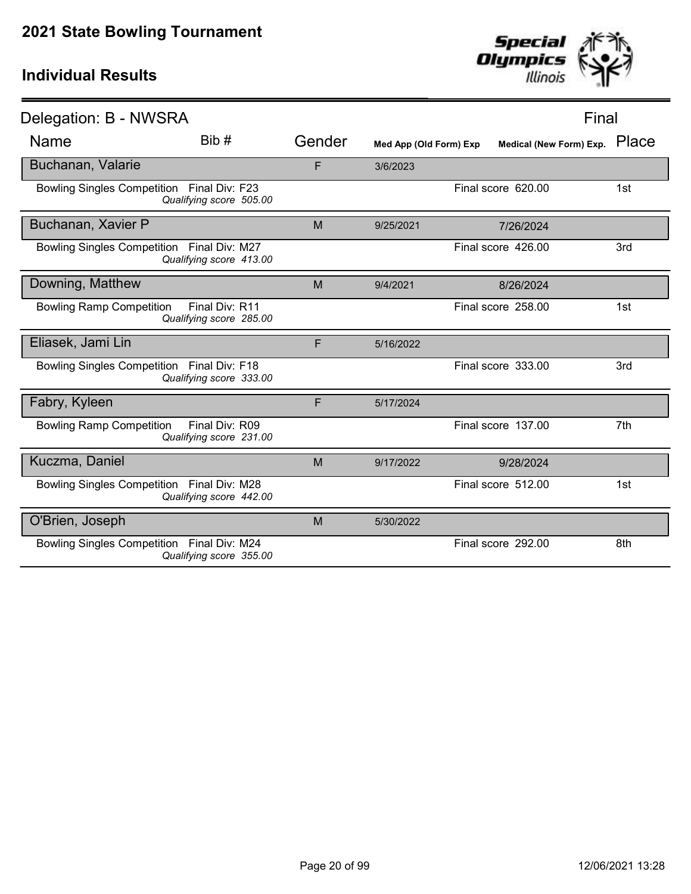# 2021 State Bowling Tournament

## Individual Results

### Delegation: B - NWSRA

Final

| Name | Bib # | Gender | Med App (Old Form) Exp | Medical (New Form) Exp. | Place |
|---|---|---|---|---|---|
| **Buchanan, Valarie** | | F | 3/6/2023 | | |
| Bowling Singles Competition Final Div: F23 *Qualifying score 505.00* | | | | Final score 620.00 | 1st |
| **Buchanan, Xavier P** | | M | 9/25/2021 | 7/26/2024 | |
| Bowling Singles Competition Final Div: M27 *Qualifying score 413.00* | | | | Final score 426.00 | 3rd |
| **Downing, Matthew** | | M | 9/4/2021 | 8/26/2024 | |
| Bowling Ramp Competition Final Div: R11 *Qualifying score 285.00* | | | | Final score 258.00 | 1st |
| **Eliasek, Jami Lin** | | F | 5/16/2022 | | |
| Bowling Singles Competition Final Div: F18 *Qualifying score 333.00* | | | | Final score 333.00 | 3rd |
| **Fabry, Kyleen** | | F | 5/17/2024 | | |
| Bowling Ramp Competition Final Div: R09 *Qualifying score 231.00* | | | | Final score 137.00 | 7th |
| **Kuczma, Daniel** | | M | 9/17/2022 | 9/28/2024 | |
| Bowling Singles Competition Final Div: M28 *Qualifying score 442.00* | | | | Final score 512.00 | 1st |
| **O'Brien, Joseph** | | M | 5/30/2022 | | |
| Bowling Singles Competition Final Div: M24 *Qualifying score 355.00* | | | | Final score 292.00 | 8th |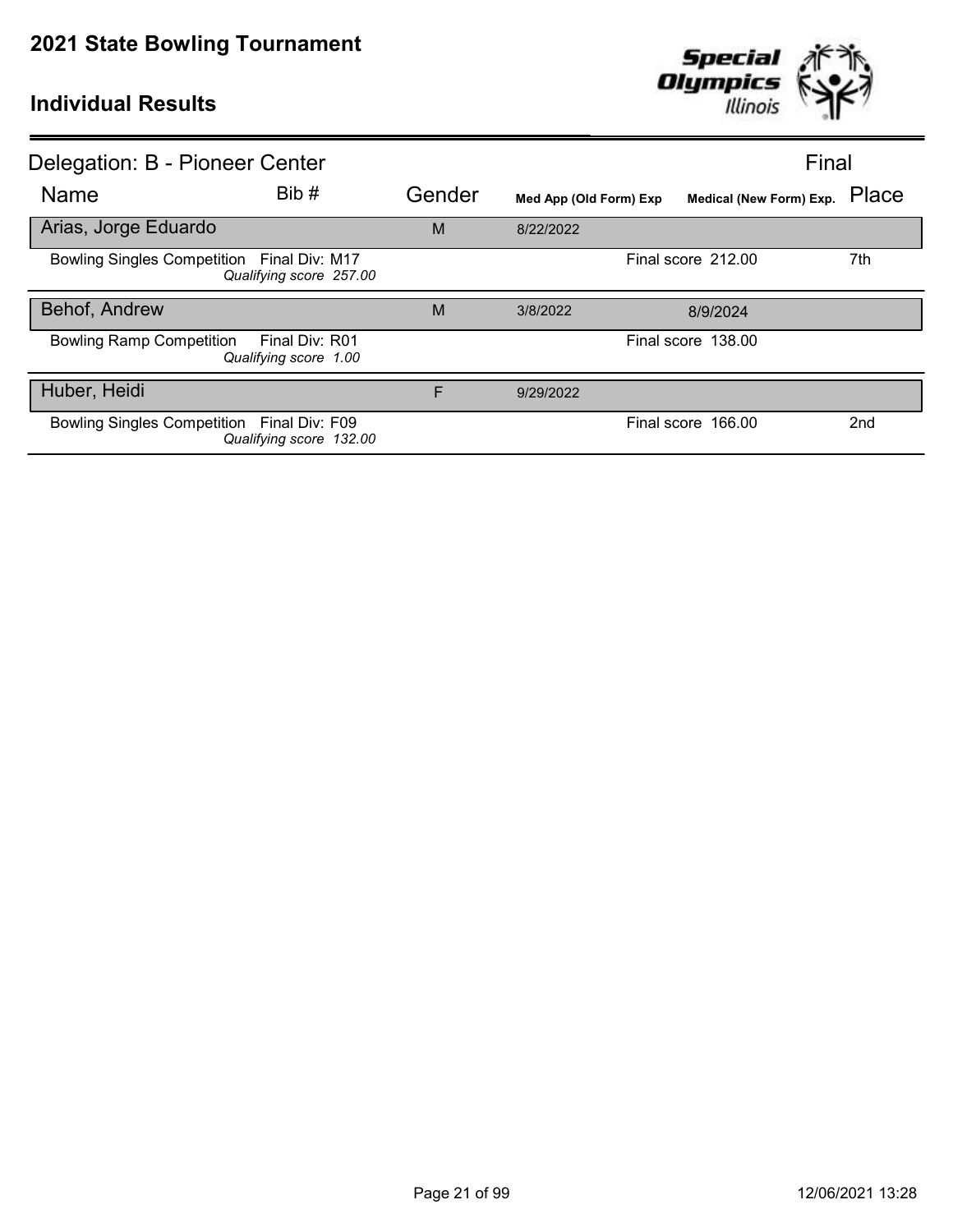# 2021 State Bowling Tournament

## Individual Results

### Delegation: B - Pioneer Center

Final

| Name | Bib # | Gender | Med App (Old Form) Exp | Medical (New Form) Exp. | Place |
|---|---|---|---|---|---|
| **Arias, Jorge Eduardo** | | M | 8/22/2022 | | |
| Bowling Singles Competition Final Div: M17 *Qualifying score 257.00* | | | | Final score 212.00 | 7th |
| **Behof, Andrew** | | M | 3/8/2022 | 8/9/2024 | |
| Bowling Ramp Competition Final Div: R01 *Qualifying score 1.00* | | | | Final score 138.00 | |
| **Huber, Heidi** | | F | 9/29/2022 | | |
| Bowling Singles Competition Final Div: F09 *Qualifying score 132.00* | | | | Final score 166.00 | 2nd |

12/06/2021 13:28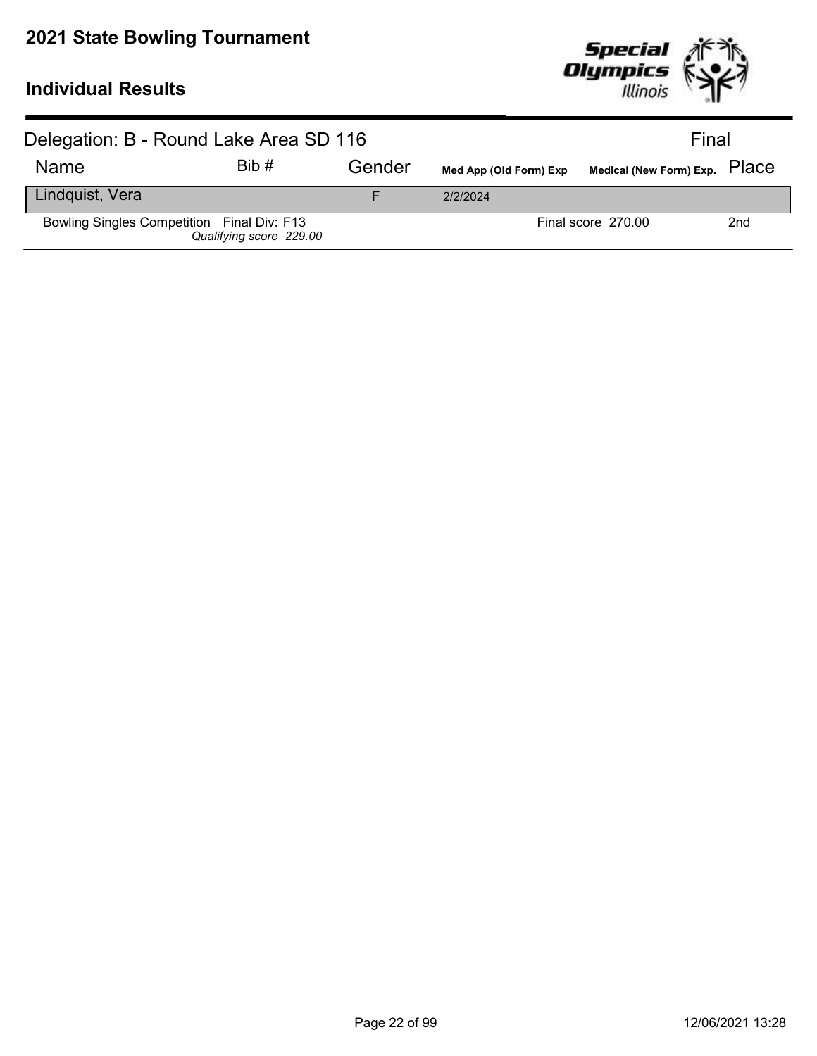# 2021 State Bowling Tournament

## Individual Results

Delegation: B - Round Lake Area SD 116 | Final

| Name | Bib # | Gender | Med App (Old Form) Exp | Medical (New Form) Exp. | Place |
|---|---|---|---|---|---|
| Lindquist, Vera | | F | 2/2/2024 | | |
| Bowling Singles Competition Final Div: F13 *Qualifying score 229.00* | | | | Final score 270.00 | 2nd |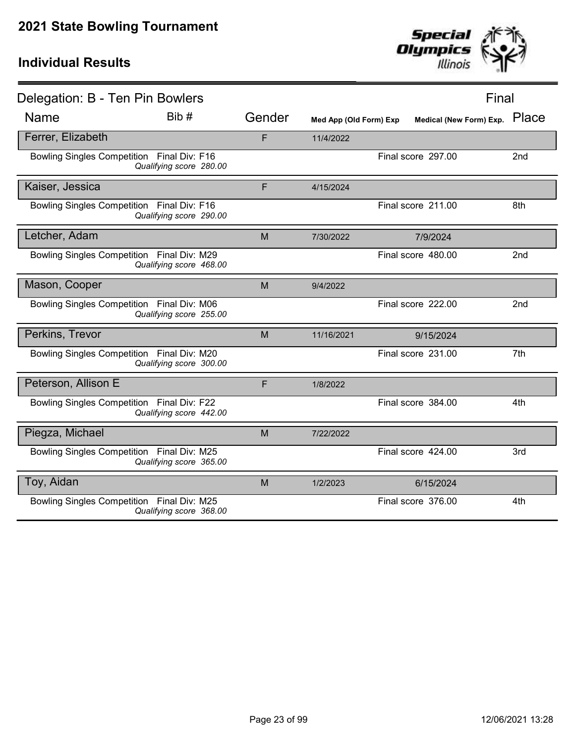# 2021 State Bowling Tournament

## Individual Results

### Delegation: B - Ten Pin Bowlers

Final

| Name | Bib # | Gender | Med App (Old Form) Exp | Medical (New Form) Exp. | Place |
|---|---|---|---|---|---|
| Ferrer, Elizabeth | | F | 11/4/2022 | | |
| Bowling Singles Competition Final Div: F16 *Qualifying score 280.00* | | | | Final score 297.00 | 2nd |
| Kaiser, Jessica | | F | 4/15/2024 | | |
| Bowling Singles Competition Final Div: F16 *Qualifying score 290.00* | | | | Final score 211.00 | 8th |
| Letcher, Adam | | M | 7/30/2022 | 7/9/2024 | |
| Bowling Singles Competition Final Div: M29 *Qualifying score 468.00* | | | | Final score 480.00 | 2nd |
| Mason, Cooper | | M | 9/4/2022 | | |
| Bowling Singles Competition Final Div: M06 *Qualifying score 255.00* | | | | Final score 222.00 | 2nd |
| Perkins, Trevor | | M | 11/16/2021 | 9/15/2024 | |
| Bowling Singles Competition Final Div: M20 *Qualifying score 300.00* | | | | Final score 231.00 | 7th |
| Peterson, Allison E | | F | 1/8/2022 | | |
| Bowling Singles Competition Final Div: F22 *Qualifying score 442.00* | | | | Final score 384.00 | 4th |
| Piegza, Michael | | M | 7/22/2022 | | |
| Bowling Singles Competition Final Div: M25 *Qualifying score 365.00* | | | | Final score 424.00 | 3rd |
| Toy, Aidan | | M | 1/2/2023 | 6/15/2024 | |
| Bowling Singles Competition Final Div: M25 *Qualifying score 368.00* | | | | Final score 376.00 | 4th |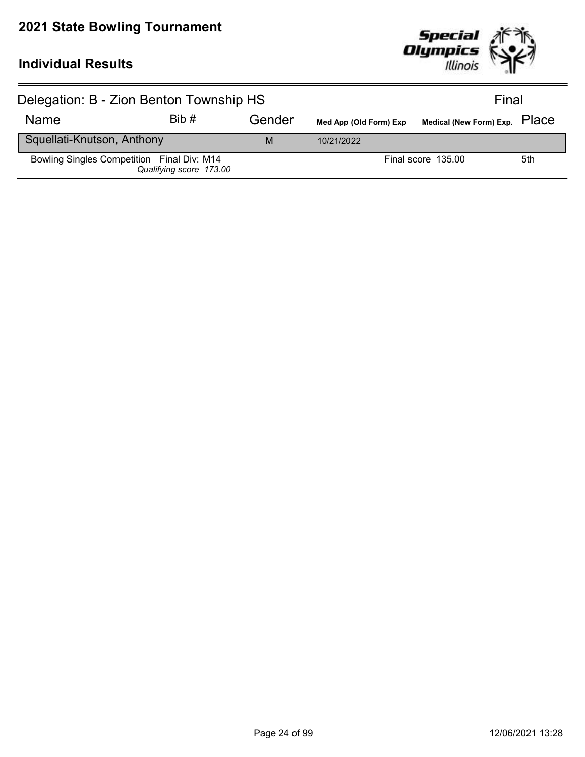# 2021 State Bowling Tournament

## Individual Results

Delegation: B - Zion Benton Township HS — Final

| Name | Bib # | Gender | Med App (Old Form) Exp | Medical (New Form) Exp. | Place |
|---|---|---|---|---|---|
| Squellati-Knutson, Anthony | | M | 10/21/2022 | | |
| Bowling Singles Competition Final Div: M14 *Qualifying score 173.00* | | | | Final score 135.00 | 5th |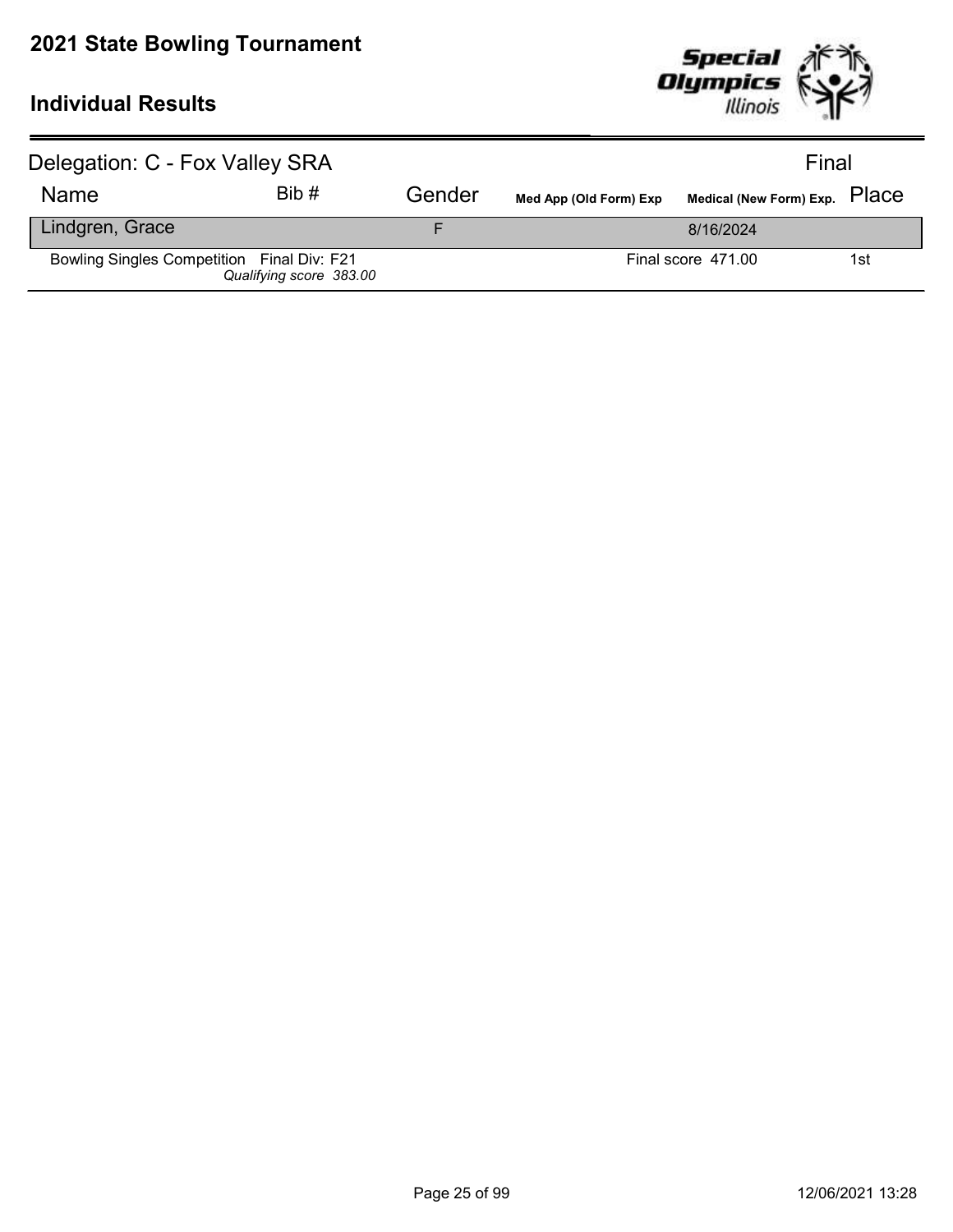# 2021 State Bowling Tournament

## Individual Results

Delegation: C - Fox Valley SRA

Final

| Name | Bib # | Gender | Med App (Old Form) Exp | Medical (New Form) Exp. | Place |
|---|---|---|---|---|---|
| Lindgren, Grace | | F | | 8/16/2024 | |
| Bowling Singles Competition Final Div: F21 *Qualifying score 383.00* | | | | Final score 471.00 | 1st |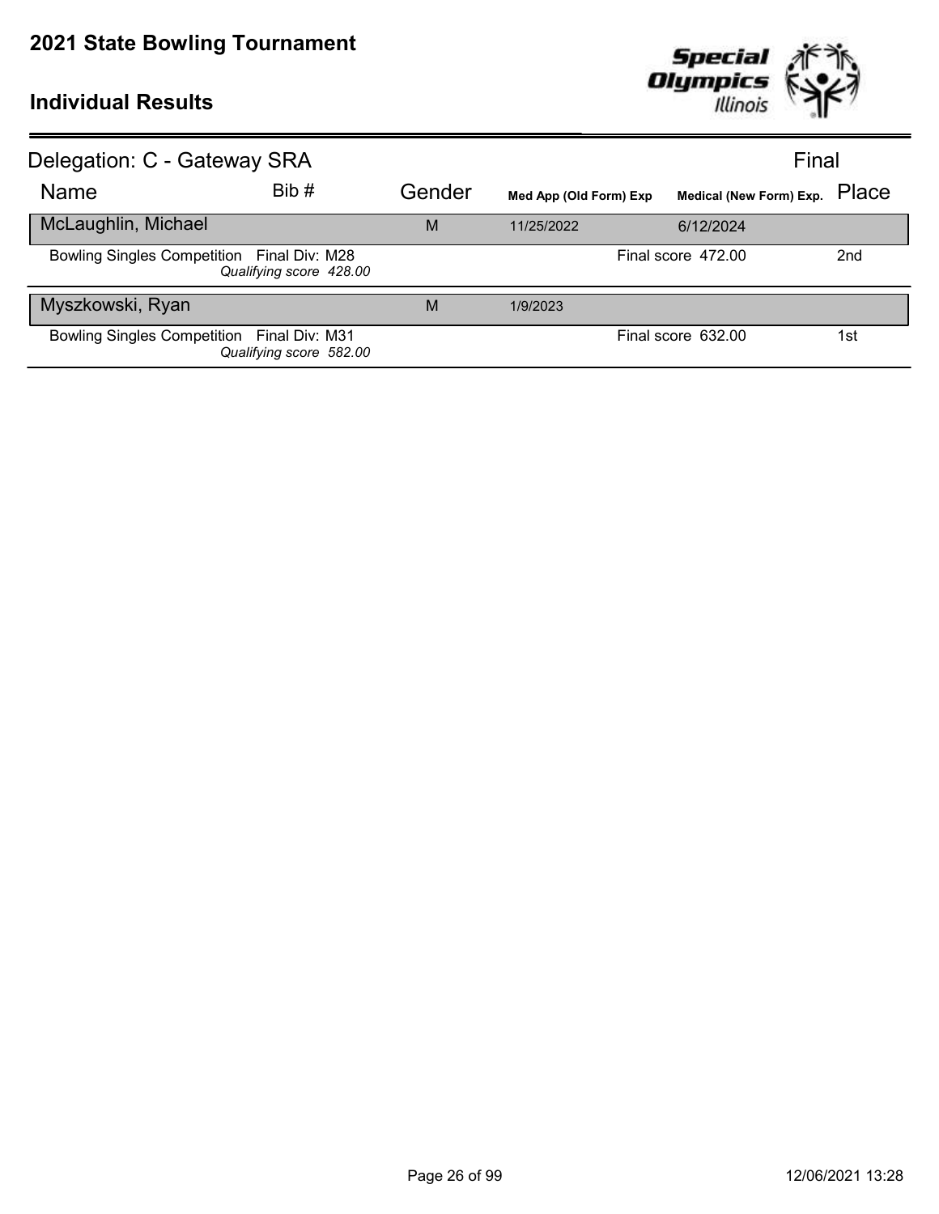# 2021 State Bowling Tournament

## Individual Results

**Delegation: C - Gateway SRA** — Final

| Name | Bib # | Gender | Med App (Old Form) Exp | Medical (New Form) Exp. | Place |
|---|---|---|---|---|---|
| **McLaughlin, Michael** | | M | 11/25/2022 | 6/12/2024 | |
| Bowling Singles Competition — Final Div: M28 — *Qualifying score 428.00* | | | | Final score 472.00 | 2nd |
| **Myszkowski, Ryan** | | M | 1/9/2023 | | |
| Bowling Singles Competition — Final Div: M31 — *Qualifying score 582.00* | | | | Final score 632.00 | 1st |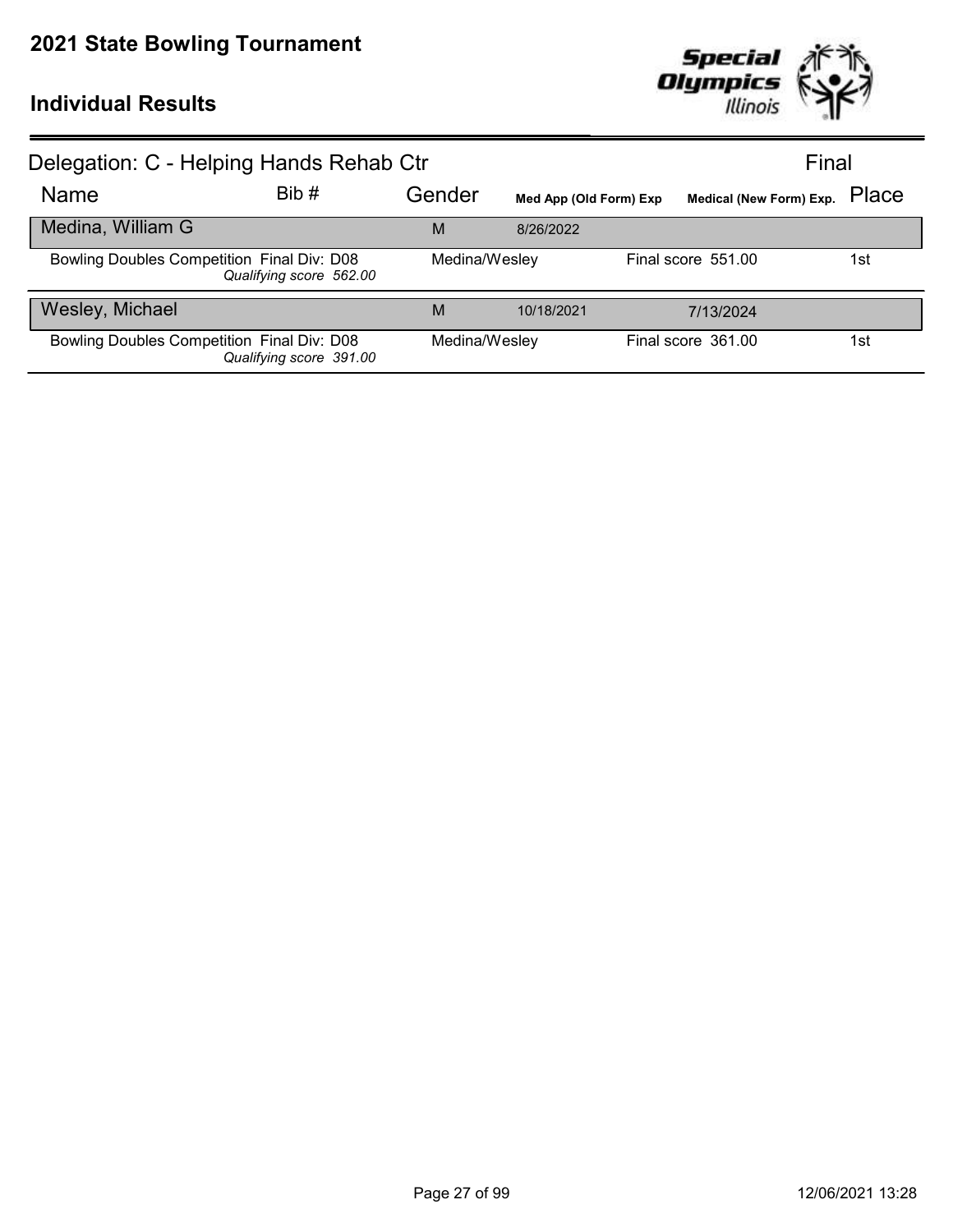# 2021 State Bowling Tournament

## Individual Results

### Delegation: C - Helping Hands Rehab Ctr

Final

| Name | Bib # | Gender | Med App (Old Form) Exp | Medical (New Form) Exp. | Place |
|---|---|---|---|---|---|
| Medina, William G | | M | 8/26/2022 | | |
| Bowling Doubles Competition Final Div: D08 *Qualifying score 562.00* | | Medina/Wesley | | Final score 551.00 | 1st |
| Wesley, Michael | | M | 10/18/2021 | 7/13/2024 | |
| Bowling Doubles Competition Final Div: D08 *Qualifying score 391.00* | | Medina/Wesley | | Final score 361.00 | 1st |

12/06/2021 13:28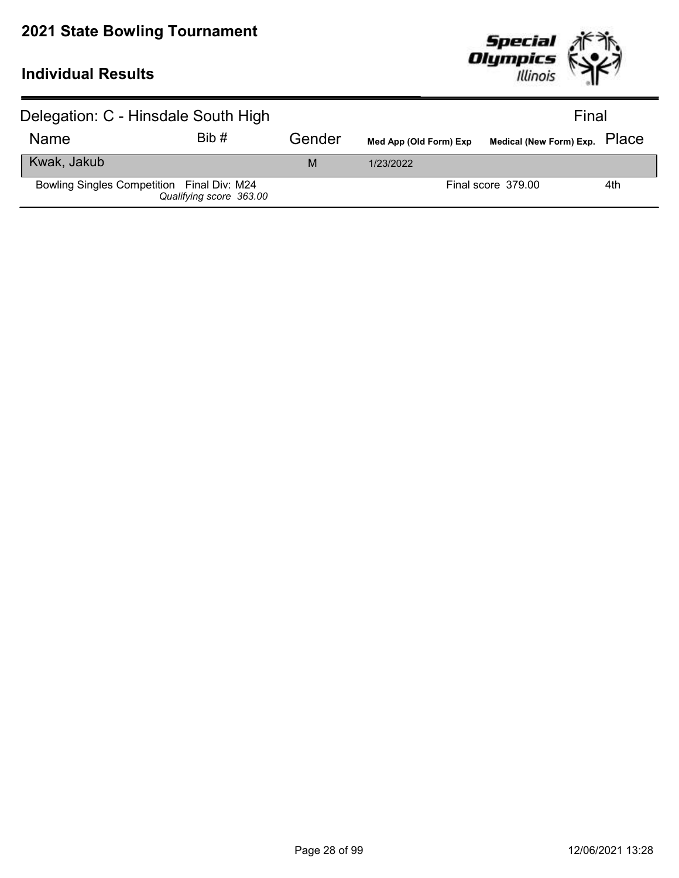# 2021 State Bowling Tournament

## Individual Results

### Delegation: C - Hinsdale South High

Final

| Name | Bib # | Gender | Med App (Old Form) Exp | Medical (New Form) Exp. | Place |
|---|---|---|---|---|---|
| Kwak, Jakub | | M | 1/23/2022 | | |
| Bowling Singles Competition Final Div: M24 *Qualifying score 363.00* | | | | Final score 379.00 | 4th |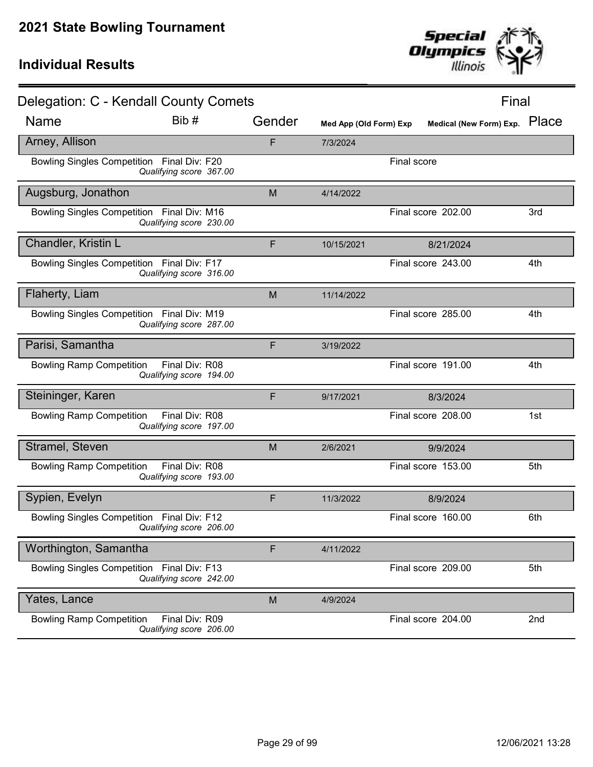# 2021 State Bowling Tournament

## Individual Results

### Delegation: C - Kendall County Comets

Final

| Name | Bib # | Gender | Med App (Old Form) Exp | Medical (New Form) Exp. | Place |
|---|---|---|---|---|---|
| Arney, Allison | | F | 7/3/2024 | | |
| Bowling Singles Competition Final Div: F20 *Qualifying score 367.00* | | | | Final score | |
| Augsburg, Jonathon | | M | 4/14/2022 | | |
| Bowling Singles Competition Final Div: M16 *Qualifying score 230.00* | | | | Final score 202.00 | 3rd |
| Chandler, Kristin L | | F | 10/15/2021 | 8/21/2024 | |
| Bowling Singles Competition Final Div: F17 *Qualifying score 316.00* | | | | Final score 243.00 | 4th |
| Flaherty, Liam | | M | 11/14/2022 | | |
| Bowling Singles Competition Final Div: M19 *Qualifying score 287.00* | | | | Final score 285.00 | 4th |
| Parisi, Samantha | | F | 3/19/2022 | | |
| Bowling Ramp Competition Final Div: R08 *Qualifying score 194.00* | | | | Final score 191.00 | 4th |
| Steininger, Karen | | F | 9/17/2021 | 8/3/2024 | |
| Bowling Ramp Competition Final Div: R08 *Qualifying score 197.00* | | | | Final score 208.00 | 1st |
| Stramel, Steven | | M | 2/6/2021 | 9/9/2024 | |
| Bowling Ramp Competition Final Div: R08 *Qualifying score 193.00* | | | | Final score 153.00 | 5th |
| Sypien, Evelyn | | F | 11/3/2022 | 8/9/2024 | |
| Bowling Singles Competition Final Div: F12 *Qualifying score 206.00* | | | | Final score 160.00 | 6th |
| Worthington, Samantha | | F | 4/11/2022 | | |
| Bowling Singles Competition Final Div: F13 *Qualifying score 242.00* | | | | Final score 209.00 | 5th |
| Yates, Lance | | M | 4/9/2024 | | |
| Bowling Ramp Competition Final Div: R09 *Qualifying score 206.00* | | | | Final score 204.00 | 2nd |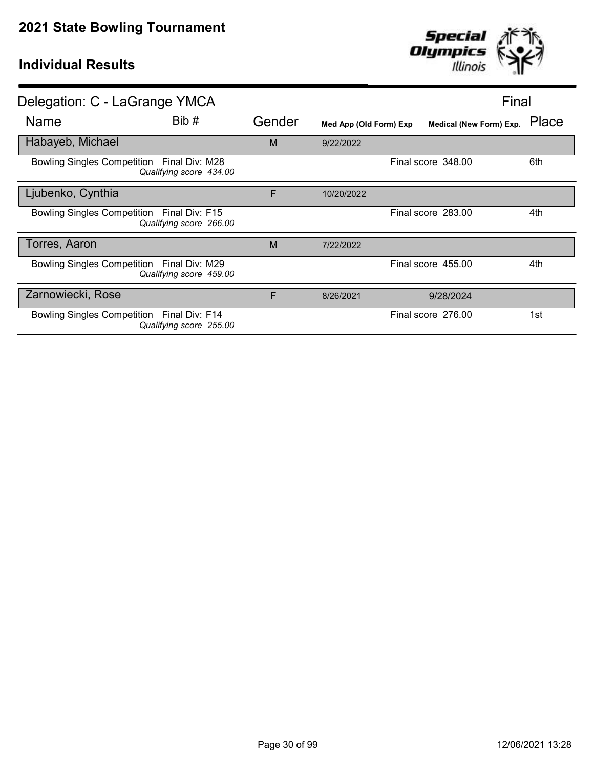# 2021 State Bowling Tournament

## Individual Results

### Delegation: C - LaGrange YMCA

Final

| Name | Bib # | Gender | Med App (Old Form) Exp | Medical (New Form) Exp. | Place |
|---|---|---|---|---|---|
| Habayeb, Michael | | M | 9/22/2022 | | |
| Bowling Singles Competition Final Div: M28 *Qualifying score 434.00* | | | | Final score 348.00 | 6th |
| Ljubenko, Cynthia | | F | 10/20/2022 | | |
| Bowling Singles Competition Final Div: F15 *Qualifying score 266.00* | | | | Final score 283.00 | 4th |
| Torres, Aaron | | M | 7/22/2022 | | |
| Bowling Singles Competition Final Div: M29 *Qualifying score 459.00* | | | | Final score 455.00 | 4th |
| Zarnowiecki, Rose | | F | 8/26/2021 | 9/28/2024 | |
| Bowling Singles Competition Final Div: F14 *Qualifying score 255.00* | | | | Final score 276.00 | 1st |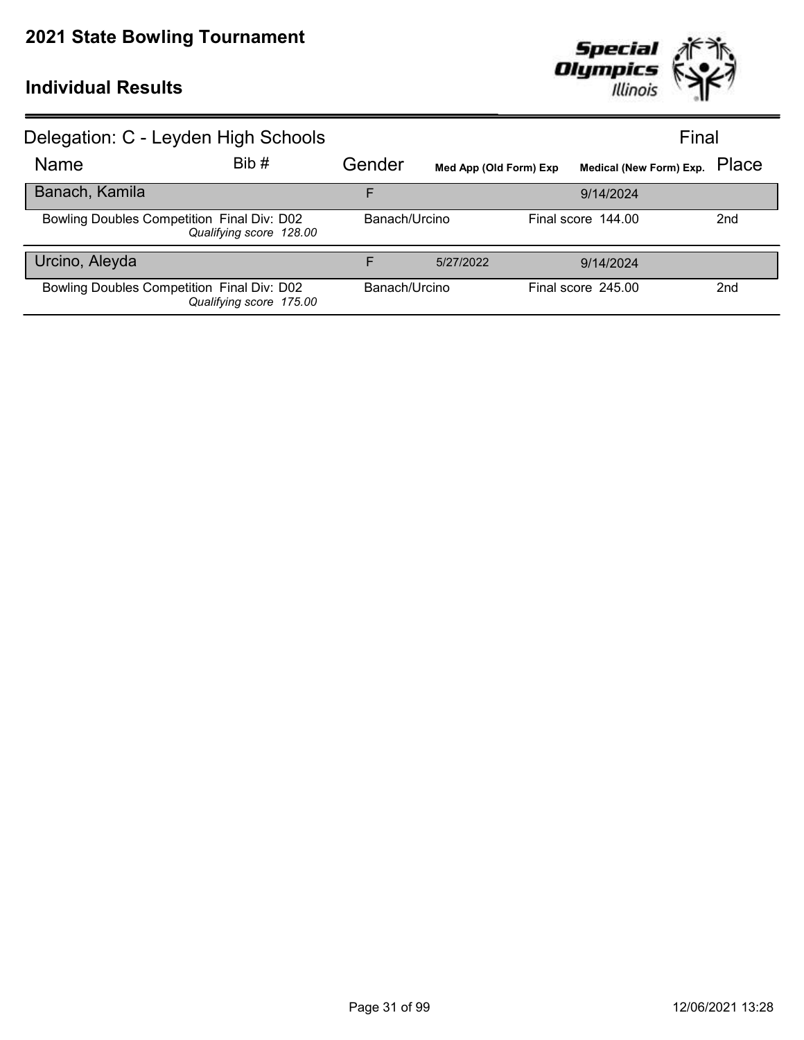# 2021 State Bowling Tournament

## Individual Results

### Delegation: C - Leyden High Schools

Final

| Name | Bib # | Gender | Med App (Old Form) Exp | Medical (New Form) Exp. | Place |
|---|---|---|---|---|---|
| **Banach, Kamila** | | F | | 9/14/2024 | |
| Bowling Doubles Competition Final Div: D02 *Qualifying score 128.00* | | Banach/Urcino | | Final score 144.00 | 2nd |
| **Urcino, Aleyda** | | F | 5/27/2022 | 9/14/2024 | |
| Bowling Doubles Competition Final Div: D02 *Qualifying score 175.00* | | Banach/Urcino | | Final score 245.00 | 2nd |

12/06/2021 13:28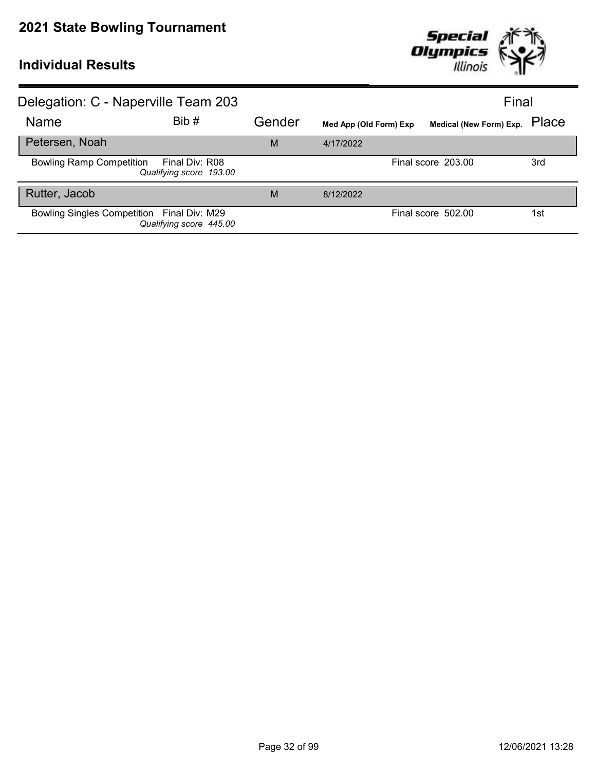# 2021 State Bowling Tournament

## Individual Results

### Delegation: C - Naperville Team 203

Final

| Name | Bib # | Gender | Med App (Old Form) Exp | Medical (New Form) Exp. | Place |
|---|---|---|---|---|---|
| **Petersen, Noah** | | M | 4/17/2022 | | |
| Bowling Ramp Competition | Final Div: R08<br>*Qualifying score 193.00* | | | Final score 203.00 | 3rd |
| **Rutter, Jacob** | | M | 8/12/2022 | | |
| Bowling Singles Competition | Final Div: M29<br>*Qualifying score 445.00* | | | Final score 502.00 | 1st |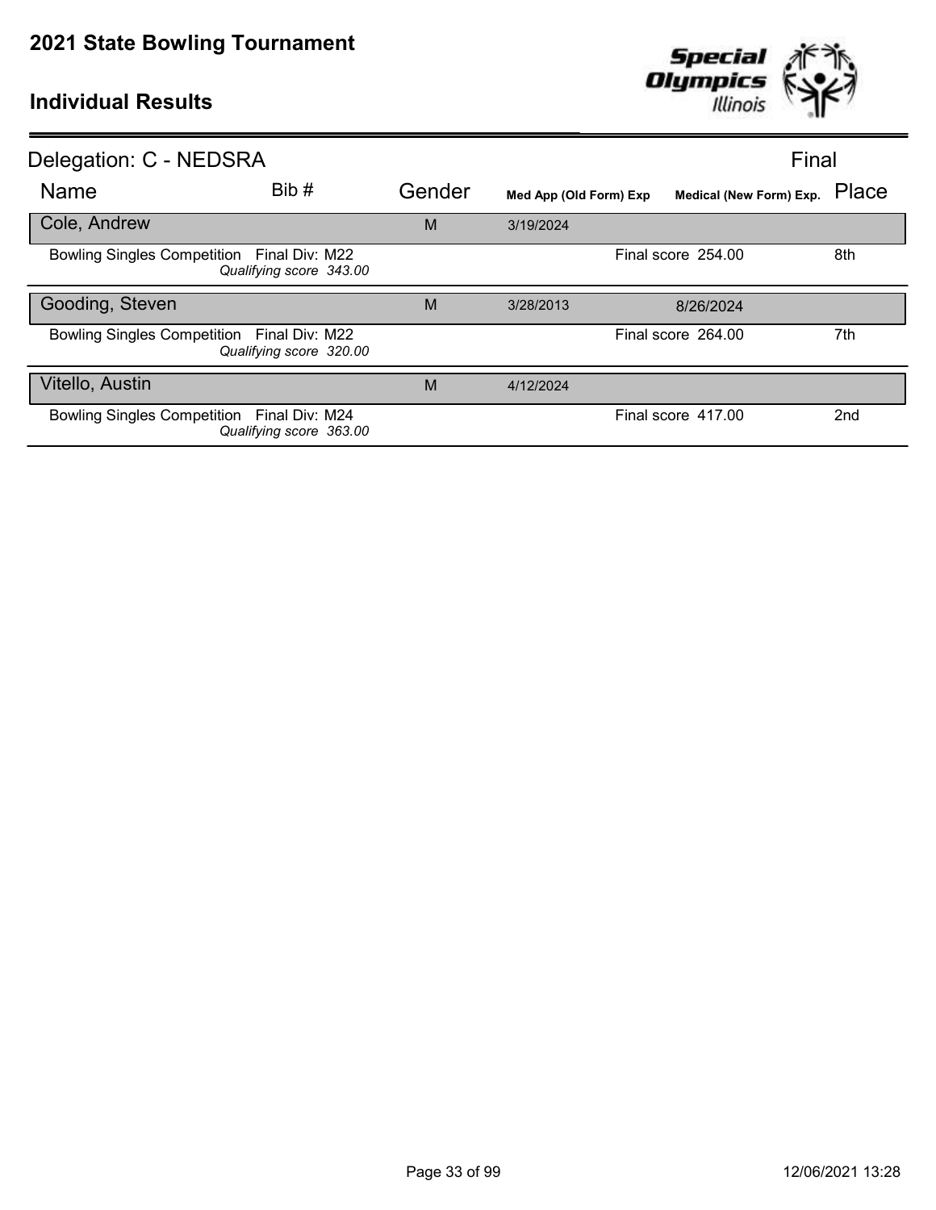# 2021 State Bowling Tournament

## Individual Results

Delegation: C - NEDSRA

Final

| Name | Bib # | Gender | Med App (Old Form) Exp | Medical (New Form) Exp. | Place |
|---|---|---|---|---|---|
| **Cole, Andrew** | | M | 3/19/2024 | | |
| Bowling Singles Competition Final Div: M22 *Qualifying score 343.00* | | | | Final score 254.00 | 8th |
| **Gooding, Steven** | | M | 3/28/2013 | 8/26/2024 | |
| Bowling Singles Competition Final Div: M22 *Qualifying score 320.00* | | | | Final score 264.00 | 7th |
| **Vitello, Austin** | | M | 4/12/2024 | | |
| Bowling Singles Competition Final Div: M24 *Qualifying score 363.00* | | | | Final score 417.00 | 2nd |

12/06/2021 13:28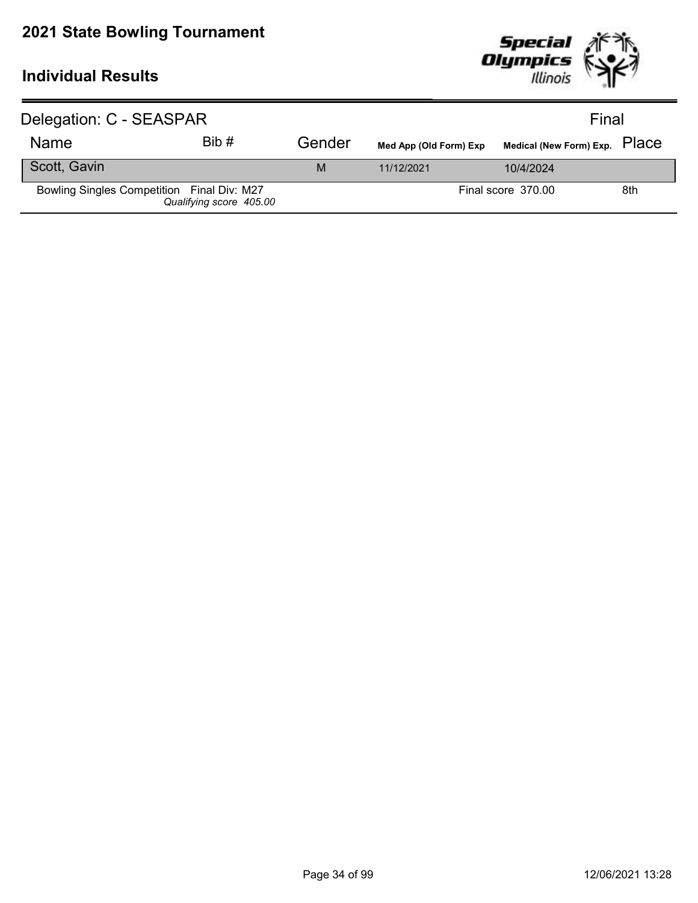# 2021 State Bowling Tournament

## Individual Results

Delegation: C - SEASPAR

Final

| Name | Bib # | Gender | Med App (Old Form) Exp | Medical (New Form) Exp. | Place |
|---|---|---|---|---|---|
| Scott, Gavin | | M | 11/12/2021 | 10/4/2024 | |
| Bowling Singles Competition Final Div: M27 *Qualifying score 405.00* | | | | Final score 370.00 | 8th |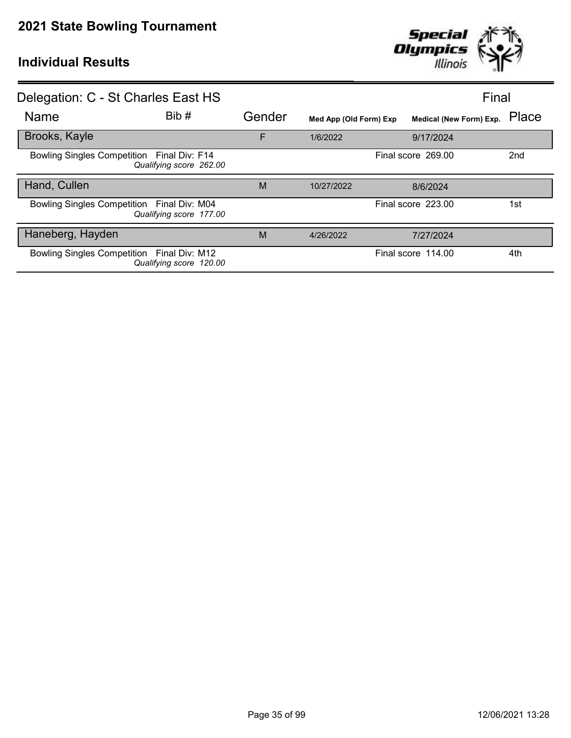# 2021 State Bowling Tournament

## Individual Results

Delegation: C - St Charles East HS — Final

| Name | Bib # | Gender | Med App (Old Form) Exp | Medical (New Form) Exp. | Place |
|---|---|---|---|---|---|
| Brooks, Kayle | | F | 1/6/2022 | 9/17/2024 | |
| Bowling Singles Competition Final Div: F14 *Qualifying score 262.00* | | | | Final score 269.00 | 2nd |
| Hand, Cullen | | M | 10/27/2022 | 8/6/2024 | |
| Bowling Singles Competition Final Div: M04 *Qualifying score 177.00* | | | | Final score 223.00 | 1st |
| Haneberg, Hayden | | M | 4/26/2022 | 7/27/2024 | |
| Bowling Singles Competition Final Div: M12 *Qualifying score 120.00* | | | | Final score 114.00 | 4th |

12/06/2021 13:28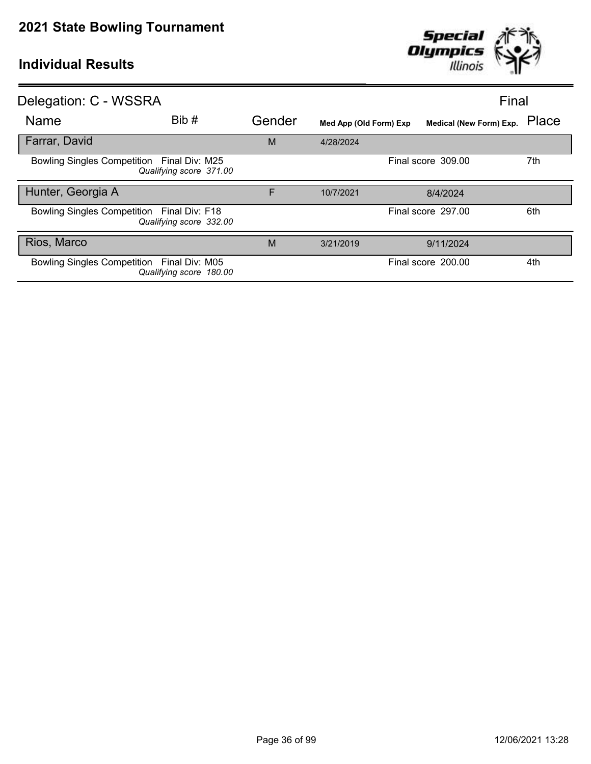# 2021 State Bowling Tournament

## Individual Results

Delegation: C - WSSRA

Final

| Name | Bib # | Gender | Med App (Old Form) Exp | Medical (New Form) Exp. | Place |
|---|---|---|---|---|---|
| Farrar, David | | M | 4/28/2024 | | |
| Bowling Singles Competition Final Div: M25 *Qualifying score 371.00* | | | | Final score 309.00 | 7th |
| Hunter, Georgia A | | F | 10/7/2021 | 8/4/2024 | |
| Bowling Singles Competition Final Div: F18 *Qualifying score 332.00* | | | | Final score 297.00 | 6th |
| Rios, Marco | | M | 3/21/2019 | 9/11/2024 | |
| Bowling Singles Competition Final Div: M05 *Qualifying score 180.00* | | | | Final score 200.00 | 4th |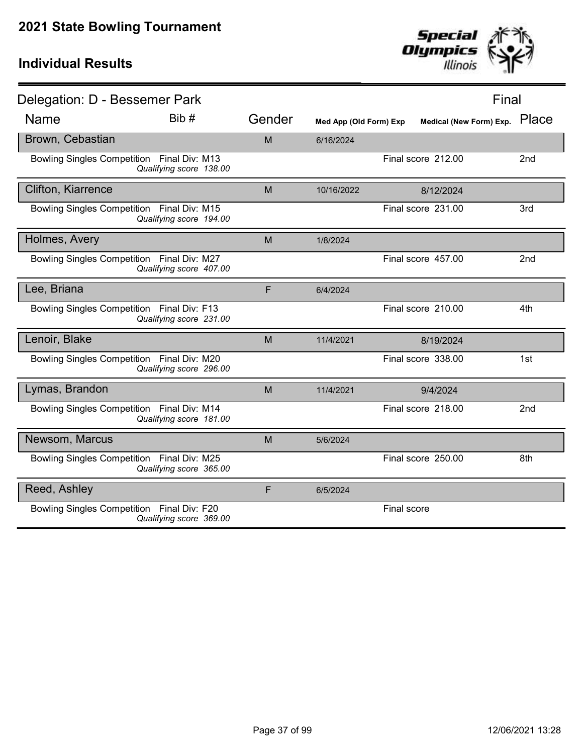# 2021 State Bowling Tournament

## Individual Results

### Delegation: D - Bessemer Park

Final

| Name | Bib # | Gender | Med App (Old Form) Exp | Medical (New Form) Exp. | Place |
|---|---|---|---|---|---|
| **Brown, Cebastian** | | M | 6/16/2024 | | |
| Bowling Singles Competition Final Div: M13 *Qualifying score 138.00* | | | | Final score 212.00 | 2nd |
| **Clifton, Kiarrence** | | M | 10/16/2022 | 8/12/2024 | |
| Bowling Singles Competition Final Div: M15 *Qualifying score 194.00* | | | | Final score 231.00 | 3rd |
| **Holmes, Avery** | | M | 1/8/2024 | | |
| Bowling Singles Competition Final Div: M27 *Qualifying score 407.00* | | | | Final score 457.00 | 2nd |
| **Lee, Briana** | | F | 6/4/2024 | | |
| Bowling Singles Competition Final Div: F13 *Qualifying score 231.00* | | | | Final score 210.00 | 4th |
| **Lenoir, Blake** | | M | 11/4/2021 | 8/19/2024 | |
| Bowling Singles Competition Final Div: M20 *Qualifying score 296.00* | | | | Final score 338.00 | 1st |
| **Lymas, Brandon** | | M | 11/4/2021 | 9/4/2024 | |
| Bowling Singles Competition Final Div: M14 *Qualifying score 181.00* | | | | Final score 218.00 | 2nd |
| **Newsom, Marcus** | | M | 5/6/2024 | | |
| Bowling Singles Competition Final Div: M25 *Qualifying score 365.00* | | | | Final score 250.00 | 8th |
| **Reed, Ashley** | | F | 6/5/2024 | | |
| Bowling Singles Competition Final Div: F20 *Qualifying score 369.00* | | | | Final score | |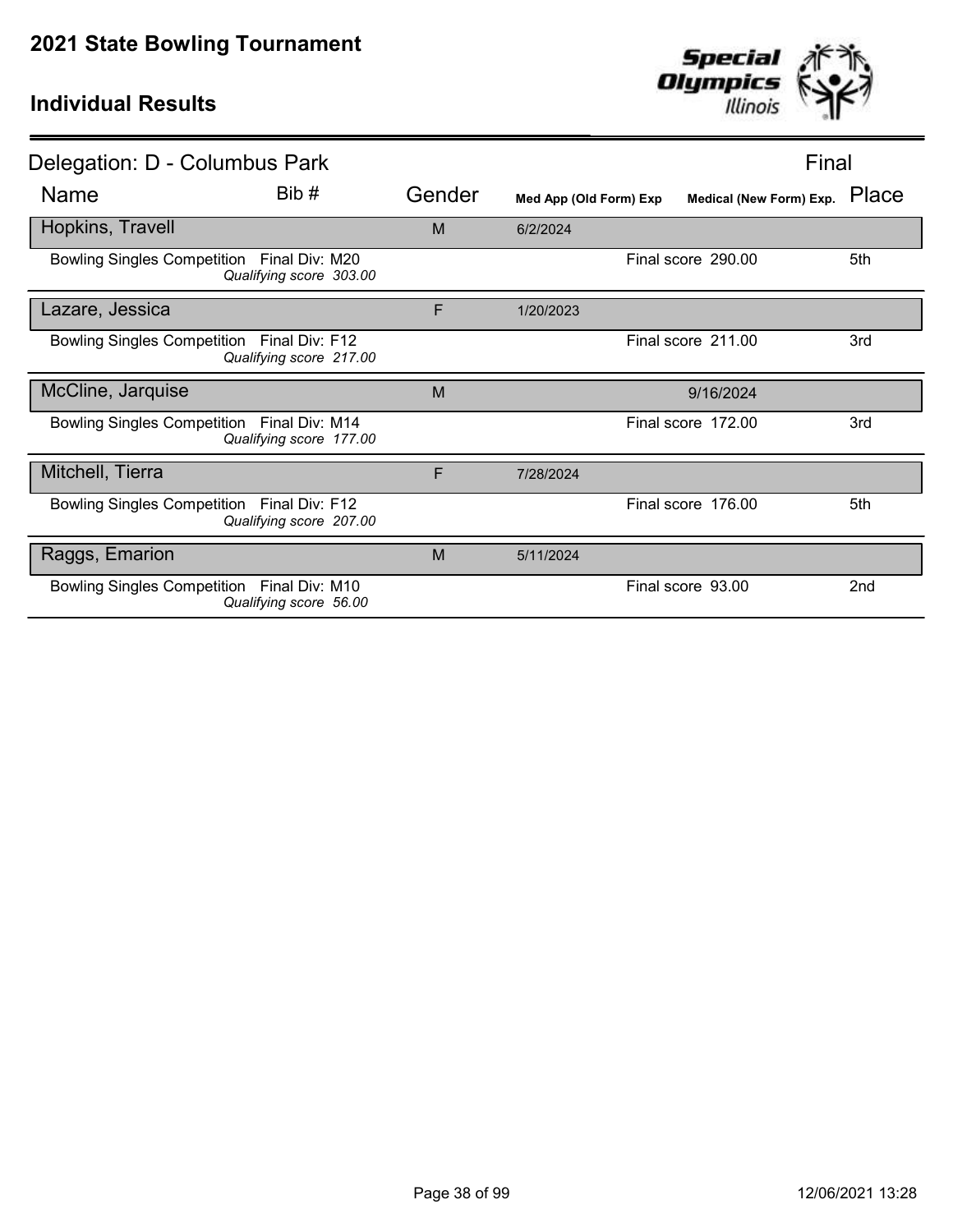# 2021 State Bowling Tournament

## Individual Results

### Delegation: D - Columbus Park

Final

| Name | Bib # | Gender | Med App (Old Form) Exp | Medical (New Form) Exp. | Place |
|---|---|---|---|---|---|
| **Hopkins, Travell** | | M | 6/2/2024 | | |
| Bowling Singles Competition Final Div: M20 *Qualifying score 303.00* | | | | Final score 290.00 | 5th |
| **Lazare, Jessica** | | F | 1/20/2023 | | |
| Bowling Singles Competition Final Div: F12 *Qualifying score 217.00* | | | | Final score 211.00 | 3rd |
| **McCline, Jarquise** | | M | | 9/16/2024 | |
| Bowling Singles Competition Final Div: M14 *Qualifying score 177.00* | | | | Final score 172.00 | 3rd |
| **Mitchell, Tierra** | | F | 7/28/2024 | | |
| Bowling Singles Competition Final Div: F12 *Qualifying score 207.00* | | | | Final score 176.00 | 5th |
| **Raggs, Emarion** | | M | 5/11/2024 | | |
| Bowling Singles Competition Final Div: M10 *Qualifying score 56.00* | | | | Final score 93.00 | 2nd |

12/06/2021 13:28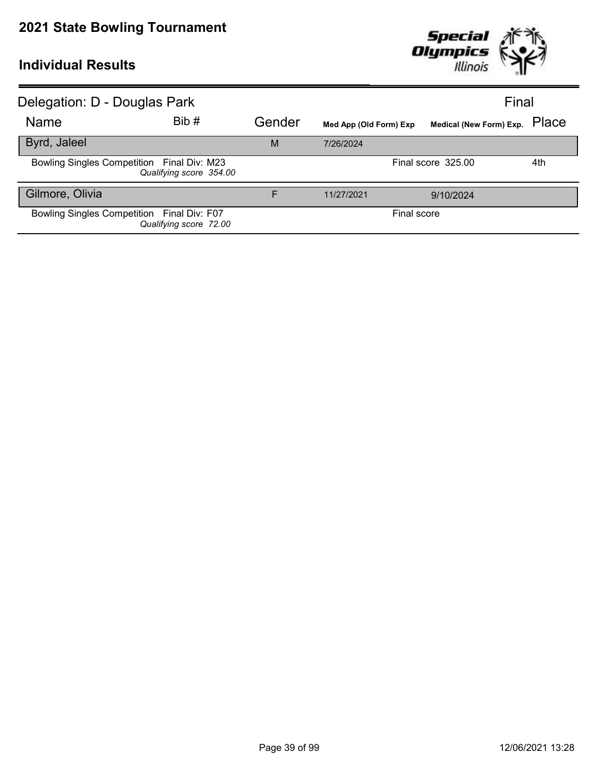# 2021 State Bowling Tournament

## Individual Results

**Delegation: D - Douglas Park** — Final

| Name | Bib # | Gender | Med App (Old Form) Exp | Medical (New Form) Exp. | Place |
|---|---|---|---|---|---|
| **Byrd, Jaleel** | | M | 7/26/2024 | | |
| Bowling Singles Competition — Final Div: M23 — *Qualifying score 354.00* | | | | Final score 325.00 | 4th |
| **Gilmore, Olivia** | | F | 11/27/2021 | 9/10/2024 | |
| Bowling Singles Competition — Final Div: F07 — *Qualifying score 72.00* | | | | Final score | |

12/06/2021 13:28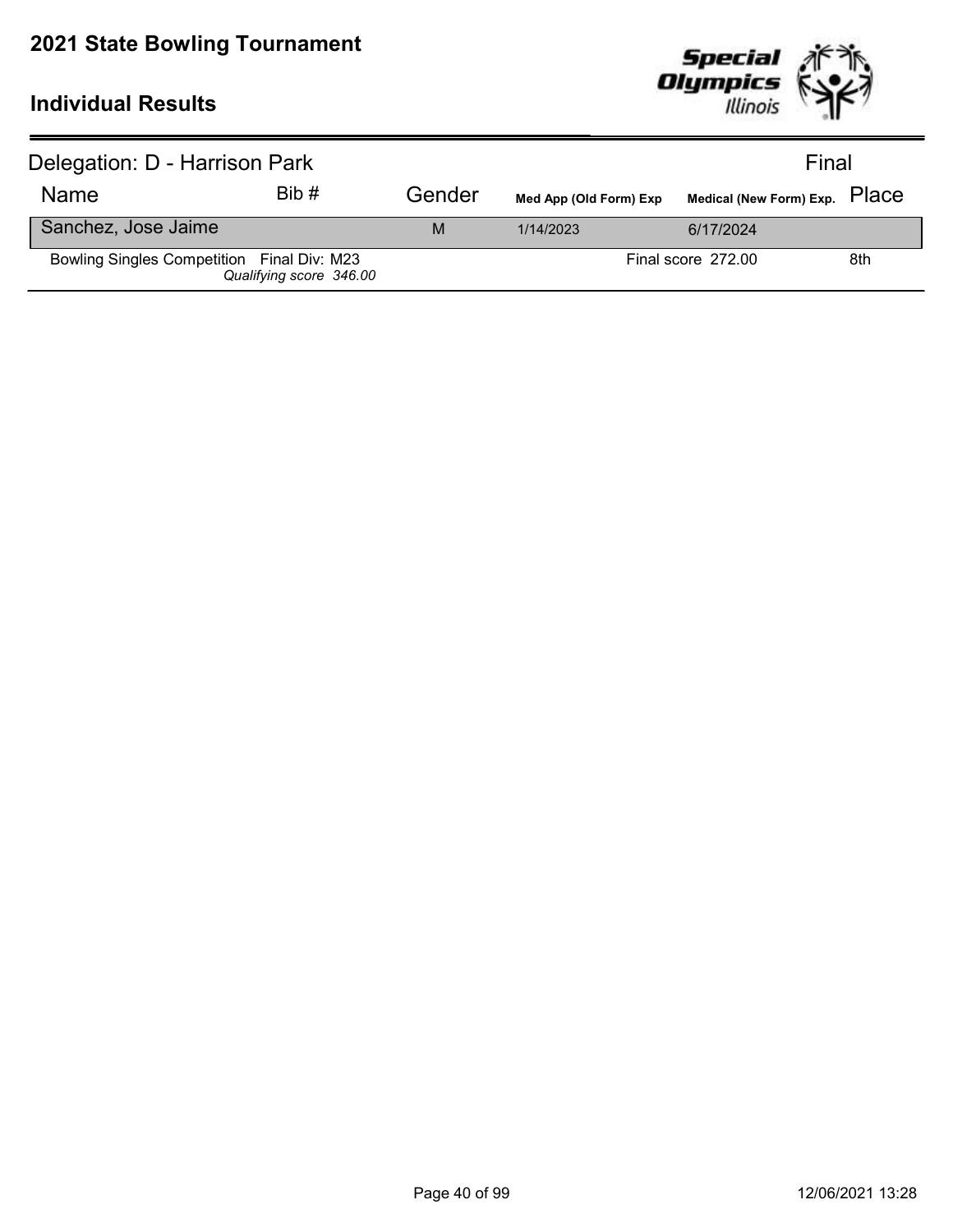# 2021 State Bowling Tournament

## Individual Results

Delegation: D - Harrison Park

Final

| Name | Bib # | Gender | Med App (Old Form) Exp | Medical (New Form) Exp. | Place |
|---|---|---|---|---|---|
| Sanchez, Jose Jaime | | M | 1/14/2023 | 6/17/2024 | |
| Bowling Singles Competition Final Div: M23 *Qualifying score 346.00* | | | | Final score 272.00 | 8th |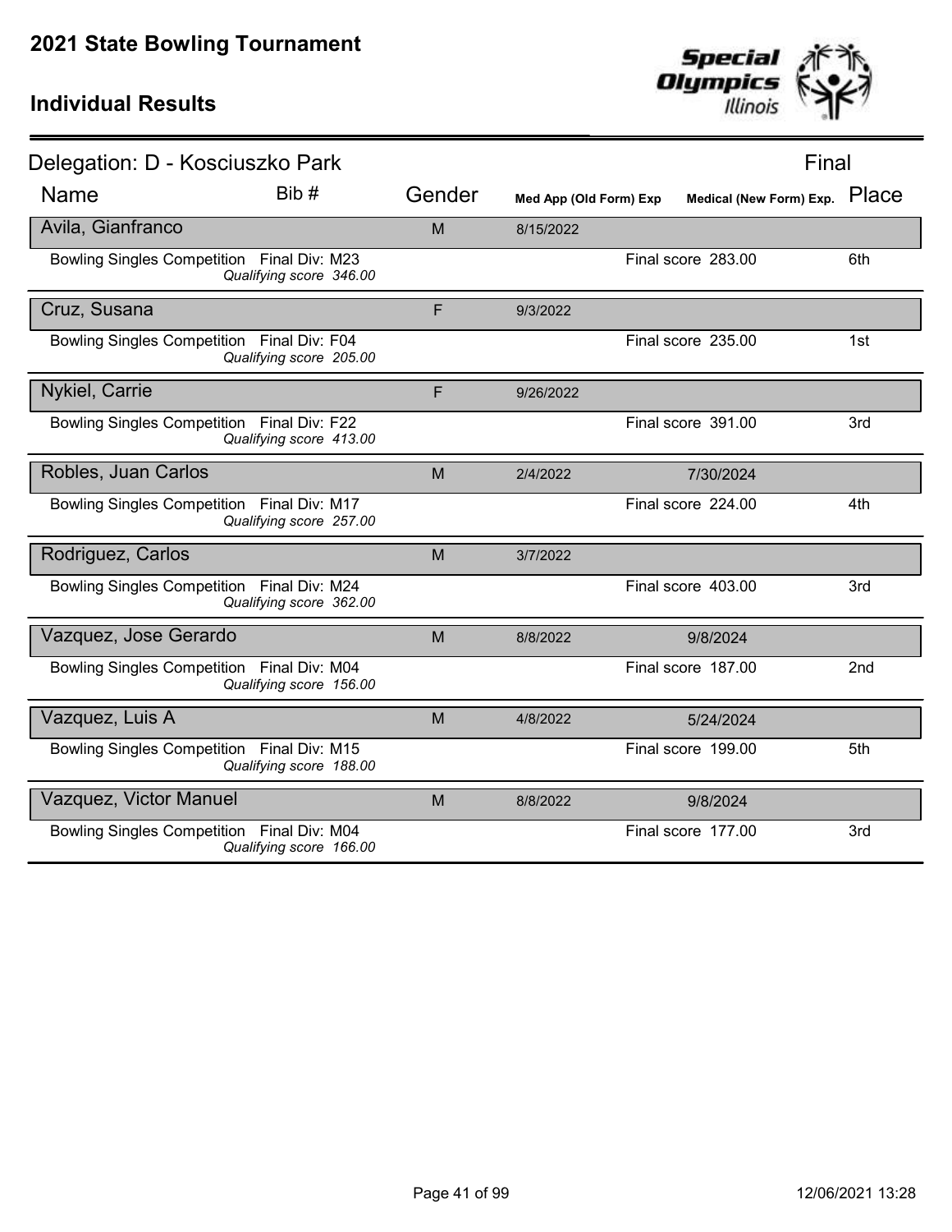# 2021 State Bowling Tournament

## Individual Results

**Delegation: D - Kosciuszko Park** — Final

| Name | Bib # | Gender | Med App (Old Form) Exp | Medical (New Form) Exp. | Place |
|---|---|---|---|---|---|
| **Avila, Gianfranco** | | M | 8/15/2022 | | |
| Bowling Singles Competition Final Div: M23 *Qualifying score 346.00* | | | | Final score 283.00 | 6th |
| **Cruz, Susana** | | F | 9/3/2022 | | |
| Bowling Singles Competition Final Div: F04 *Qualifying score 205.00* | | | | Final score 235.00 | 1st |
| **Nykiel, Carrie** | | F | 9/26/2022 | | |
| Bowling Singles Competition Final Div: F22 *Qualifying score 413.00* | | | | Final score 391.00 | 3rd |
| **Robles, Juan Carlos** | | M | 2/4/2022 | 7/30/2024 | |
| Bowling Singles Competition Final Div: M17 *Qualifying score 257.00* | | | | Final score 224.00 | 4th |
| **Rodriguez, Carlos** | | M | 3/7/2022 | | |
| Bowling Singles Competition Final Div: M24 *Qualifying score 362.00* | | | | Final score 403.00 | 3rd |
| **Vazquez, Jose Gerardo** | | M | 8/8/2022 | 9/8/2024 | |
| Bowling Singles Competition Final Div: M04 *Qualifying score 156.00* | | | | Final score 187.00 | 2nd |
| **Vazquez, Luis A** | | M | 4/8/2022 | 5/24/2024 | |
| Bowling Singles Competition Final Div: M15 *Qualifying score 188.00* | | | | Final score 199.00 | 5th |
| **Vazquez, Victor Manuel** | | M | 8/8/2022 | 9/8/2024 | |
| Bowling Singles Competition Final Div: M04 *Qualifying score 166.00* | | | | Final score 177.00 | 3rd |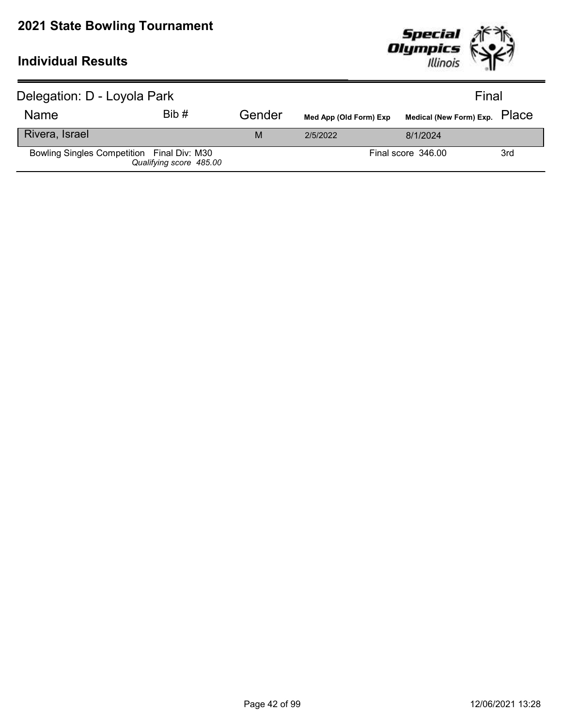# 2021 State Bowling Tournament

## Individual Results

Delegation: D - Loyola Park  Final

| Name | Bib # | Gender | Med App (Old Form) Exp | Medical (New Form) Exp. | Place |
|---|---|---|---|---|---|
| Rivera, Israel | | M | 2/5/2022 | 8/1/2024 | |
| Bowling Singles Competition Final Div: M30 *Qualifying score 485.00* | | | | Final score 346.00 | 3rd |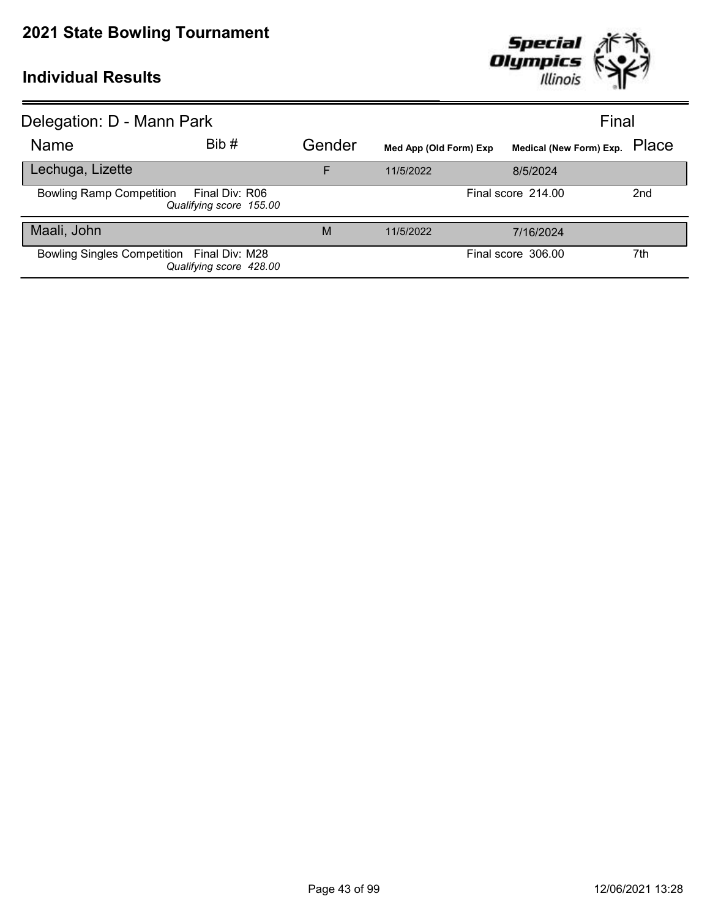# 2021 State Bowling Tournament

## Individual Results

Delegation: D - Mann Park — Final

| Name | Bib # | Gender | Med App (Old Form) Exp | Medical (New Form) Exp. | Place |
|---|---|---|---|---|---|
| **Lechuga, Lizette** | | F | 11/5/2022 | 8/5/2024 | |
| Bowling Ramp Competition | Final Div: R06 *Qualifying score 155.00* | | | Final score 214.00 | 2nd |
| **Maali, John** | | M | 11/5/2022 | 7/16/2024 | |
| Bowling Singles Competition | Final Div: M28 *Qualifying score 428.00* | | | Final score 306.00 | 7th |

12/06/2021 13:28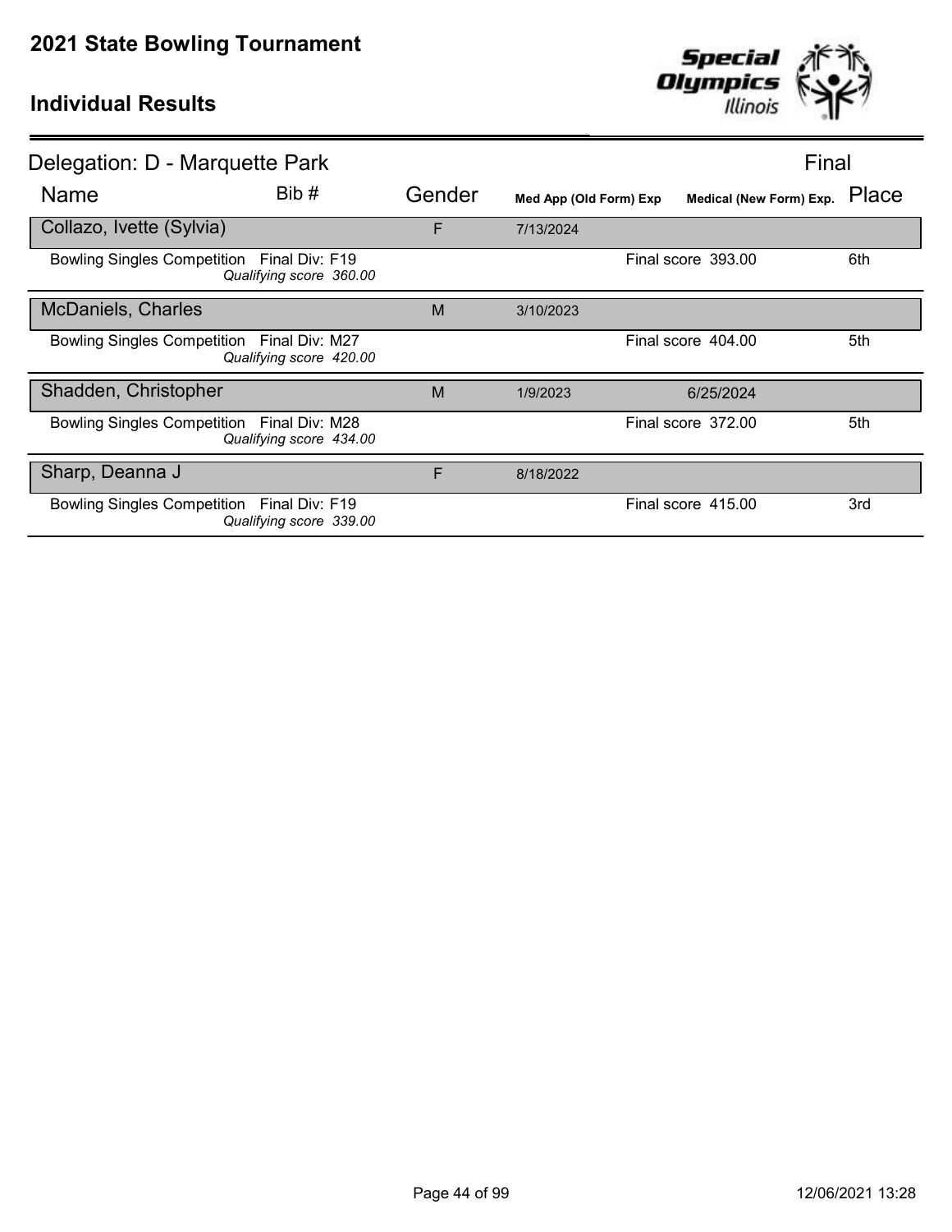# 2021 State Bowling Tournament

## Individual Results

**Delegation: D - Marquette Park** — Final

| Name | Bib # | Gender | Med App (Old Form) Exp | Medical (New Form) Exp. | Place |
|---|---|---|---|---|---|
| **Collazo, Ivette (Sylvia)** | | F | 7/13/2024 | | |
| Bowling Singles Competition  Final Div: F19  *Qualifying score 360.00* | | | | Final score 393.00 | 6th |
| **McDaniels, Charles** | | M | 3/10/2023 | | |
| Bowling Singles Competition  Final Div: M27  *Qualifying score 420.00* | | | | Final score 404.00 | 5th |
| **Shadden, Christopher** | | M | 1/9/2023 | 6/25/2024 | |
| Bowling Singles Competition  Final Div: M28  *Qualifying score 434.00* | | | | Final score 372.00 | 5th |
| **Sharp, Deanna J** | | F | 8/18/2022 | | |
| Bowling Singles Competition  Final Div: F19  *Qualifying score 339.00* | | | | Final score 415.00 | 3rd |

12/06/2021 13:28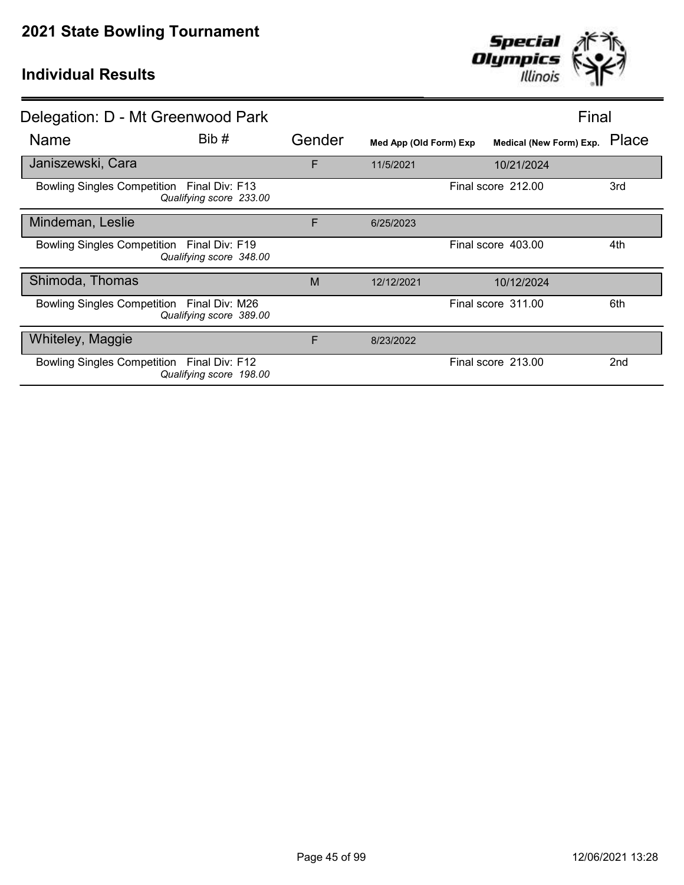# 2021 State Bowling Tournament

## Individual Results

### Delegation: D - Mt Greenwood Park

Final

| Name | Bib # | Gender | Med App (Old Form) Exp | Medical (New Form) Exp. | Place |
|---|---|---|---|---|---|
| Janiszewski, Cara | | F | 11/5/2021 | 10/21/2024 | |
| Bowling Singles Competition Final Div: F13 *Qualifying score 233.00* | | | | Final score 212.00 | 3rd |
| Mindeman, Leslie | | F | 6/25/2023 | | |
| Bowling Singles Competition Final Div: F19 *Qualifying score 348.00* | | | | Final score 403.00 | 4th |
| Shimoda, Thomas | | M | 12/12/2021 | 10/12/2024 | |
| Bowling Singles Competition Final Div: M26 *Qualifying score 389.00* | | | | Final score 311.00 | 6th |
| Whiteley, Maggie | | F | 8/23/2022 | | |
| Bowling Singles Competition Final Div: F12 *Qualifying score 198.00* | | | | Final score 213.00 | 2nd |

12/06/2021 13:28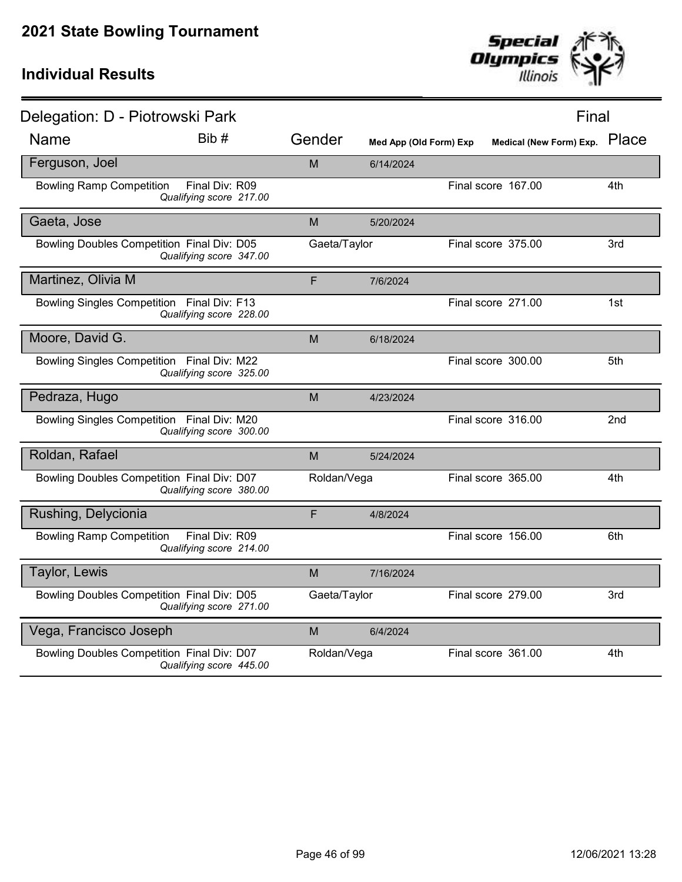# 2021 State Bowling Tournament

## Individual Results

### Delegation: D - Piotrowski Park

Final

| Name | Bib # | Gender | Med App (Old Form) Exp | Medical (New Form) Exp. | Place |
|---|---|---|---|---|---|
| **Ferguson, Joel** | | M | 6/14/2024 | | |
| Bowling Ramp Competition — Final Div: R09 — *Qualifying score 217.00* | | | | Final score 167.00 | 4th |
| **Gaeta, Jose** | | M | 5/20/2024 | | |
| Bowling Doubles Competition — Final Div: D05 — *Qualifying score 347.00* | | Gaeta/Taylor | | Final score 375.00 | 3rd |
| **Martinez, Olivia M** | | F | 7/6/2024 | | |
| Bowling Singles Competition — Final Div: F13 — *Qualifying score 228.00* | | | | Final score 271.00 | 1st |
| **Moore, David G.** | | M | 6/18/2024 | | |
| Bowling Singles Competition — Final Div: M22 — *Qualifying score 325.00* | | | | Final score 300.00 | 5th |
| **Pedraza, Hugo** | | M | 4/23/2024 | | |
| Bowling Singles Competition — Final Div: M20 — *Qualifying score 300.00* | | | | Final score 316.00 | 2nd |
| **Roldan, Rafael** | | M | 5/24/2024 | | |
| Bowling Doubles Competition — Final Div: D07 — *Qualifying score 380.00* | | Roldan/Vega | | Final score 365.00 | 4th |
| **Rushing, Delycionia** | | F | 4/8/2024 | | |
| Bowling Ramp Competition — Final Div: R09 — *Qualifying score 214.00* | | | | Final score 156.00 | 6th |
| **Taylor, Lewis** | | M | 7/16/2024 | | |
| Bowling Doubles Competition — Final Div: D05 — *Qualifying score 271.00* | | Gaeta/Taylor | | Final score 279.00 | 3rd |
| **Vega, Francisco Joseph** | | M | 6/4/2024 | | |
| Bowling Doubles Competition — Final Div: D07 — *Qualifying score 445.00* | | Roldan/Vega | | Final score 361.00 | 4th |

12/06/2021 13:28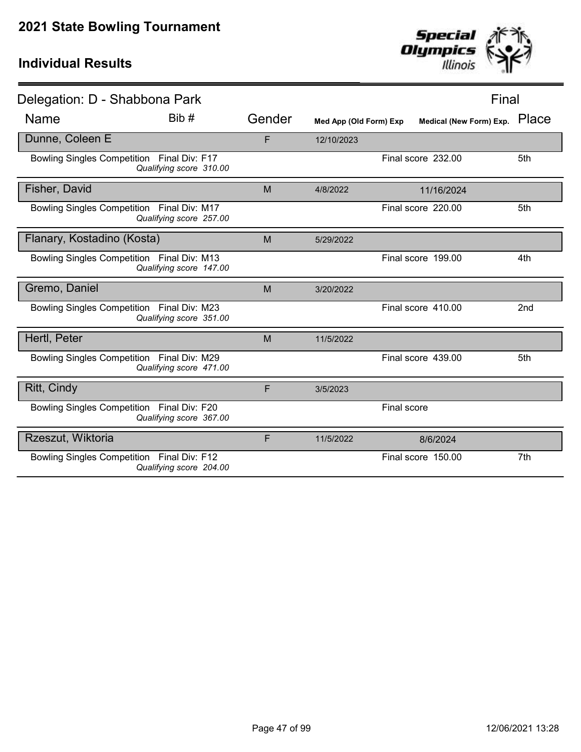# 2021 State Bowling Tournament

## Individual Results

Delegation: D - Shabbona Park — Final

| Name | Bib # | Gender | Med App (Old Form) Exp | Medical (New Form) Exp. | Place |
|---|---|---|---|---|---|
| Dunne, Coleen E | | F | 12/10/2023 | | |
| Bowling Singles Competition Final Div: F17 — *Qualifying score 310.00* | | | | Final score 232.00 | 5th |
| Fisher, David | | M | 4/8/2022 | 11/16/2024 | |
| Bowling Singles Competition Final Div: M17 — *Qualifying score 257.00* | | | | Final score 220.00 | 5th |
| Flanary, Kostadino (Kosta) | | M | 5/29/2022 | | |
| Bowling Singles Competition Final Div: M13 — *Qualifying score 147.00* | | | | Final score 199.00 | 4th |
| Gremo, Daniel | | M | 3/20/2022 | | |
| Bowling Singles Competition Final Div: M23 — *Qualifying score 351.00* | | | | Final score 410.00 | 2nd |
| Hertl, Peter | | M | 11/5/2022 | | |
| Bowling Singles Competition Final Div: M29 — *Qualifying score 471.00* | | | | Final score 439.00 | 5th |
| Ritt, Cindy | | F | 3/5/2023 | | |
| Bowling Singles Competition Final Div: F20 — *Qualifying score 367.00* | | | | Final score | |
| Rzeszut, Wiktoria | | F | 11/5/2022 | 8/6/2024 | |
| Bowling Singles Competition Final Div: F12 — *Qualifying score 204.00* | | | | Final score 150.00 | 7th |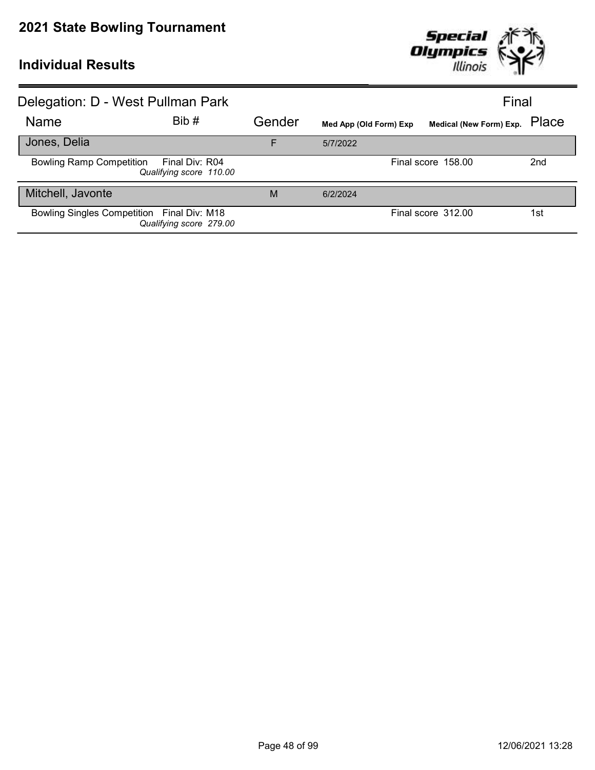# 2021 State Bowling Tournament

## Individual Results

### Delegation: D - West Pullman Park

Final

| Name | Bib # | Gender | Med App (Old Form) Exp | Medical (New Form) Exp. | Place |
|---|---|---|---|---|---|
| Jones, Delia | | F | 5/7/2022 | | |
| Bowling Ramp Competition — Final Div: R04, *Qualifying score 110.00* | | | | Final score 158.00 | 2nd |
| Mitchell, Javonte | | M | 6/2/2024 | | |
| Bowling Singles Competition — Final Div: M18, *Qualifying score 279.00* | | | | Final score 312.00 | 1st |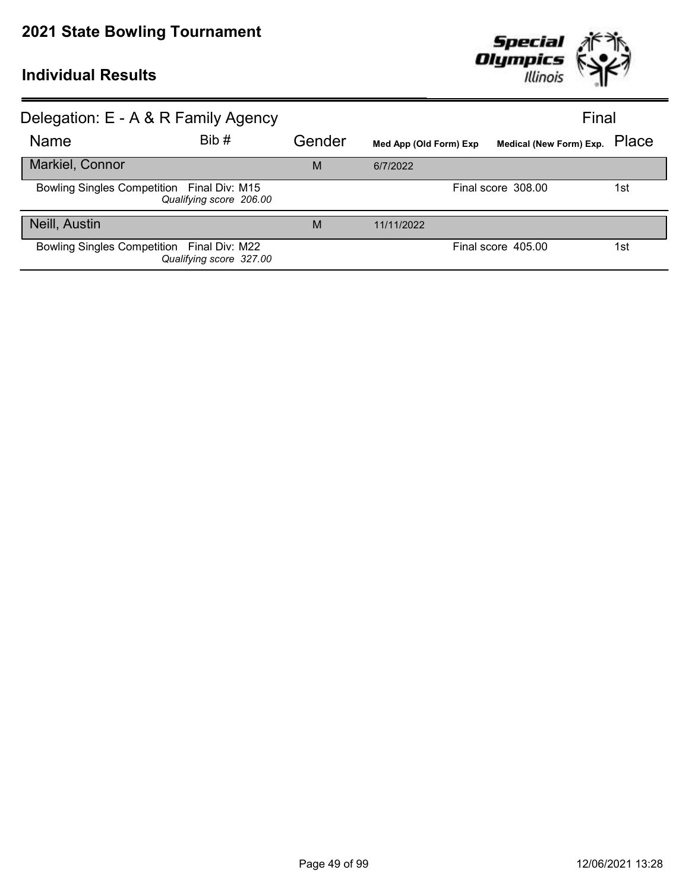# 2021 State Bowling Tournament

## Individual Results

### Delegation: E - A & R Family Agency

Final

| Name | Bib # | Gender | Med App (Old Form) Exp | Medical (New Form) Exp. | Place |
|---|---|---|---|---|---|
| **Markiel, Connor** | | M | 6/7/2022 | | |
| Bowling Singles Competition Final Div: M15 *Qualifying score 206.00* | | | | Final score 308.00 | 1st |
| **Neill, Austin** | | M | 11/11/2022 | | |
| Bowling Singles Competition Final Div: M22 *Qualifying score 327.00* | | | | Final score 405.00 | 1st |

12/06/2021 13:28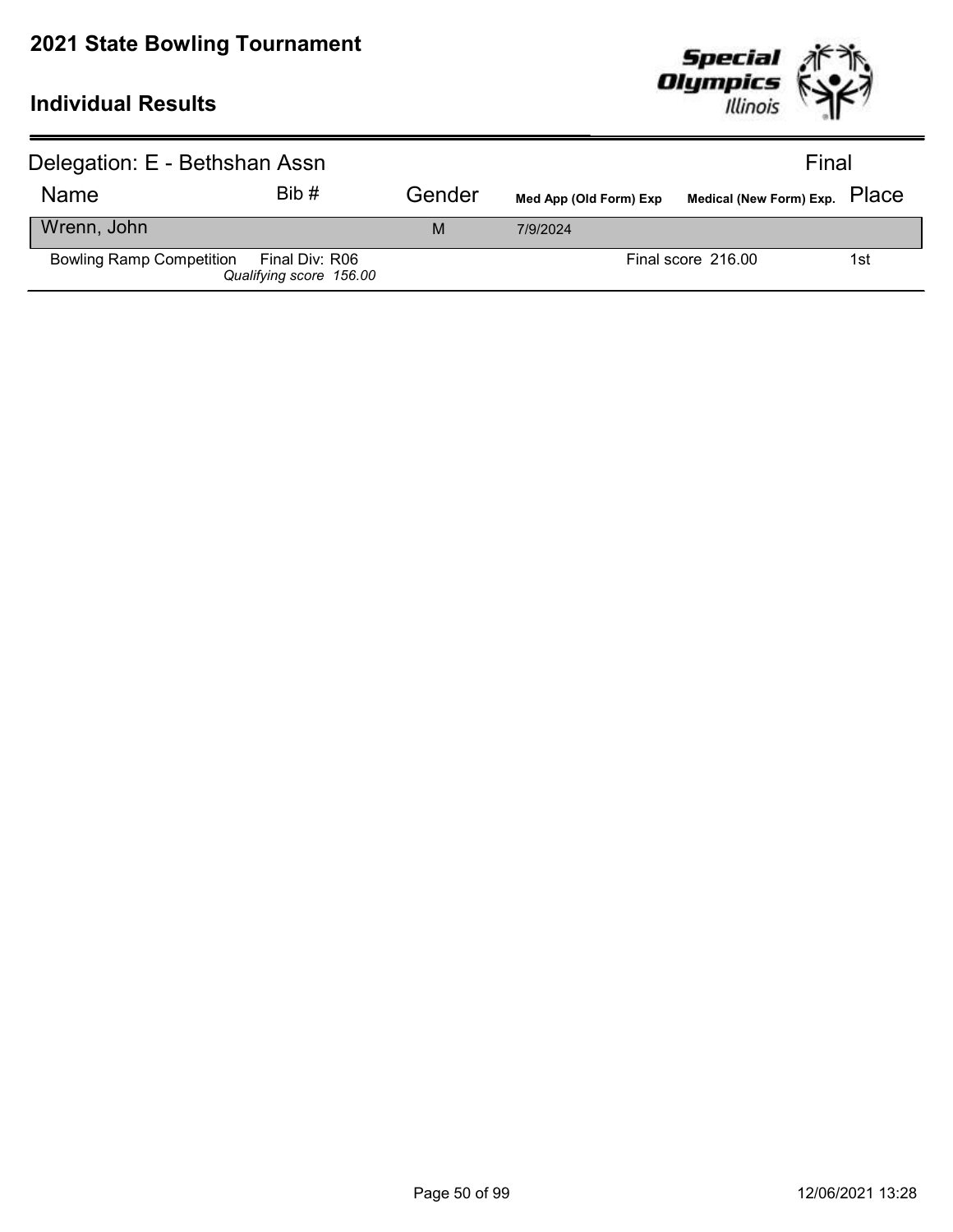# 2021 State Bowling Tournament

## Individual Results

Delegation: E - Bethshan Assn — Final

| Name | Bib # | Gender | Med App (Old Form) Exp | Medical (New Form) Exp. | Place |
|---|---|---|---|---|---|
| Wrenn, John | | M | 7/9/2024 | | |
| Bowling Ramp Competition | Final Div: R06 *Qualifying score 156.00* | | | Final score 216.00 | 1st |

12/06/2021 13:28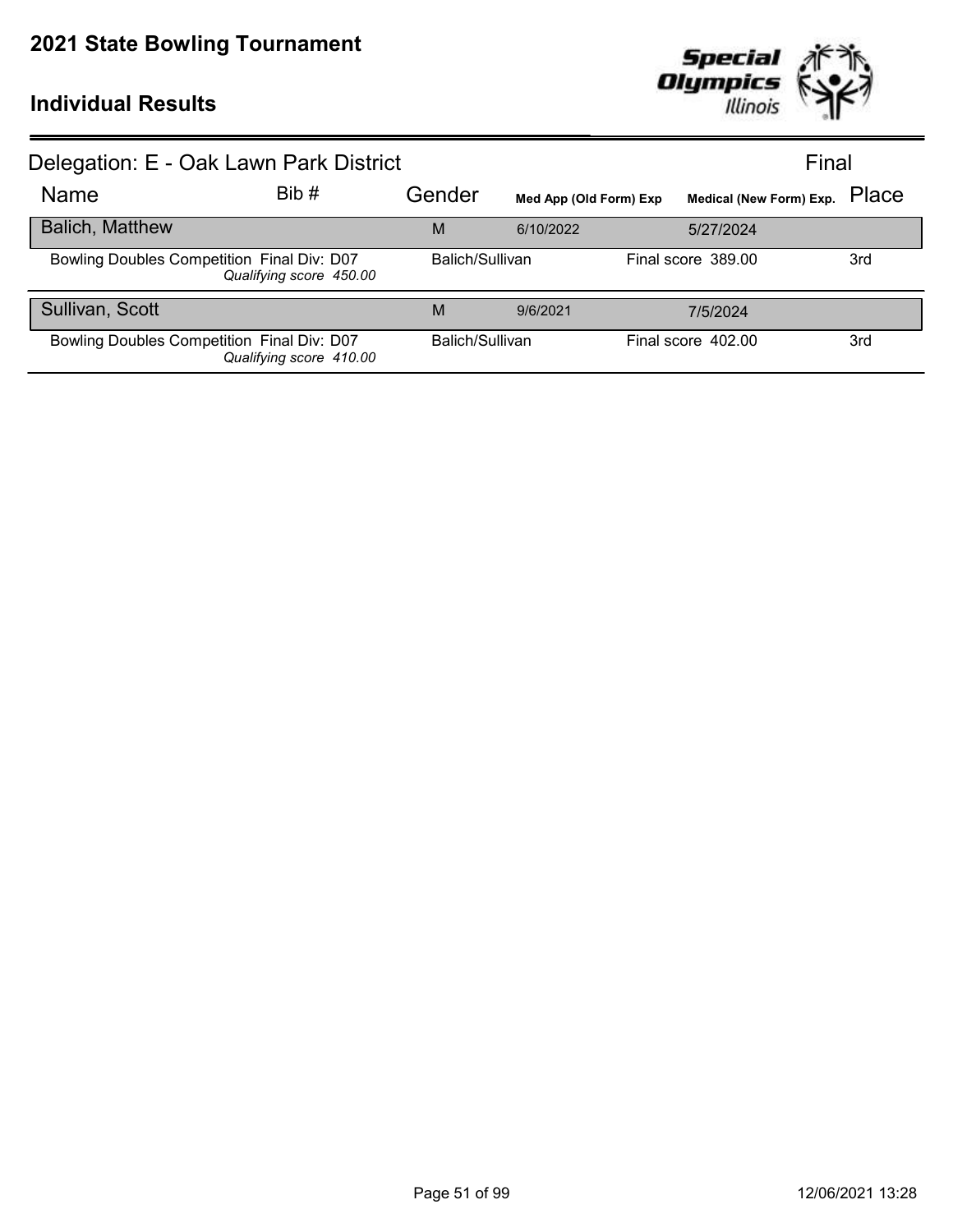# 2021 State Bowling Tournament

## Individual Results

### Delegation: E - Oak Lawn Park District

Final

| Name | Bib # | Gender | Med App (Old Form) Exp | Medical (New Form) Exp. | Place |
|---|---|---|---|---|---|
| **Balich, Matthew** | | M | 6/10/2022 | 5/27/2024 | |
| Bowling Doubles Competition Final Div: D07 *Qualifying score 450.00* | | Balich/Sullivan | | Final score 389.00 | 3rd |
| **Sullivan, Scott** | | M | 9/6/2021 | 7/5/2024 | |
| Bowling Doubles Competition Final Div: D07 *Qualifying score 410.00* | | Balich/Sullivan | | Final score 402.00 | 3rd |

12/06/2021 13:28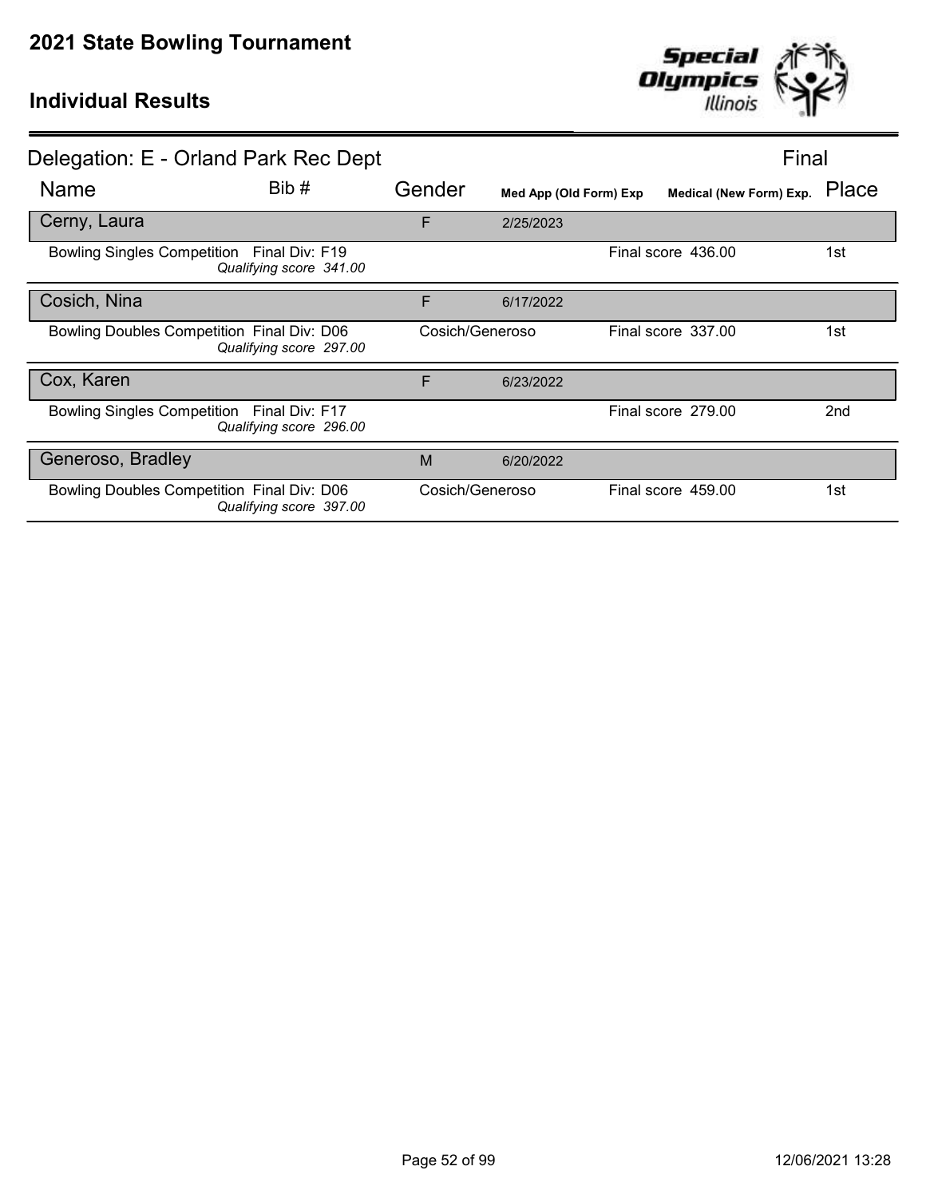# 2021 State Bowling Tournament

## Individual Results

### Delegation: E - Orland Park Rec Dept

Final

| Name | Bib # | Gender | Med App (Old Form) Exp | Medical (New Form) Exp. | Place |
|---|---|---|---|---|---|
| **Cerny, Laura** | | F | 2/25/2023 | | |
| Bowling Singles Competition Final Div: F19 *Qualifying score 341.00* | | | | Final score 436.00 | 1st |
| **Cosich, Nina** | | F | 6/17/2022 | | |
| Bowling Doubles Competition Final Div: D06 *Qualifying score 297.00* | | Cosich/Generoso | | Final score 337.00 | 1st |
| **Cox, Karen** | | F | 6/23/2022 | | |
| Bowling Singles Competition Final Div: F17 *Qualifying score 296.00* | | | | Final score 279.00 | 2nd |
| **Generoso, Bradley** | | M | 6/20/2022 | | |
| Bowling Doubles Competition Final Div: D06 *Qualifying score 397.00* | | Cosich/Generoso | | Final score 459.00 | 1st |

12/06/2021 13:28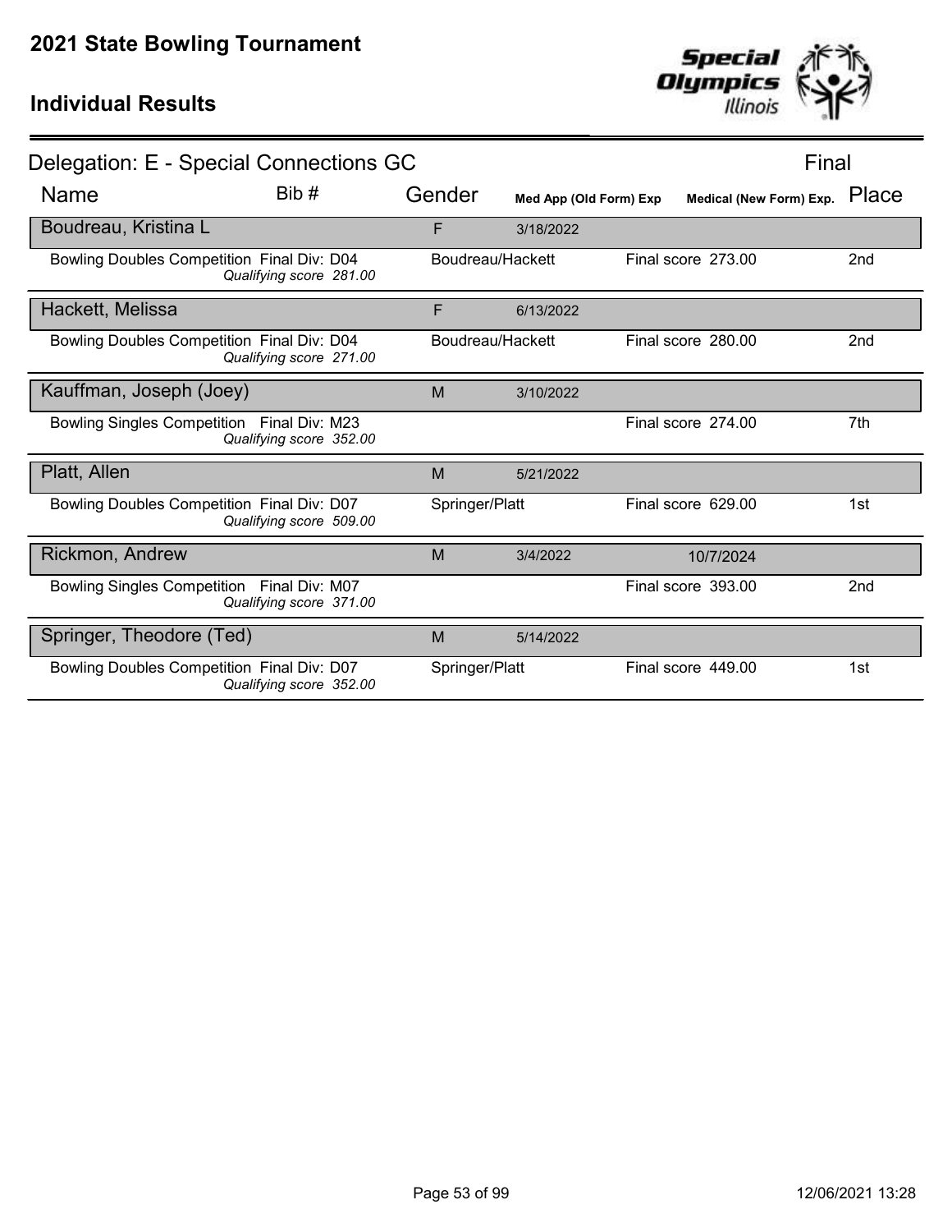# 2021 State Bowling Tournament

## Individual Results

### Delegation: E - Special Connections GC

Final

| Name | Bib # | Gender | Med App (Old Form) Exp | Medical (New Form) Exp. | Place |
|---|---|---|---|---|---|
| **Boudreau, Kristina L** | | F | 3/18/2022 | | |
| Bowling Doubles Competition Final Div: D04 *Qualifying score 281.00* | | Boudreau/Hackett | | Final score 273.00 | 2nd |
| **Hackett, Melissa** | | F | 6/13/2022 | | |
| Bowling Doubles Competition Final Div: D04 *Qualifying score 271.00* | | Boudreau/Hackett | | Final score 280.00 | 2nd |
| **Kauffman, Joseph (Joey)** | | M | 3/10/2022 | | |
| Bowling Singles Competition Final Div: M23 *Qualifying score 352.00* | | | | Final score 274.00 | 7th |
| **Platt, Allen** | | M | 5/21/2022 | | |
| Bowling Doubles Competition Final Div: D07 *Qualifying score 509.00* | | Springer/Platt | | Final score 629.00 | 1st |
| **Rickmon, Andrew** | | M | 3/4/2022 | 10/7/2024 | |
| Bowling Singles Competition Final Div: M07 *Qualifying score 371.00* | | | | Final score 393.00 | 2nd |
| **Springer, Theodore (Ted)** | | M | 5/14/2022 | | |
| Bowling Doubles Competition Final Div: D07 *Qualifying score 352.00* | | Springer/Platt | | Final score 449.00 | 1st |

12/06/2021 13:28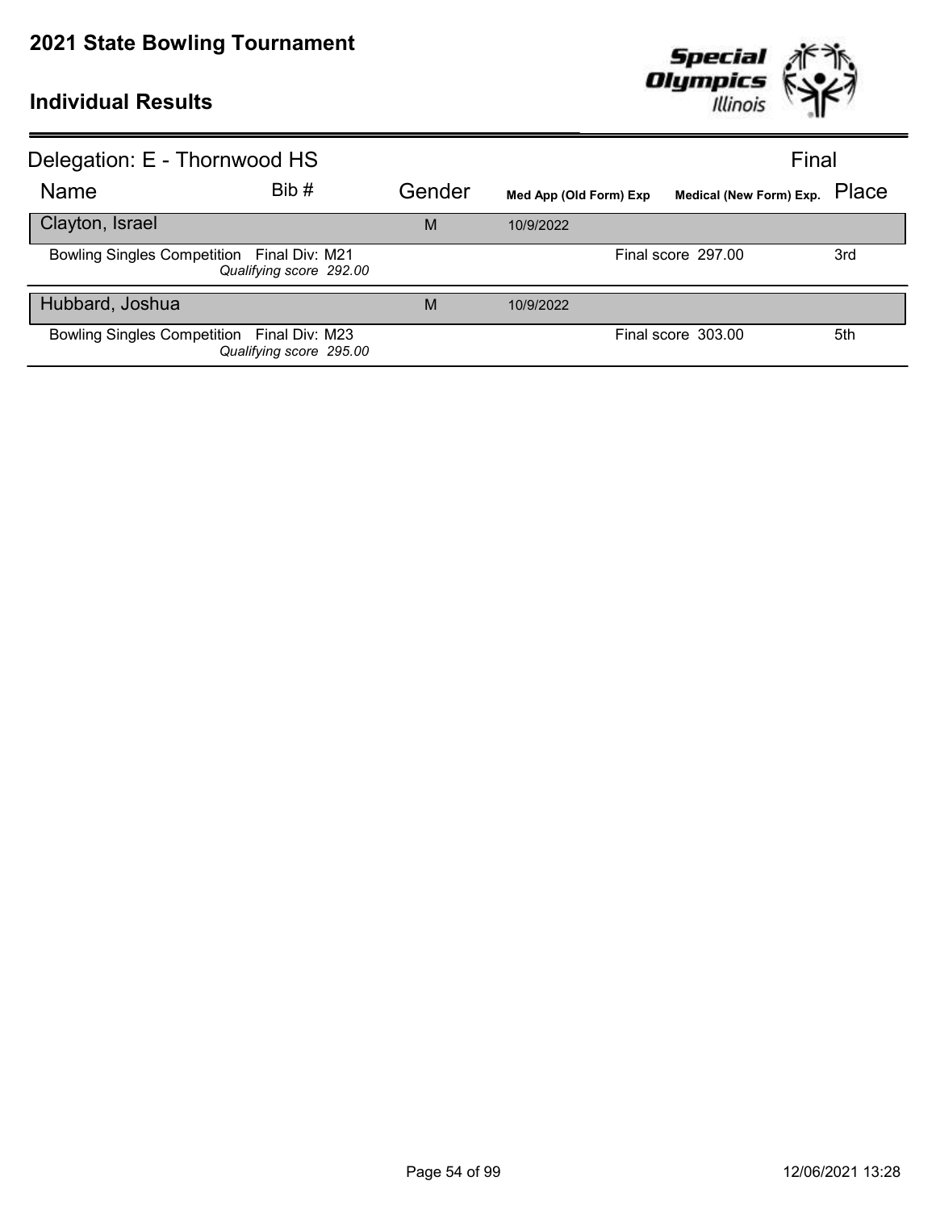# 2021 State Bowling Tournament

## Individual Results

### Delegation: E - Thornwood HS

Final

| Name | Bib # | Gender | Med App (Old Form) Exp | Medical (New Form) Exp. | Place |
|---|---|---|---|---|---|
| **Clayton, Israel** | | M | 10/9/2022 | | |
| Bowling Singles Competition Final Div: M21 *Qualifying score 292.00* | | | | Final score 297.00 | 3rd |
| **Hubbard, Joshua** | | M | 10/9/2022 | | |
| Bowling Singles Competition Final Div: M23 *Qualifying score 295.00* | | | | Final score 303.00 | 5th |

12/06/2021 13:28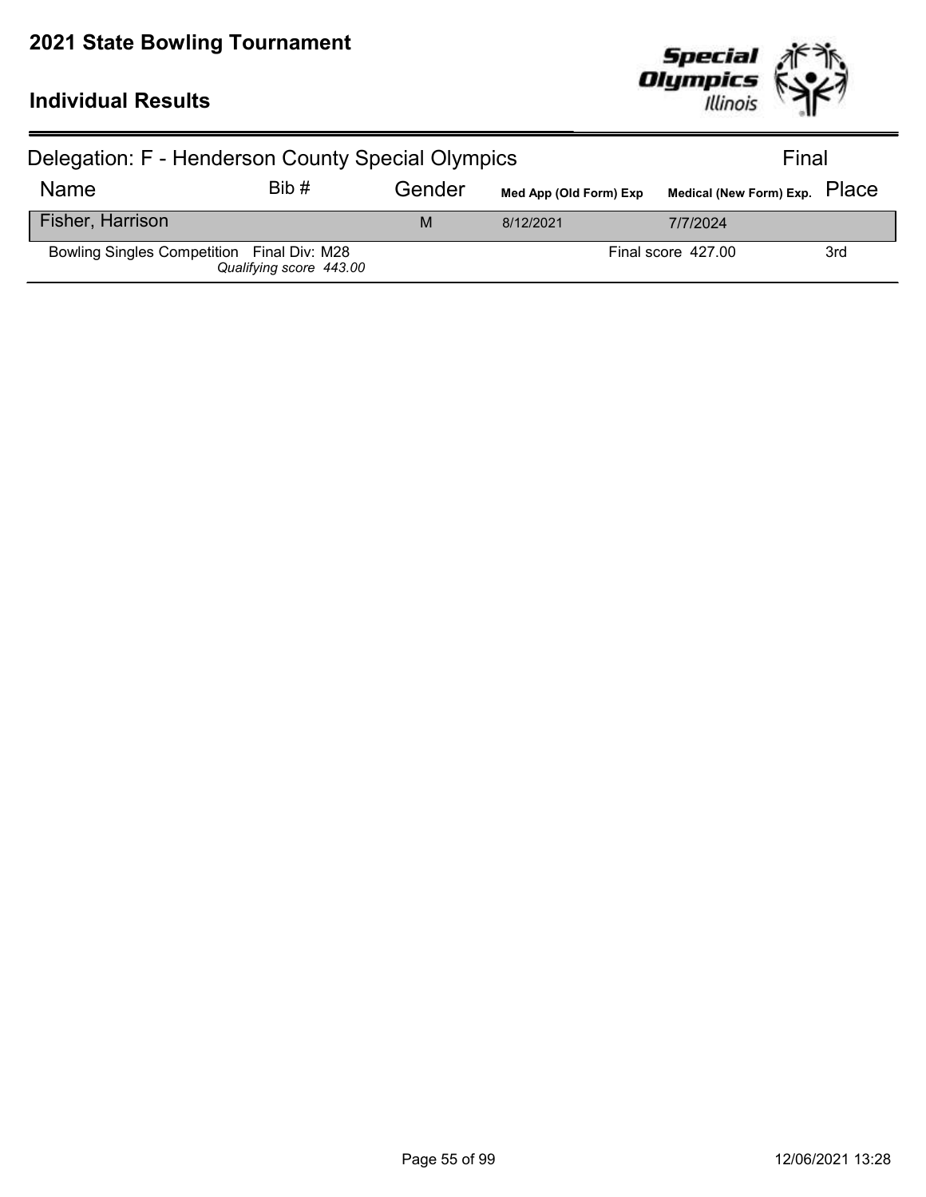# 2021 State Bowling Tournament

## Individual Results

### Delegation: F - Henderson County Special Olympics

Final

| Name | Bib # | Gender | Med App (Old Form) Exp | Medical (New Form) Exp. | Place |
|---|---|---|---|---|---|
| Fisher, Harrison | | M | 8/12/2021 | 7/7/2024 | |
| Bowling Singles Competition  Final Div: M28 *Qualifying score 443.00* | | | | Final score 427.00 | 3rd |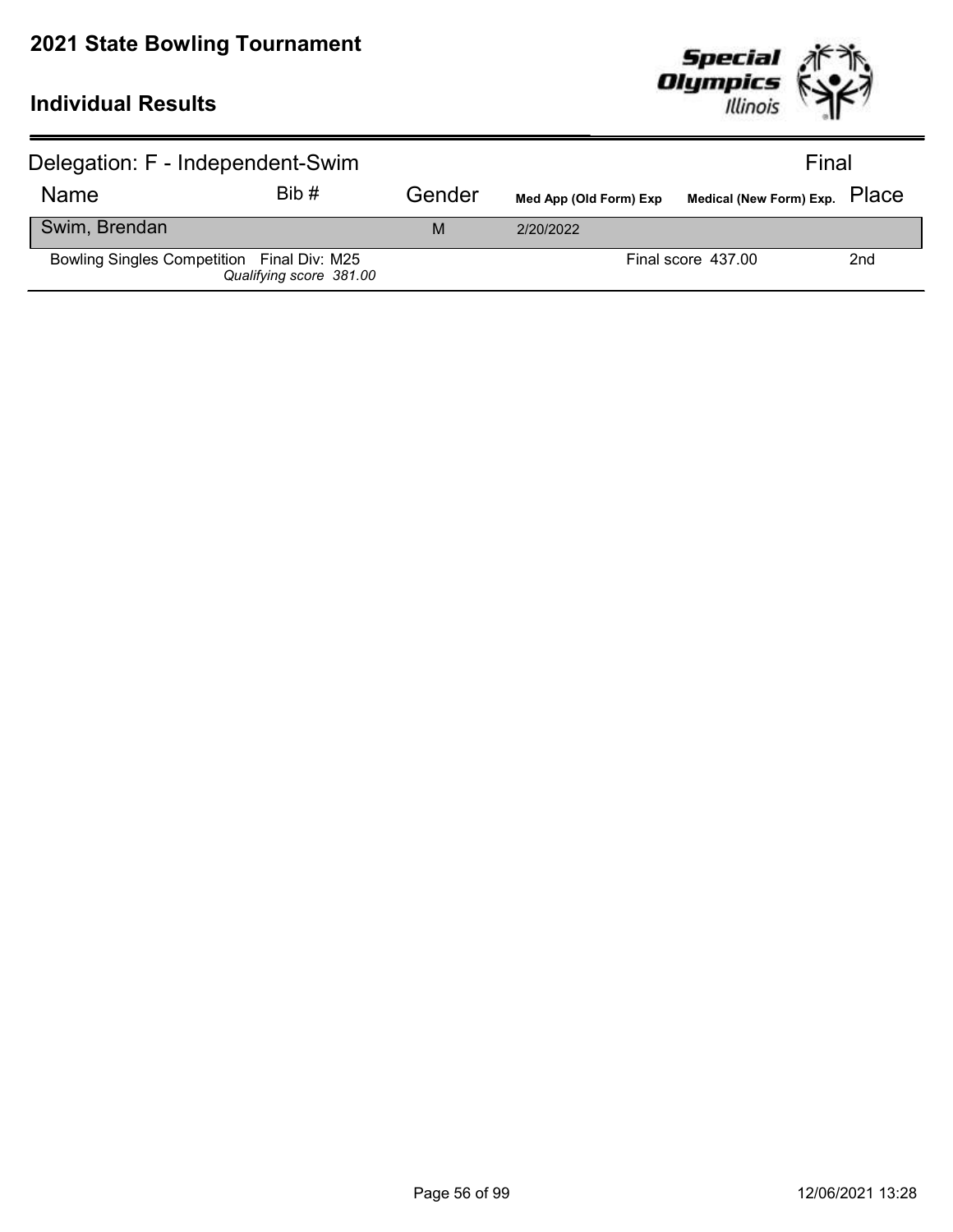# 2021 State Bowling Tournament

## Individual Results

Delegation: F - Independent-Swim — Final

| Name | Bib # | Gender | Med App (Old Form) Exp | Medical (New Form) Exp. | Place |
|---|---|---|---|---|---|
| Swim, Brendan | | M | 2/20/2022 | | |
| Bowling Singles Competition Final Div: M25 *Qualifying score 381.00* | | | | Final score 437.00 | 2nd |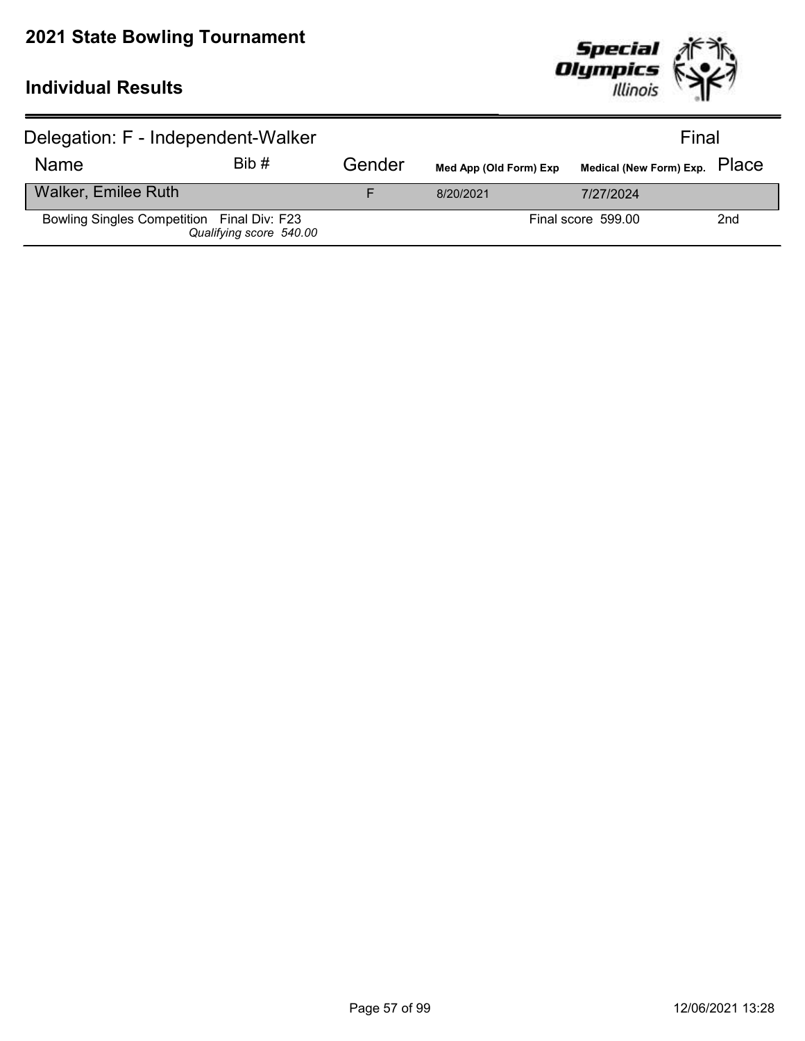# 2021 State Bowling Tournament

## Individual Results

Delegation: F - Independent-Walker — Final

| Name | Bib # | Gender | Med App (Old Form) Exp | Medical (New Form) Exp. | Place |
|---|---|---|---|---|---|
| Walker, Emilee Ruth | | F | 8/20/2021 | 7/27/2024 | |
| Bowling Singles Competition Final Div: F23 *Qualifying score 540.00* | | | | Final score 599.00 | 2nd |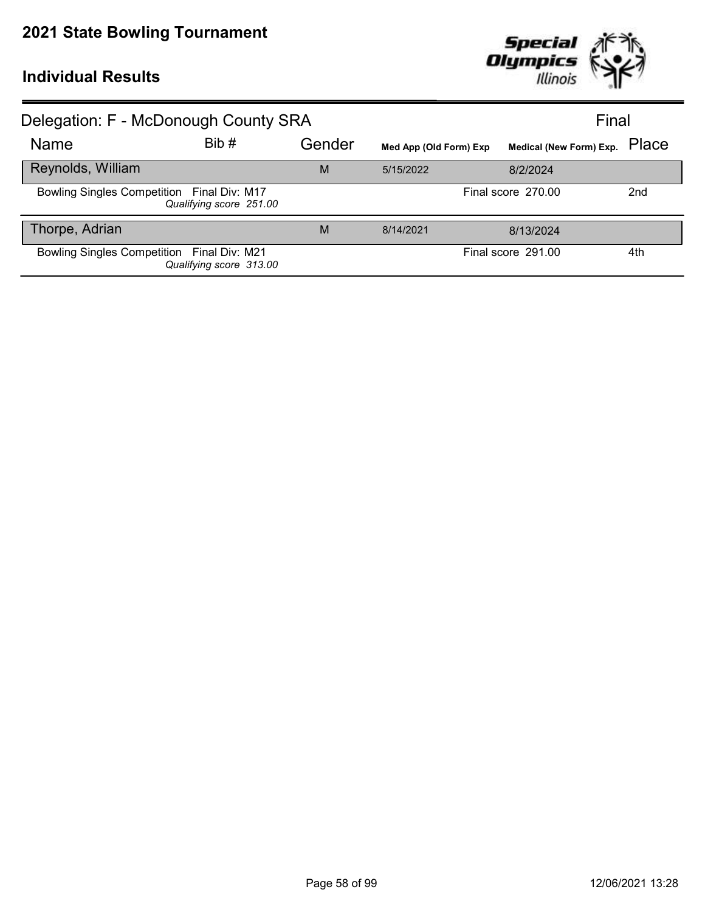# 2021 State Bowling Tournament

## Individual Results

### Delegation: F - McDonough County SRA

Final

| Name | Bib # | Gender | Med App (Old Form) Exp | Medical (New Form) Exp. | Place |
|---|---|---|---|---|---|
| **Reynolds, William** | | M | 5/15/2022 | 8/2/2024 | |
| Bowling Singles Competition Final Div: M17 *Qualifying score 251.00* | | | | Final score 270.00 | 2nd |
| **Thorpe, Adrian** | | M | 8/14/2021 | 8/13/2024 | |
| Bowling Singles Competition Final Div: M21 *Qualifying score 313.00* | | | | Final score 291.00 | 4th |

12/06/2021 13:28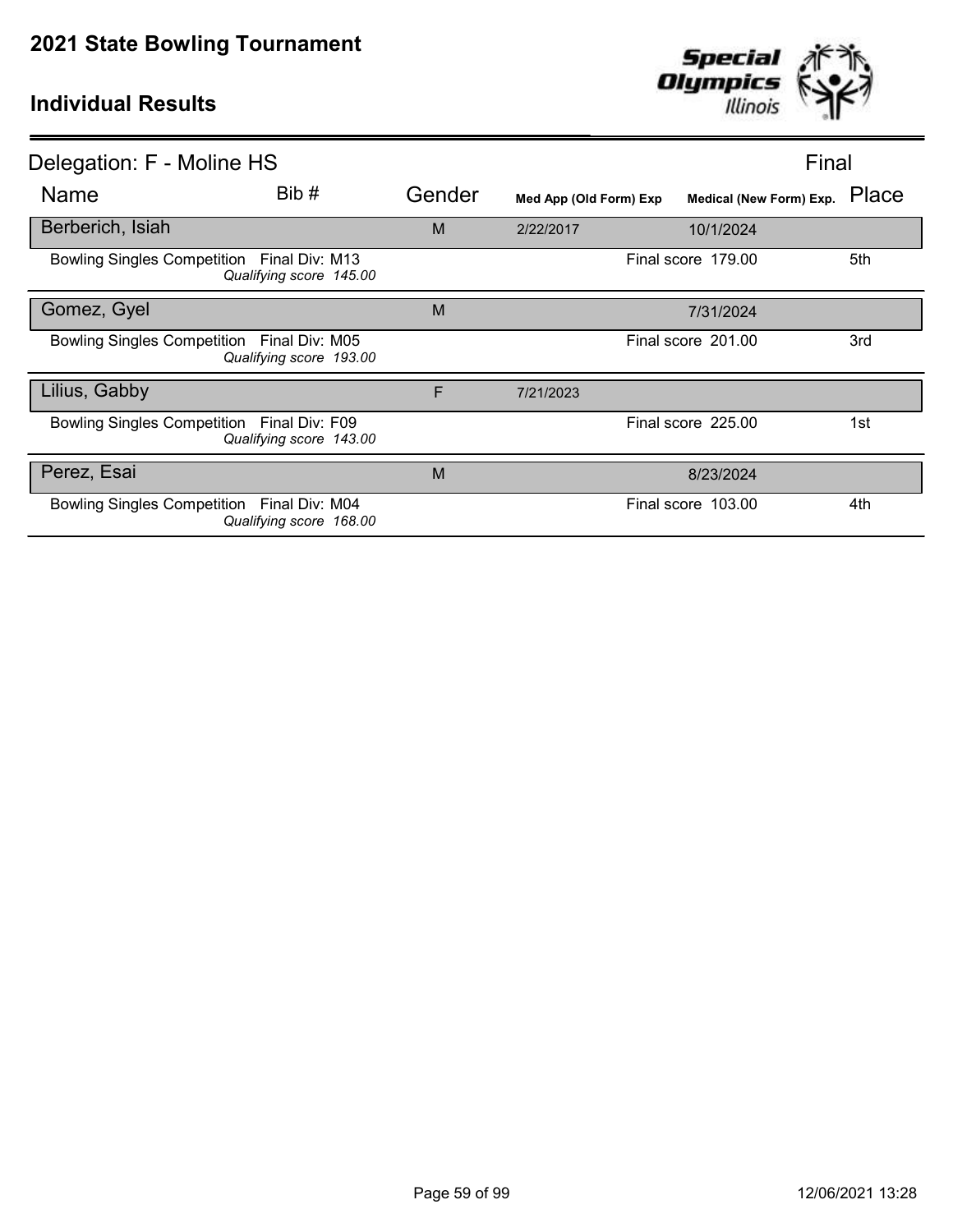# 2021 State Bowling Tournament

## Individual Results

**Delegation: F - Moline HS** — Final

| Name | Bib # | Gender | Med App (Old Form) Exp | Medical (New Form) Exp. | Place |
|---|---|---|---|---|---|
| **Berberich, Isiah** | | M | 2/22/2017 | 10/1/2024 | |
| Bowling Singles Competition — Final Div: M13 — *Qualifying score 145.00* | | | | Final score 179.00 | 5th |
| **Gomez, Gyel** | | M | | 7/31/2024 | |
| Bowling Singles Competition — Final Div: M05 — *Qualifying score 193.00* | | | | Final score 201.00 | 3rd |
| **Lilius, Gabby** | | F | 7/21/2023 | | |
| Bowling Singles Competition — Final Div: F09 — *Qualifying score 143.00* | | | | Final score 225.00 | 1st |
| **Perez, Esai** | | M | | 8/23/2024 | |
| Bowling Singles Competition — Final Div: M04 — *Qualifying score 168.00* | | | | Final score 103.00 | 4th |

12/06/2021 13:28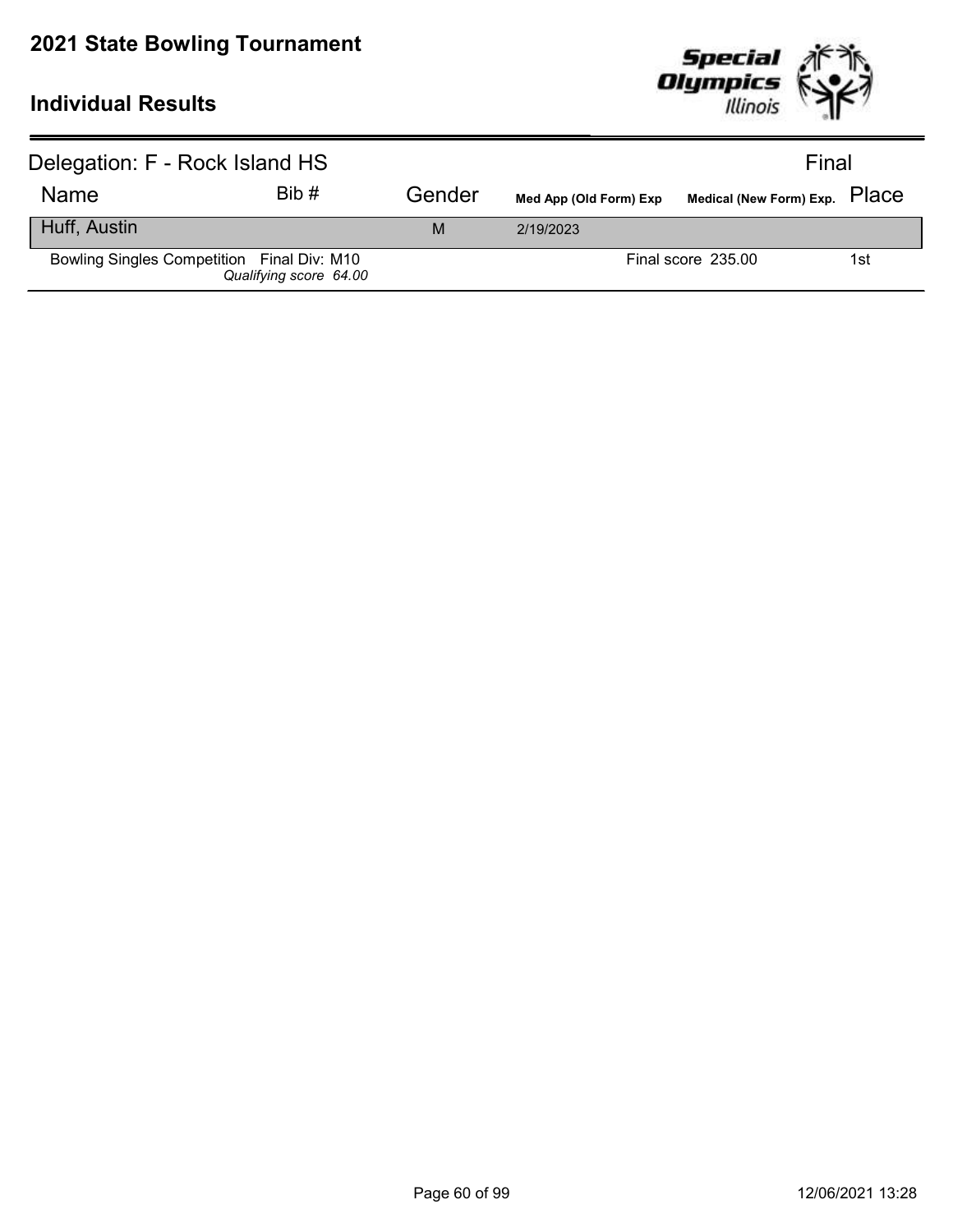# 2021 State Bowling Tournament

## Individual Results

Delegation: F - Rock Island HS — Final

| Name | Bib # | Gender | Med App (Old Form) Exp | Medical (New Form) Exp. | Place |
|---|---|---|---|---|---|
| Huff, Austin | | M | 2/19/2023 | | |
| Bowling Singles Competition Final Div: M10 *Qualifying score 64.00* | | | | Final score 235.00 | 1st |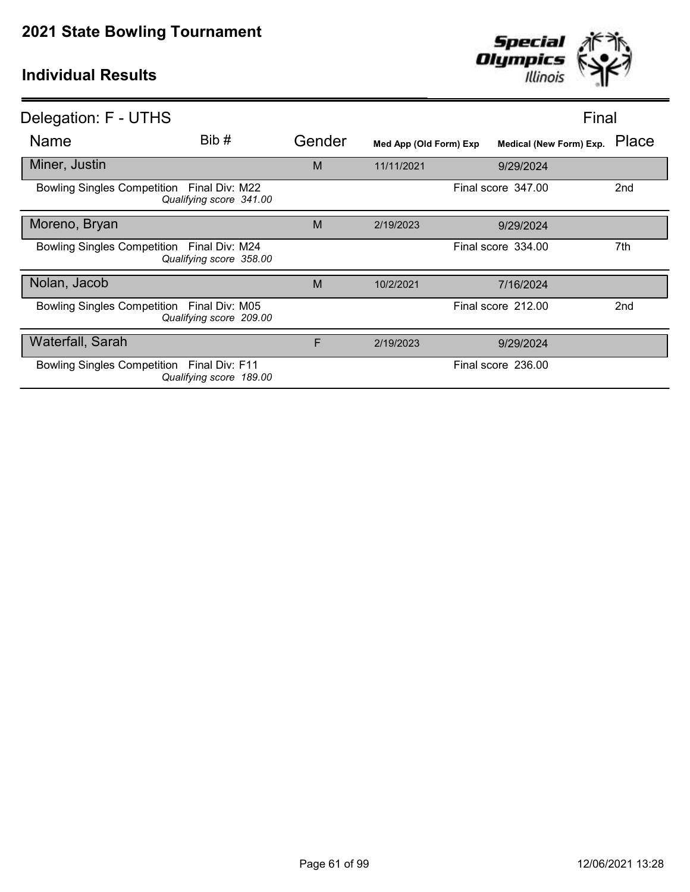# 2021 State Bowling Tournament

## Individual Results

Delegation: F - UTHS

Final

| Name | Bib # | Gender | Med App (Old Form) Exp | Medical (New Form) Exp. | Place |
|---|---|---|---|---|---|
| Miner, Justin | | M | 11/11/2021 | 9/29/2024 | |
| Bowling Singles Competition Final Div: M22 *Qualifying score 341.00* | | | | Final score 347.00 | 2nd |
| Moreno, Bryan | | M | 2/19/2023 | 9/29/2024 | |
| Bowling Singles Competition Final Div: M24 *Qualifying score 358.00* | | | | Final score 334.00 | 7th |
| Nolan, Jacob | | M | 10/2/2021 | 7/16/2024 | |
| Bowling Singles Competition Final Div: M05 *Qualifying score 209.00* | | | | Final score 212.00 | 2nd |
| Waterfall, Sarah | | F | 2/19/2023 | 9/29/2024 | |
| Bowling Singles Competition Final Div: F11 *Qualifying score 189.00* | | | | Final score 236.00 | |

12/06/2021 13:28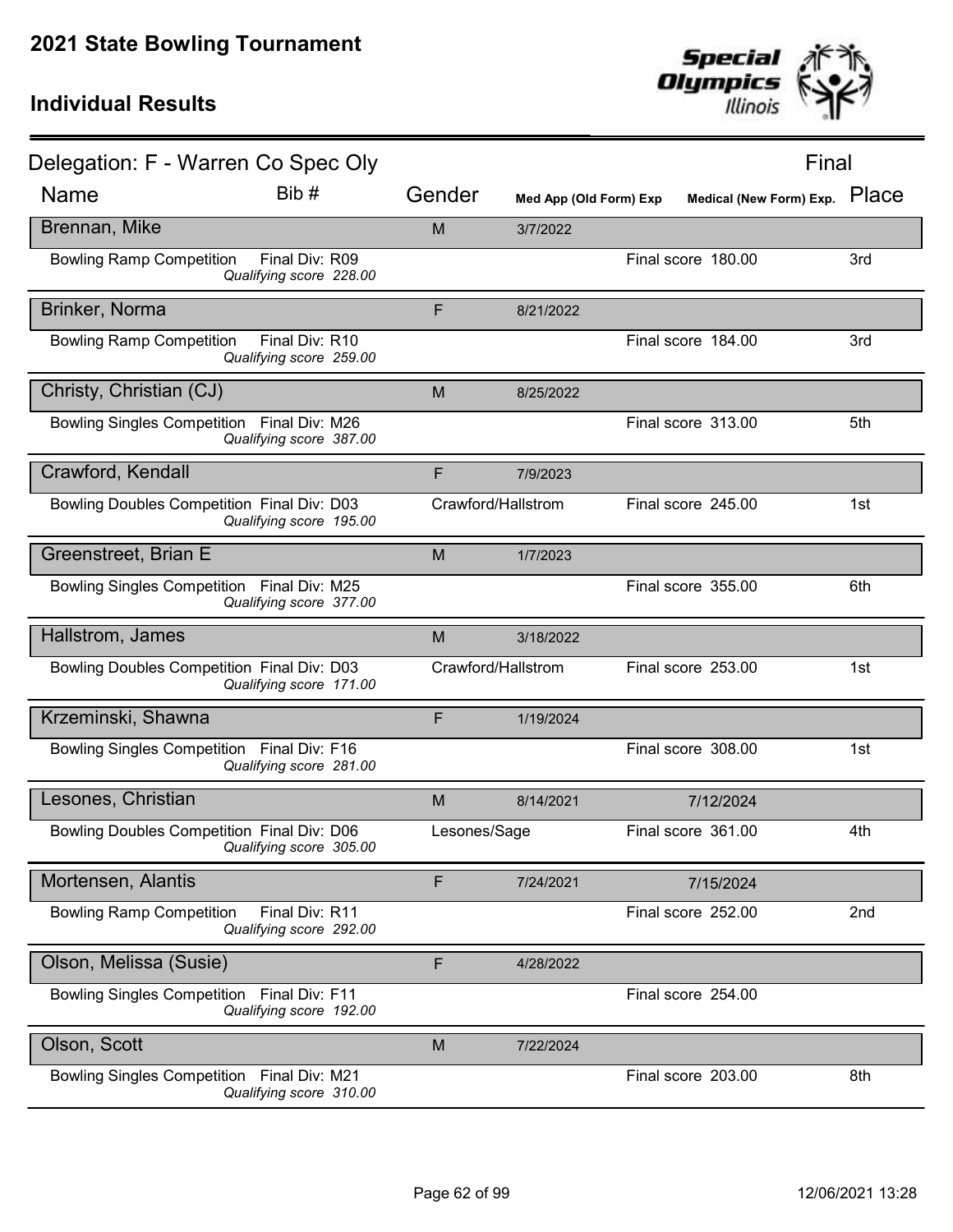# 2021 State Bowling Tournament

## Individual Results

### Delegation: F - Warren Co Spec Oly

Final

| Name | Bib # | Gender | Med App (Old Form) Exp | Medical (New Form) Exp. | Place |
|---|---|---|---|---|---|
| **Brennan, Mike** | | M | 3/7/2022 | | |
| Bowling Ramp Competition Final Div: R09 *Qualifying score 228.00* | | | | Final score 180.00 | 3rd |
| **Brinker, Norma** | | F | 8/21/2022 | | |
| Bowling Ramp Competition Final Div: R10 *Qualifying score 259.00* | | | | Final score 184.00 | 3rd |
| **Christy, Christian (CJ)** | | M | 8/25/2022 | | |
| Bowling Singles Competition Final Div: M26 *Qualifying score 387.00* | | | | Final score 313.00 | 5th |
| **Crawford, Kendall** | | F | 7/9/2023 | | |
| Bowling Doubles Competition Final Div: D03 *Qualifying score 195.00* | | Crawford/Hallstrom | | Final score 245.00 | 1st |
| **Greenstreet, Brian E** | | M | 1/7/2023 | | |
| Bowling Singles Competition Final Div: M25 *Qualifying score 377.00* | | | | Final score 355.00 | 6th |
| **Hallstrom, James** | | M | 3/18/2022 | | |
| Bowling Doubles Competition Final Div: D03 *Qualifying score 171.00* | | Crawford/Hallstrom | | Final score 253.00 | 1st |
| **Krzeminski, Shawna** | | F | 1/19/2024 | | |
| Bowling Singles Competition Final Div: F16 *Qualifying score 281.00* | | | | Final score 308.00 | 1st |
| **Lesones, Christian** | | M | 8/14/2021 | 7/12/2024 | |
| Bowling Doubles Competition Final Div: D06 *Qualifying score 305.00* | | Lesones/Sage | | Final score 361.00 | 4th |
| **Mortensen, Alantis** | | F | 7/24/2021 | 7/15/2024 | |
| Bowling Ramp Competition Final Div: R11 *Qualifying score 292.00* | | | | Final score 252.00 | 2nd |
| **Olson, Melissa (Susie)** | | F | 4/28/2022 | | |
| Bowling Singles Competition Final Div: F11 *Qualifying score 192.00* | | | | Final score 254.00 | |
| **Olson, Scott** | | M | 7/22/2024 | | |
| Bowling Singles Competition Final Div: M21 *Qualifying score 310.00* | | | | Final score 203.00 | 8th |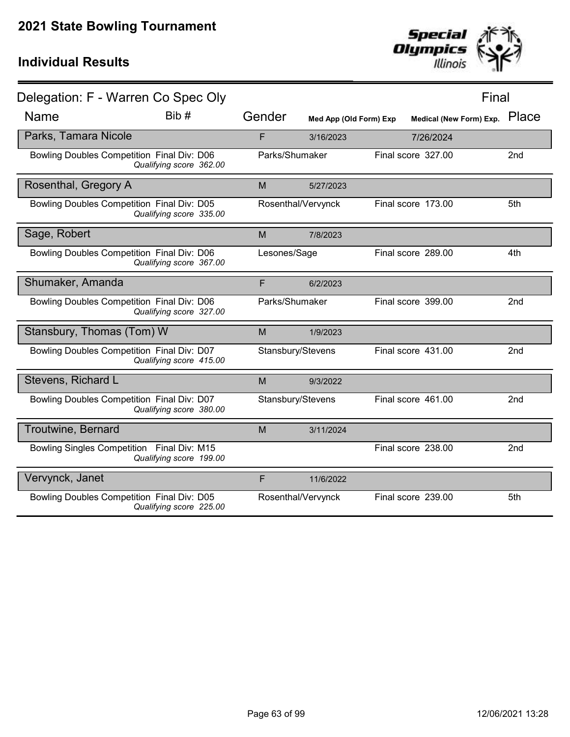# 2021 State Bowling Tournament

## Individual Results

### Delegation: F - Warren Co Spec Oly

**Final**

| Name | Bib # | Gender | Med App (Old Form) Exp | Medical (New Form) Exp. | Place |
|---|---|---|---|---|---|
| **Parks, Tamara Nicole** | | F | 3/16/2023 | 7/26/2024 | |
| Bowling Doubles Competition Final Div: D06 *Qualifying score 362.00* | | Parks/Shumaker | | Final score 327.00 | 2nd |
| **Rosenthal, Gregory A** | | M | 5/27/2023 | | |
| Bowling Doubles Competition Final Div: D05 *Qualifying score 335.00* | | Rosenthal/Vervynck | | Final score 173.00 | 5th |
| **Sage, Robert** | | M | 7/8/2023 | | |
| Bowling Doubles Competition Final Div: D06 *Qualifying score 367.00* | | Lesones/Sage | | Final score 289.00 | 4th |
| **Shumaker, Amanda** | | F | 6/2/2023 | | |
| Bowling Doubles Competition Final Div: D06 *Qualifying score 327.00* | | Parks/Shumaker | | Final score 399.00 | 2nd |
| **Stansbury, Thomas (Tom) W** | | M | 1/9/2023 | | |
| Bowling Doubles Competition Final Div: D07 *Qualifying score 415.00* | | Stansbury/Stevens | | Final score 431.00 | 2nd |
| **Stevens, Richard L** | | M | 9/3/2022 | | |
| Bowling Doubles Competition Final Div: D07 *Qualifying score 380.00* | | Stansbury/Stevens | | Final score 461.00 | 2nd |
| **Troutwine, Bernard** | | M | 3/11/2024 | | |
| Bowling Singles Competition Final Div: M15 *Qualifying score 199.00* | | | | Final score 238.00 | 2nd |
| **Vervynck, Janet** | | F | 11/6/2022 | | |
| Bowling Doubles Competition Final Div: D05 *Qualifying score 225.00* | | Rosenthal/Vervynck | | Final score 239.00 | 5th |

12/06/2021 13:28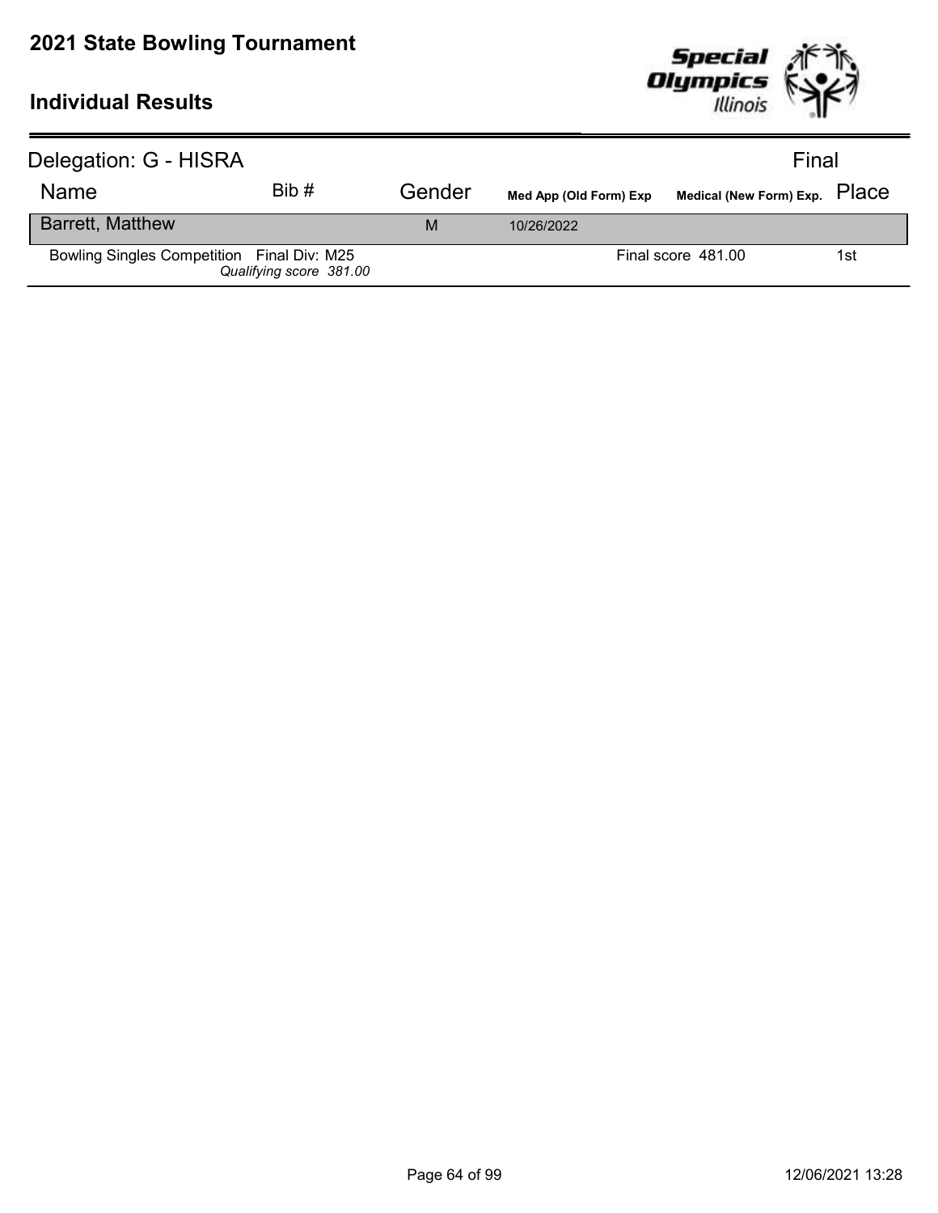# 2021 State Bowling Tournament

## Individual Results

Delegation: G - HISRA | Final

| Name | Bib # | Gender | Med App (Old Form) Exp | Medical (New Form) Exp. | Place |
|---|---|---|---|---|---|
| Barrett, Matthew | | M | 10/26/2022 | | |
| Bowling Singles Competition Final Div: M25 *Qualifying score 381.00* | | | | Final score 481.00 | 1st |

12/06/2021 13:28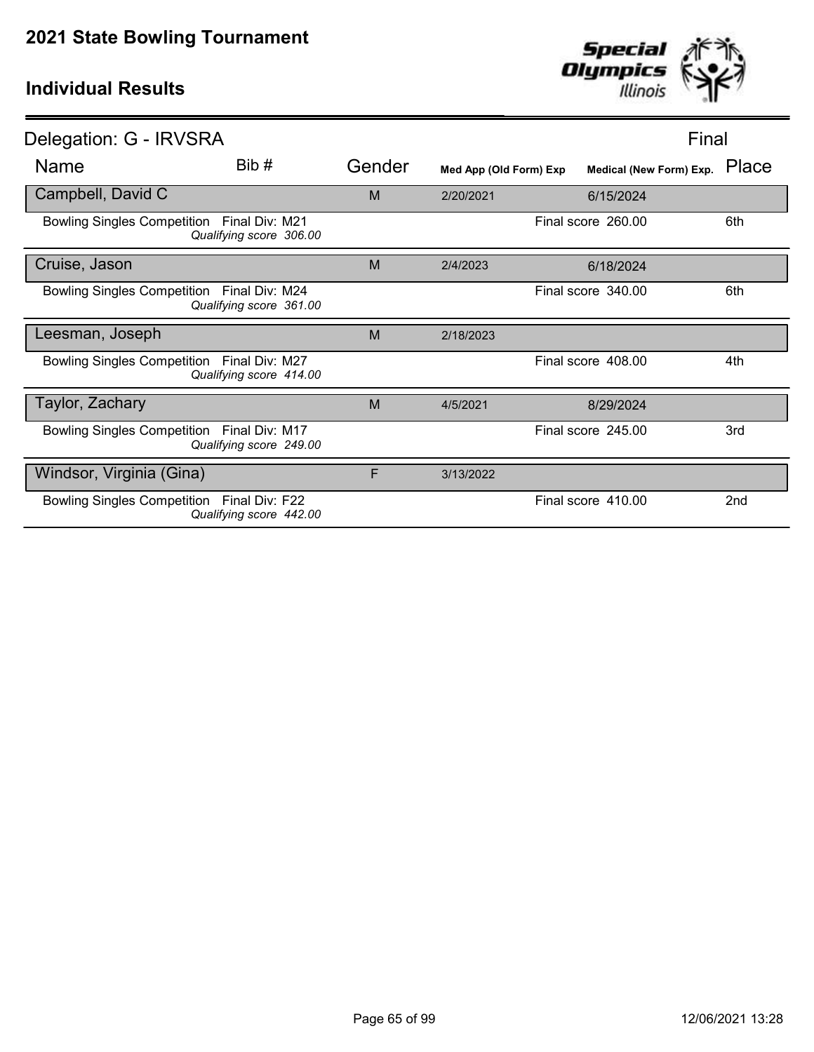# 2021 State Bowling Tournament

## Individual Results

**Delegation: G - IRVSRA** — Final

| Name | Bib # | Gender | Med App (Old Form) Exp | Medical (New Form) Exp. | Place |
|---|---|---|---|---|---|
| Campbell, David C | | M | 2/20/2021 | 6/15/2024 | |
| Bowling Singles Competition Final Div: M21 *Qualifying score 306.00* | | | | Final score 260.00 | 6th |
| Cruise, Jason | | M | 2/4/2023 | 6/18/2024 | |
| Bowling Singles Competition Final Div: M24 *Qualifying score 361.00* | | | | Final score 340.00 | 6th |
| Leesman, Joseph | | M | 2/18/2023 | | |
| Bowling Singles Competition Final Div: M27 *Qualifying score 414.00* | | | | Final score 408.00 | 4th |
| Taylor, Zachary | | M | 4/5/2021 | 8/29/2024 | |
| Bowling Singles Competition Final Div: M17 *Qualifying score 249.00* | | | | Final score 245.00 | 3rd |
| Windsor, Virginia (Gina) | | F | 3/13/2022 | | |
| Bowling Singles Competition Final Div: F22 *Qualifying score 442.00* | | | | Final score 410.00 | 2nd |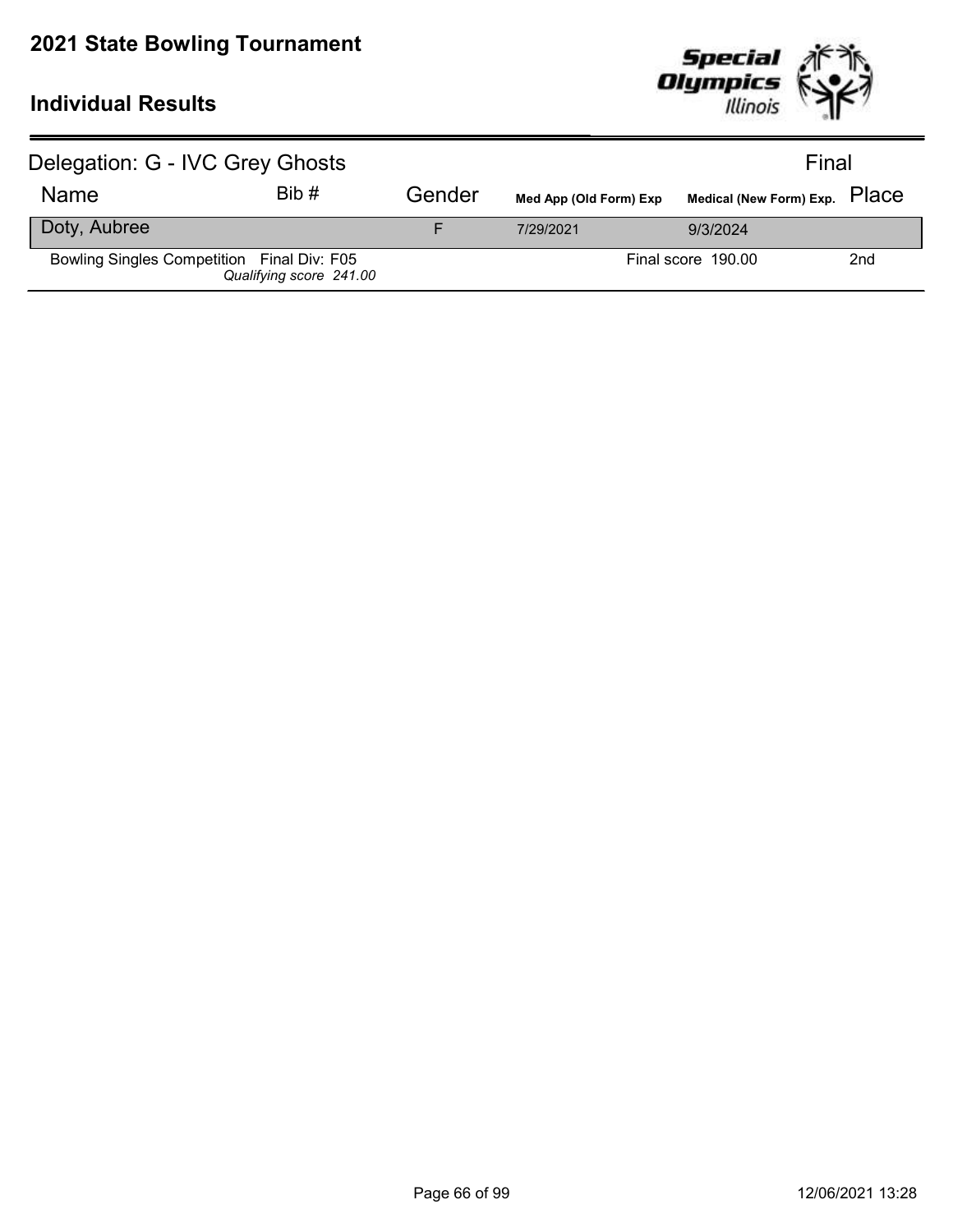# 2021 State Bowling Tournament

## Individual Results

### Delegation: G - IVC Grey Ghosts

Final

| Name | Bib # | Gender | Med App (Old Form) Exp | Medical (New Form) Exp. | Place |
|---|---|---|---|---|---|
| Doty, Aubree | | F | 7/29/2021 | 9/3/2024 | |
| Bowling Singles Competition Final Div: F05 *Qualifying score 241.00* | | | | Final score 190.00 | 2nd |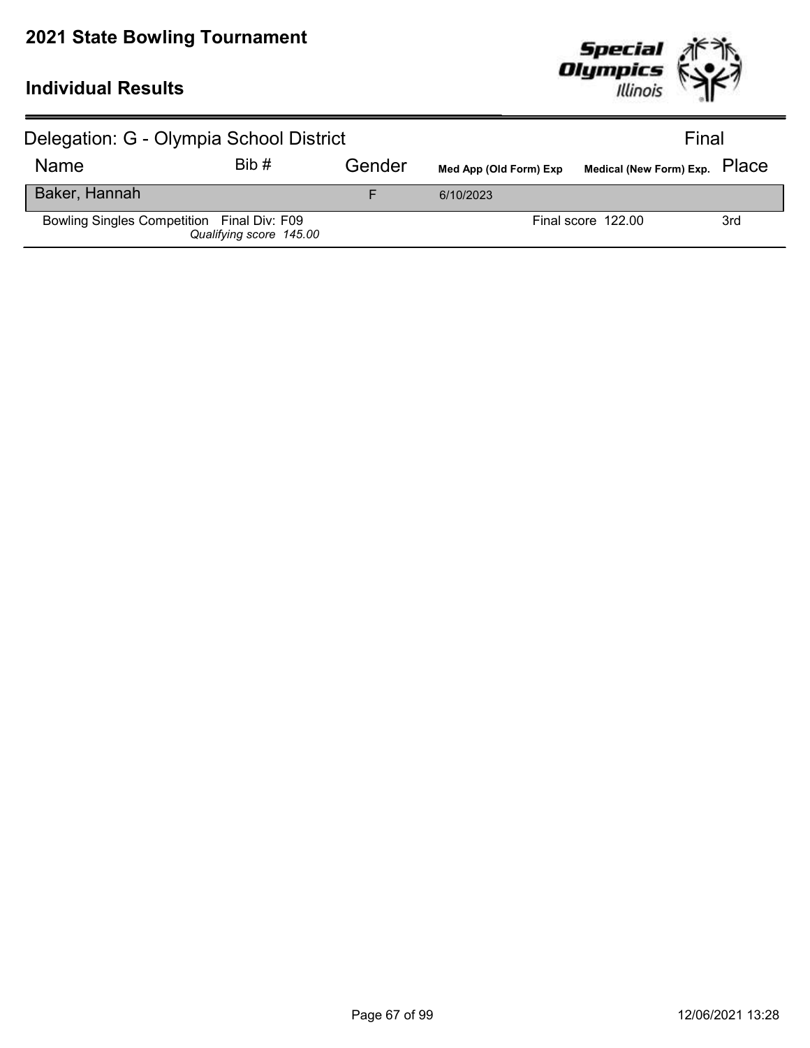# 2021 State Bowling Tournament

## Individual Results

### Delegation: G - Olympia School District — Final

| Name | Bib # | Gender | Med App (Old Form) Exp | Medical (New Form) Exp. | Place |
|---|---|---|---|---|---|
| Baker, Hannah | | F | 6/10/2023 | | |
| Bowling Singles Competition Final Div: F09 *Qualifying score 145.00* | | | | Final score 122.00 | 3rd |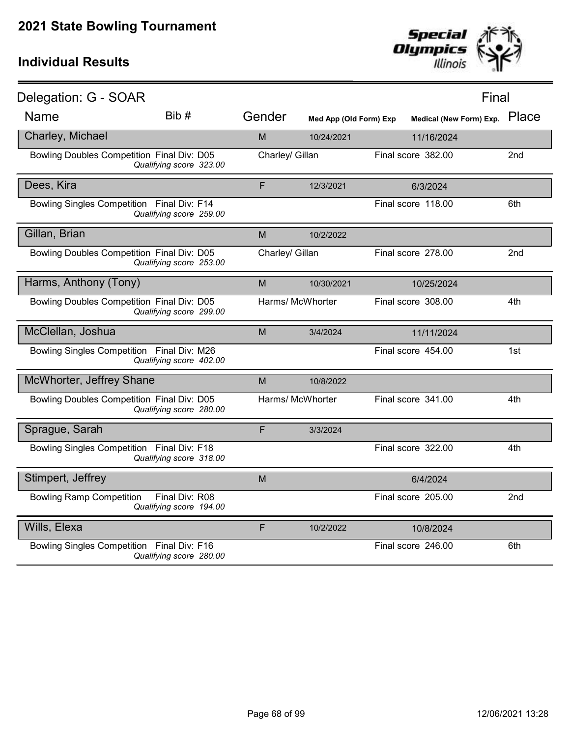# 2021 State Bowling Tournament

## Individual Results

Delegation: G - SOAR

Final

| Name | Bib # | Gender | Med App (Old Form) Exp | Medical (New Form) Exp. | Place |
|---|---|---|---|---|---|
| Charley, Michael | | M | 10/24/2021 | 11/16/2024 | |
| Bowling Doubles Competition Final Div: D05 *Qualifying score 323.00* | | Charley/ Gillan | | Final score 382.00 | 2nd |
| Dees, Kira | | F | 12/3/2021 | 6/3/2024 | |
| Bowling Singles Competition Final Div: F14 *Qualifying score 259.00* | | | | Final score 118.00 | 6th |
| Gillan, Brian | | M | 10/2/2022 | | |
| Bowling Doubles Competition Final Div: D05 *Qualifying score 253.00* | | Charley/ Gillan | | Final score 278.00 | 2nd |
| Harms, Anthony (Tony) | | M | 10/30/2021 | 10/25/2024 | |
| Bowling Doubles Competition Final Div: D05 *Qualifying score 299.00* | | Harms/ McWhorter | | Final score 308.00 | 4th |
| McClellan, Joshua | | M | 3/4/2024 | 11/11/2024 | |
| Bowling Singles Competition Final Div: M26 *Qualifying score 402.00* | | | | Final score 454.00 | 1st |
| McWhorter, Jeffrey Shane | | M | 10/8/2022 | | |
| Bowling Doubles Competition Final Div: D05 *Qualifying score 280.00* | | Harms/ McWhorter | | Final score 341.00 | 4th |
| Sprague, Sarah | | F | 3/3/2024 | | |
| Bowling Singles Competition Final Div: F18 *Qualifying score 318.00* | | | | Final score 322.00 | 4th |
| Stimpert, Jeffrey | | M | | 6/4/2024 | |
| Bowling Ramp Competition Final Div: R08 *Qualifying score 194.00* | | | | Final score 205.00 | 2nd |
| Wills, Elexa | | F | 10/2/2022 | 10/8/2024 | |
| Bowling Singles Competition Final Div: F16 *Qualifying score 280.00* | | | | Final score 246.00 | 6th |

12/06/2021 13:28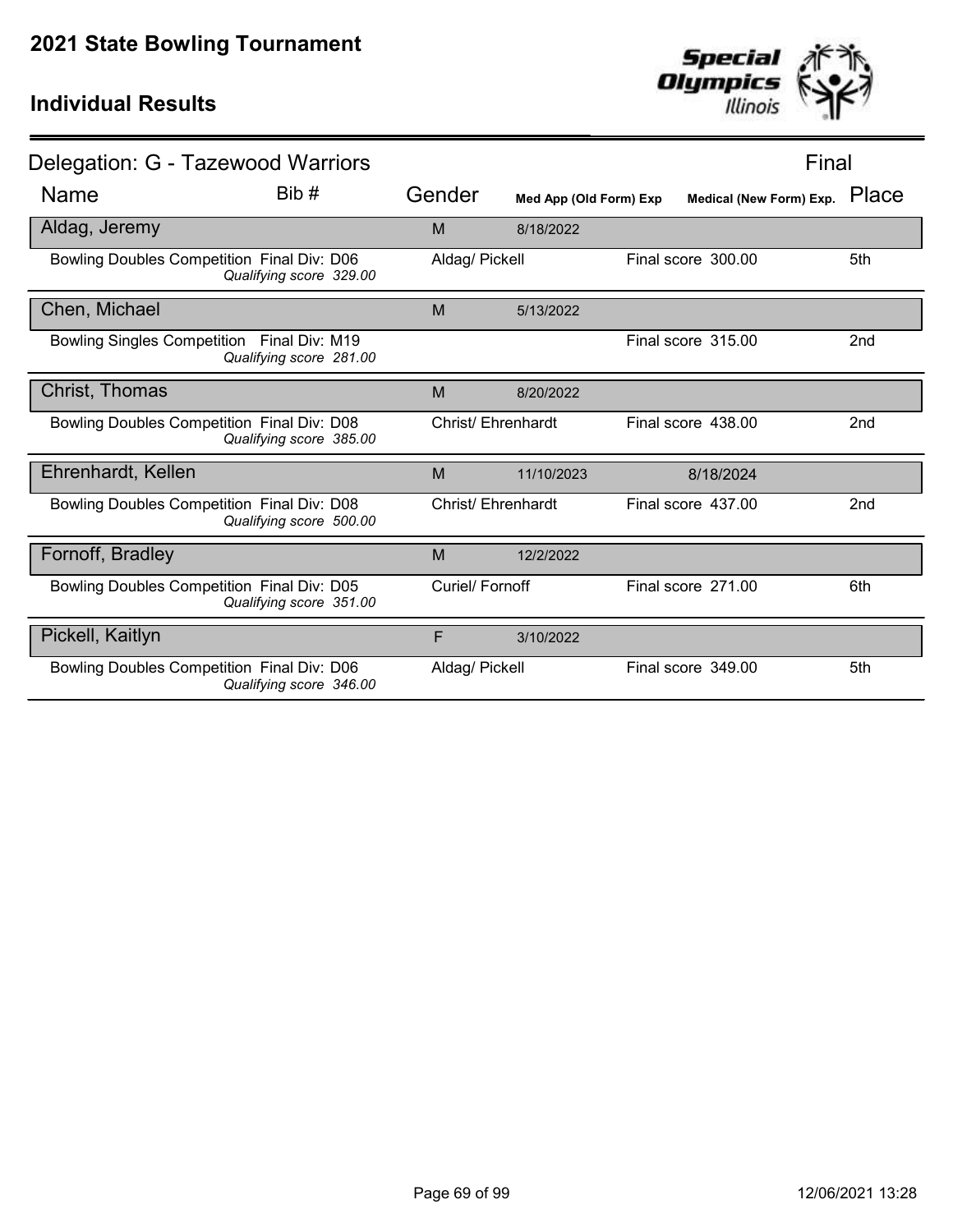# 2021 State Bowling Tournament

## Individual Results

### Delegation: G - Tazewood Warriors

Final

| Name | Bib # | Gender | Med App (Old Form) Exp | Medical (New Form) Exp. | Place |
|---|---|---|---|---|---|
| Aldag, Jeremy | | M | 8/18/2022 | | |
| Bowling Doubles Competition Final Div: D06 *Qualifying score 329.00* | | Aldag/ Pickell | | Final score 300.00 | 5th |
| Chen, Michael | | M | 5/13/2022 | | |
| Bowling Singles Competition Final Div: M19 *Qualifying score 281.00* | | | | Final score 315.00 | 2nd |
| Christ, Thomas | | M | 8/20/2022 | | |
| Bowling Doubles Competition Final Div: D08 *Qualifying score 385.00* | | Christ/ Ehrenhardt | | Final score 438.00 | 2nd |
| Ehrenhardt, Kellen | | M | 11/10/2023 | 8/18/2024 | |
| Bowling Doubles Competition Final Div: D08 *Qualifying score 500.00* | | Christ/ Ehrenhardt | | Final score 437.00 | 2nd |
| Fornoff, Bradley | | M | 12/2/2022 | | |
| Bowling Doubles Competition Final Div: D05 *Qualifying score 351.00* | | Curiel/ Fornoff | | Final score 271.00 | 6th |
| Pickell, Kaitlyn | | F | 3/10/2022 | | |
| Bowling Doubles Competition Final Div: D06 *Qualifying score 346.00* | | Aldag/ Pickell | | Final score 349.00 | 5th |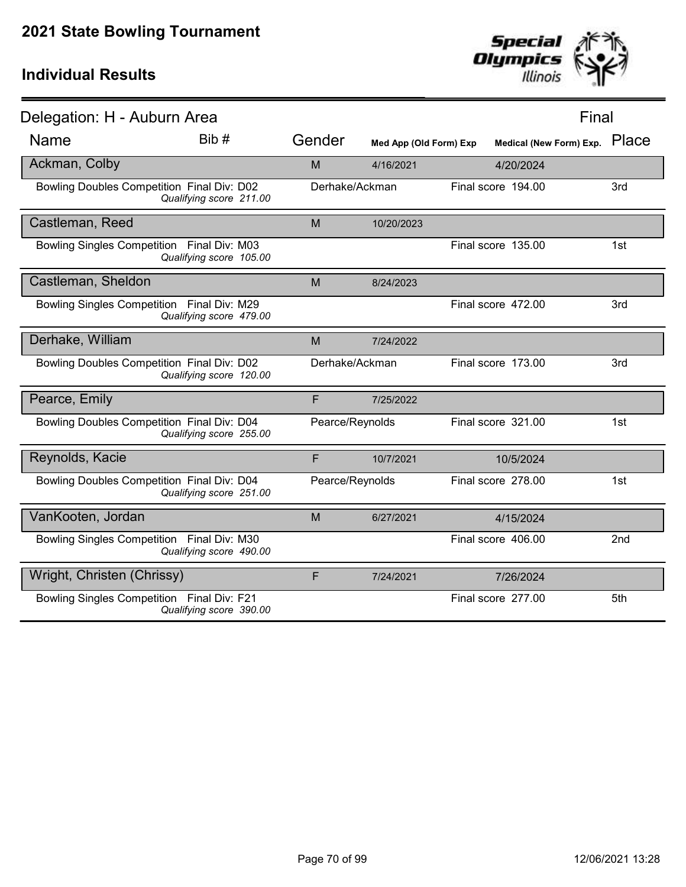# 2021 State Bowling Tournament

## Individual Results

### Delegation: H - Auburn Area

Final

| Name | Bib # | Gender | Med App (Old Form) Exp | Medical (New Form) Exp. | Place |
|---|---|---|---|---|---|
| **Ackman, Colby** | | M | 4/16/2021 | 4/20/2024 | |
| Bowling Doubles Competition Final Div: D02 *Qualifying score 211.00* | | Derhake/Ackman | | Final score 194.00 | 3rd |
| **Castleman, Reed** | | M | 10/20/2023 | | |
| Bowling Singles Competition Final Div: M03 *Qualifying score 105.00* | | | | Final score 135.00 | 1st |
| **Castleman, Sheldon** | | M | 8/24/2023 | | |
| Bowling Singles Competition Final Div: M29 *Qualifying score 479.00* | | | | Final score 472.00 | 3rd |
| **Derhake, William** | | M | 7/24/2022 | | |
| Bowling Doubles Competition Final Div: D02 *Qualifying score 120.00* | | Derhake/Ackman | | Final score 173.00 | 3rd |
| **Pearce, Emily** | | F | 7/25/2022 | | |
| Bowling Doubles Competition Final Div: D04 *Qualifying score 255.00* | | Pearce/Reynolds | | Final score 321.00 | 1st |
| **Reynolds, Kacie** | | F | 10/7/2021 | 10/5/2024 | |
| Bowling Doubles Competition Final Div: D04 *Qualifying score 251.00* | | Pearce/Reynolds | | Final score 278.00 | 1st |
| **VanKooten, Jordan** | | M | 6/27/2021 | 4/15/2024 | |
| Bowling Singles Competition Final Div: M30 *Qualifying score 490.00* | | | | Final score 406.00 | 2nd |
| **Wright, Christen (Chrissy)** | | F | 7/24/2021 | 7/26/2024 | |
| Bowling Singles Competition Final Div: F21 *Qualifying score 390.00* | | | | Final score 277.00 | 5th |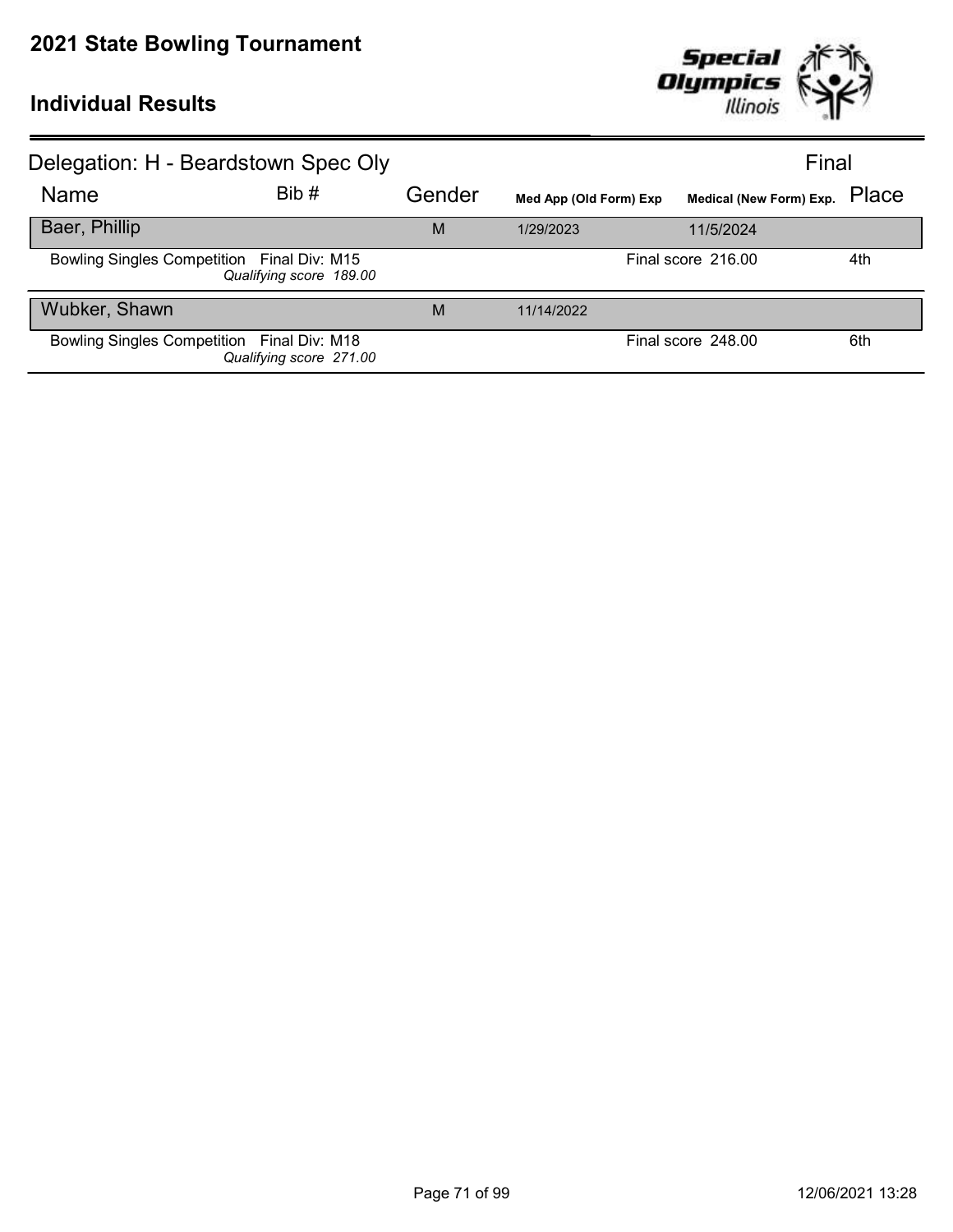# 2021 State Bowling Tournament

## Individual Results

### Delegation: H - Beardstown Spec Oly

Final

| Name | Bib # | Gender | Med App (Old Form) Exp | Medical (New Form) Exp. | Place |
|---|---|---|---|---|---|
| Baer, Phillip | | M | 1/29/2023 | 11/5/2024 | |
| Bowling Singles Competition Final Div: M15 *Qualifying score 189.00* | | | | Final score 216.00 | 4th |
| Wubker, Shawn | | M | 11/14/2022 | | |
| Bowling Singles Competition Final Div: M18 *Qualifying score 271.00* | | | | Final score 248.00 | 6th |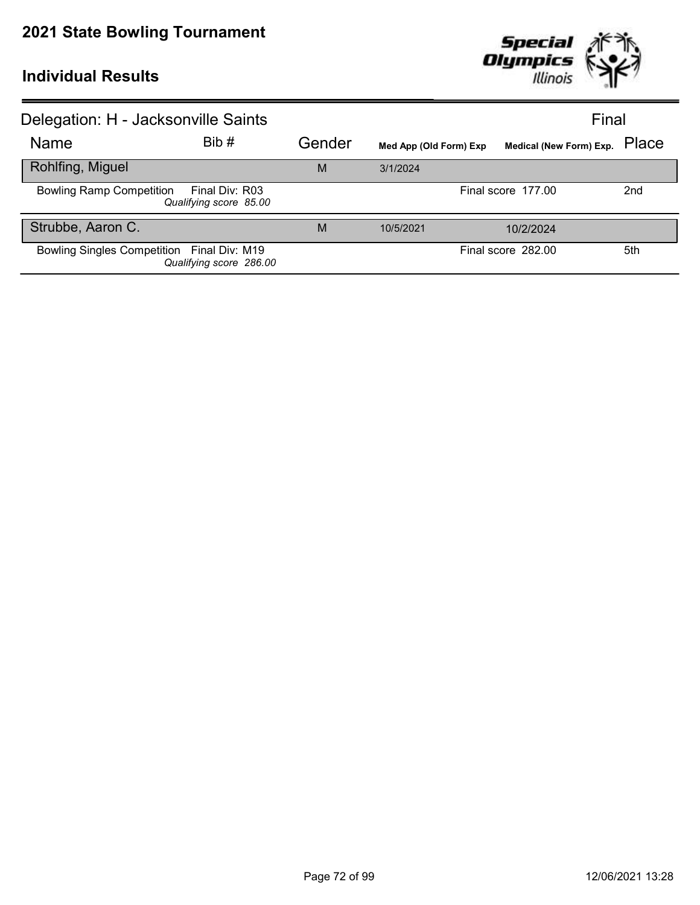# 2021 State Bowling Tournament

## Individual Results

Delegation: H - Jacksonville Saints

Final

| Name | Bib # | Gender | Med App (Old Form) Exp | Medical (New Form) Exp. | Place |
|---|---|---|---|---|---|
| **Rohlfing, Miguel** | | M | 3/1/2024 | | |
| Bowling Ramp Competition — Final Div: R03, *Qualifying score 85.00* | | | | Final score 177.00 | 2nd |
| **Strubbe, Aaron C.** | | M | 10/5/2021 | 10/2/2024 | |
| Bowling Singles Competition — Final Div: M19, *Qualifying score 286.00* | | | | Final score 282.00 | 5th |

12/06/2021 13:28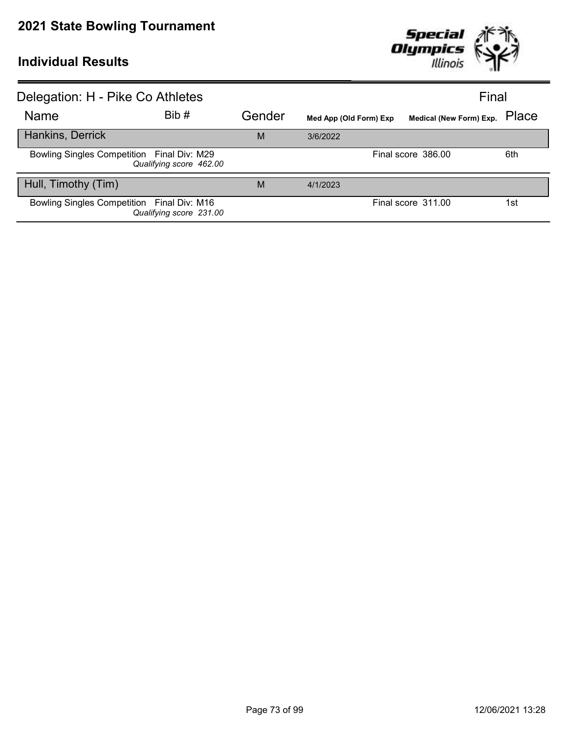# 2021 State Bowling Tournament

## Individual Results

### Delegation: H - Pike Co Athletes

Final

| Name | Bib # | Gender | Med App (Old Form) Exp | Medical (New Form) Exp. | Place |
|---|---|---|---|---|---|
| **Hankins, Derrick** | | M | 3/6/2022 | | |
| Bowling Singles Competition Final Div: M29 *Qualifying score 462.00* | | | | Final score 386.00 | 6th |
| **Hull, Timothy (Tim)** | | M | 4/1/2023 | | |
| Bowling Singles Competition Final Div: M16 *Qualifying score 231.00* | | | | Final score 311.00 | 1st |

12/06/2021 13:28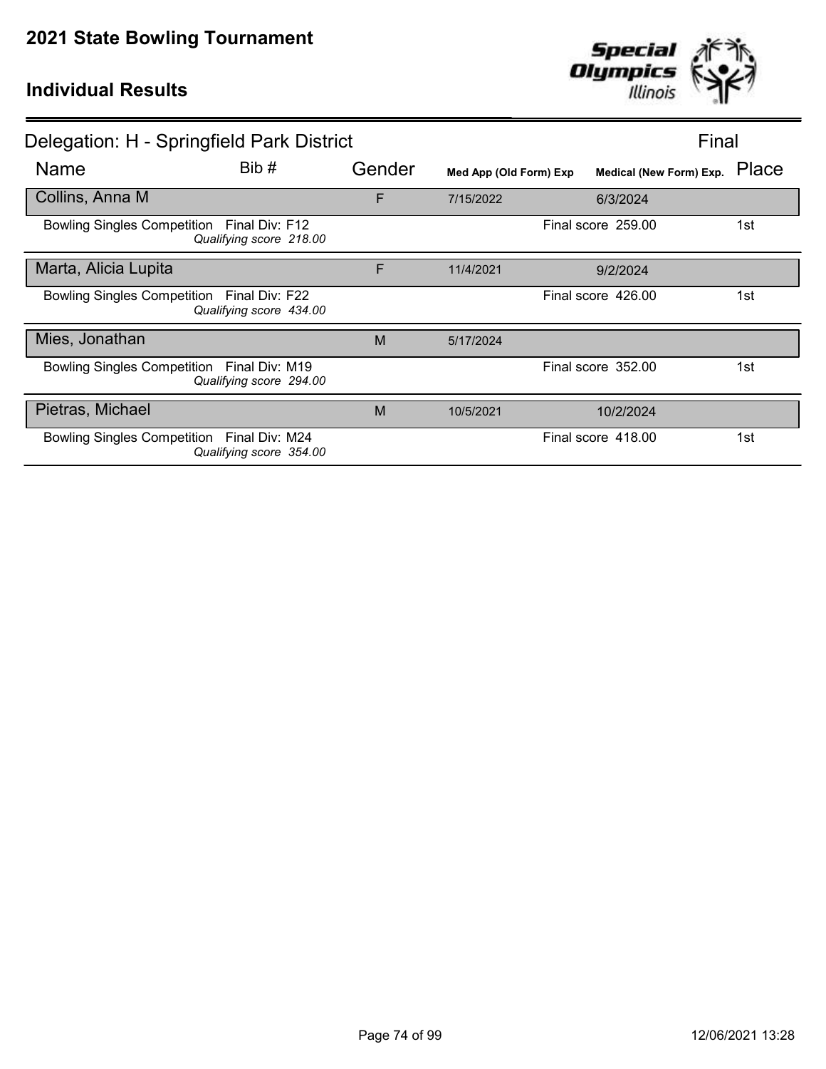# 2021 State Bowling Tournament

## Individual Results

### Delegation: H - Springfield Park District

Final

| Name | Bib # | Gender | Med App (Old Form) Exp | Medical (New Form) Exp. | Place |
|---|---|---|---|---|---|
| Collins, Anna M | | F | 7/15/2022 | 6/3/2024 | |
| Bowling Singles Competition Final Div: F12 *Qualifying score 218.00* | | | | Final score 259.00 | 1st |
| Marta, Alicia Lupita | | F | 11/4/2021 | 9/2/2024 | |
| Bowling Singles Competition Final Div: F22 *Qualifying score 434.00* | | | | Final score 426.00 | 1st |
| Mies, Jonathan | | M | 5/17/2024 | | |
| Bowling Singles Competition Final Div: M19 *Qualifying score 294.00* | | | | Final score 352.00 | 1st |
| Pietras, Michael | | M | 10/5/2021 | 10/2/2024 | |
| Bowling Singles Competition Final Div: M24 *Qualifying score 354.00* | | | | Final score 418.00 | 1st |

12/06/2021 13:28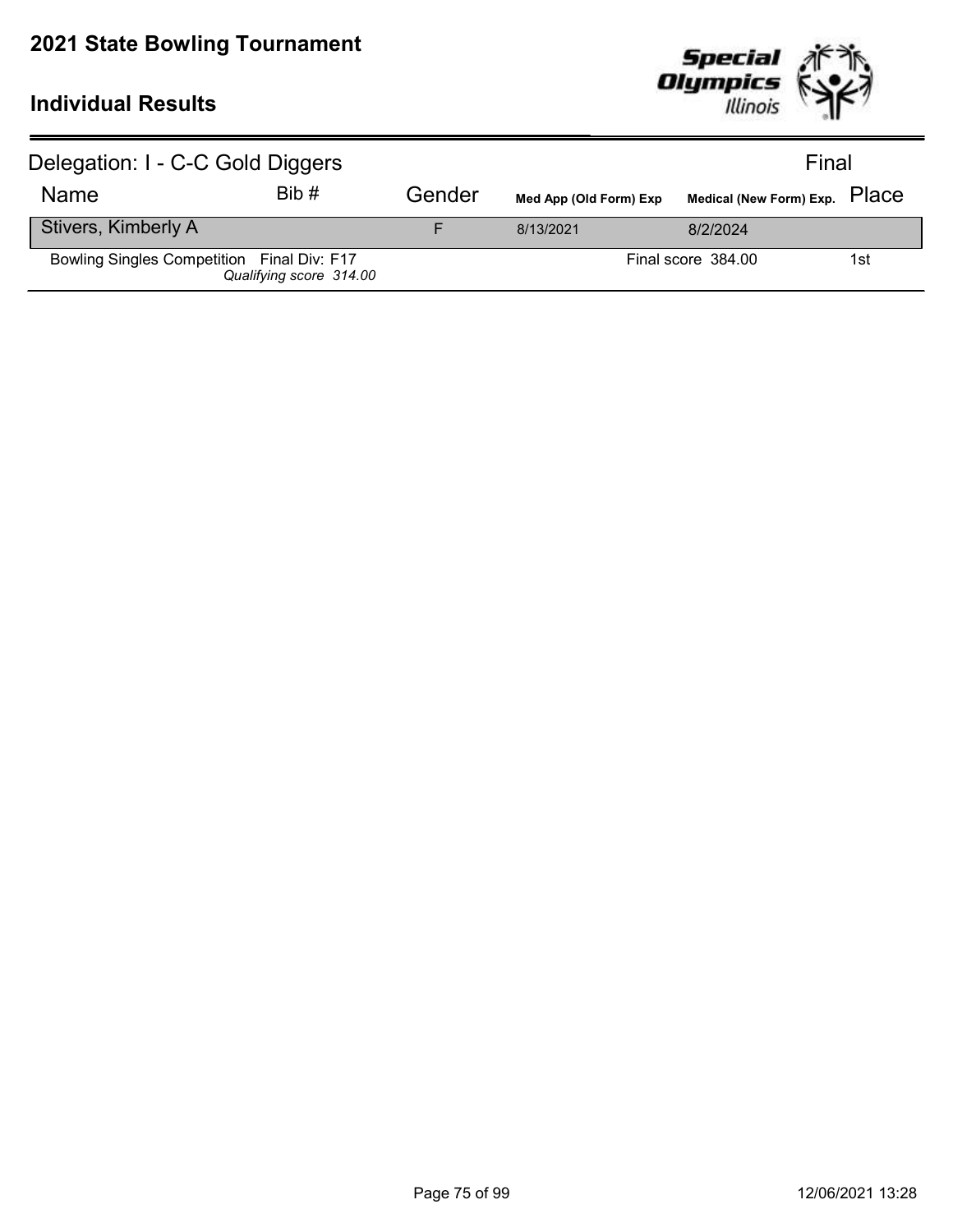# 2021 State Bowling Tournament

## Individual Results

Delegation: I - C-C Gold Diggers

Final

| Name | Bib # | Gender | Med App (Old Form) Exp | Medical (New Form) Exp. | Place |
|---|---|---|---|---|---|
| Stivers, Kimberly A | | F | 8/13/2021 | 8/2/2024 | |
| Bowling Singles Competition Final Div: F17 *Qualifying score 314.00* | | | | Final score 384.00 | 1st |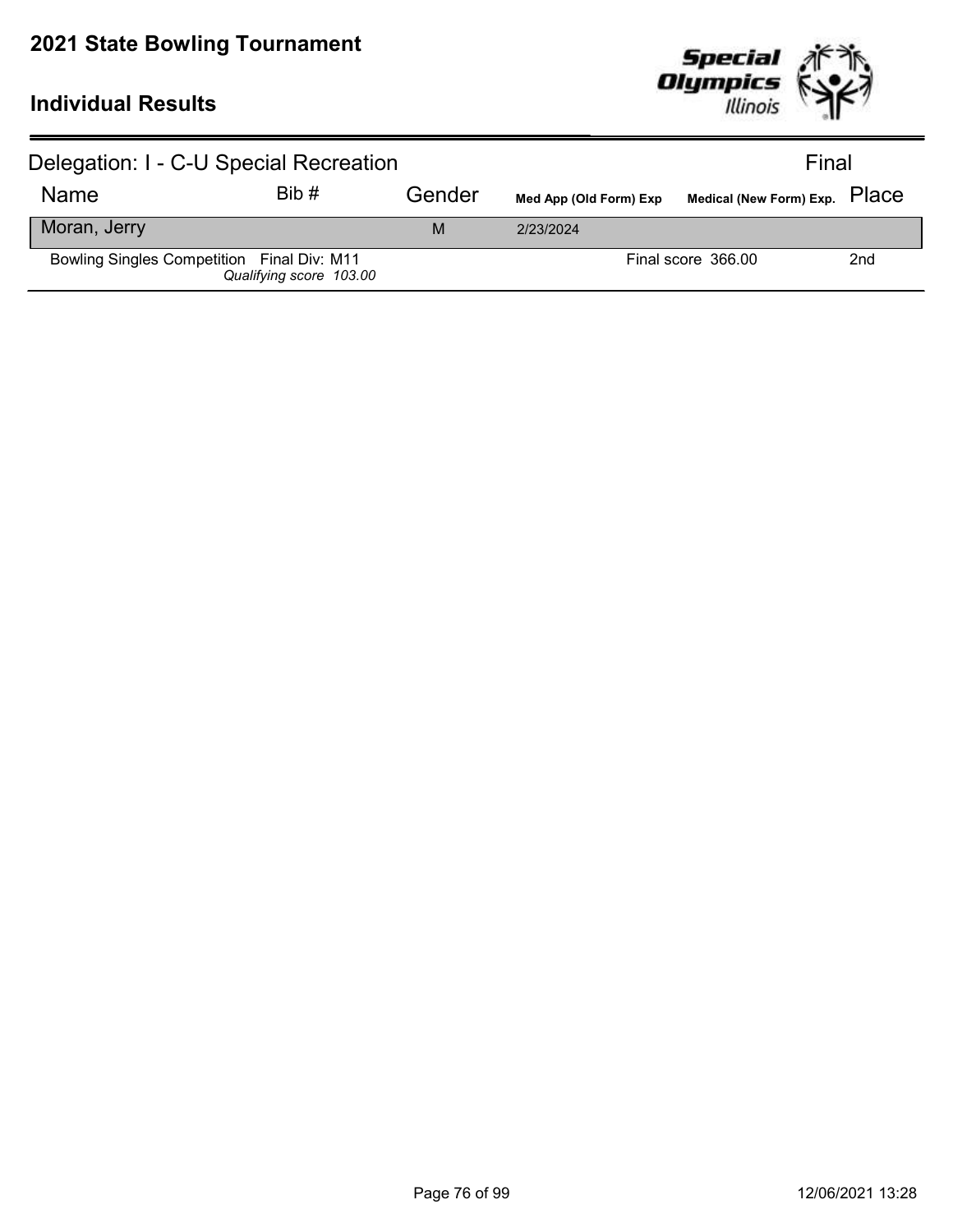# 2021 State Bowling Tournament

## Individual Results

| Delegation: I - C-U Special Recreation | | | | | Final |
|---|---|---|---|---|---|
| Name | Bib # | Gender | Med App (Old Form) Exp | Medical (New Form) Exp. | Place |
| Moran, Jerry | | M | 2/23/2024 | | |
| Bowling Singles Competition Final Div: M11 *Qualifying score 103.00* | | | | Final score 366.00 | 2nd |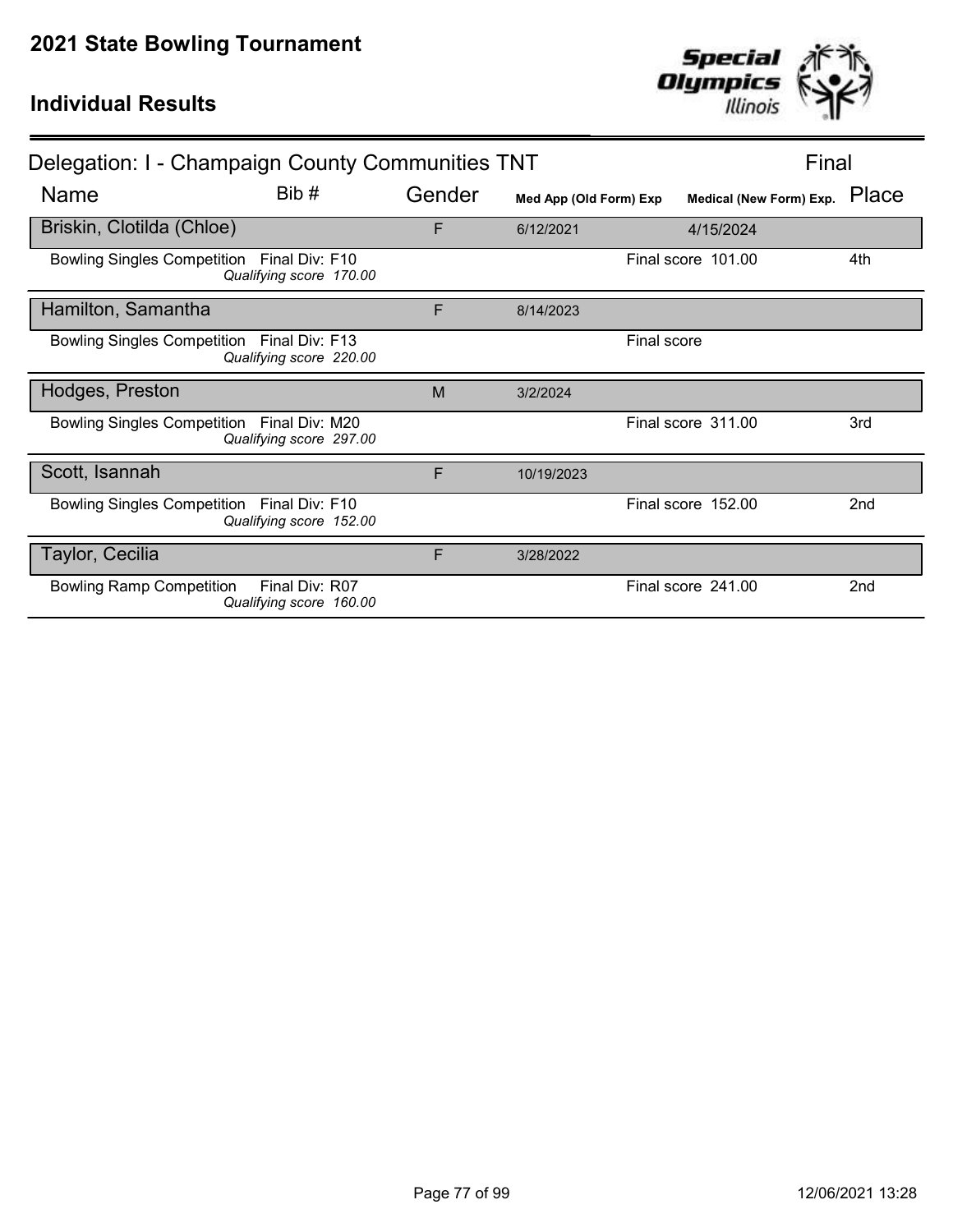# 2021 State Bowling Tournament

## Individual Results

### Delegation: I - Champaign County Communities TNT

Final

| Name | Bib # | Gender | Med App (Old Form) Exp | Medical (New Form) Exp. | Place |
|---|---|---|---|---|---|
| Briskin, Clotilda (Chloe) | | F | 6/12/2021 | 4/15/2024 | |
| Bowling Singles Competition Final Div: F10 *Qualifying score 170.00* | | | | Final score 101.00 | 4th |
| Hamilton, Samantha | | F | 8/14/2023 | | |
| Bowling Singles Competition Final Div: F13 *Qualifying score 220.00* | | | | Final score | |
| Hodges, Preston | | M | 3/2/2024 | | |
| Bowling Singles Competition Final Div: M20 *Qualifying score 297.00* | | | | Final score 311.00 | 3rd |
| Scott, Isannah | | F | 10/19/2023 | | |
| Bowling Singles Competition Final Div: F10 *Qualifying score 152.00* | | | | Final score 152.00 | 2nd |
| Taylor, Cecilia | | F | 3/28/2022 | | |
| Bowling Ramp Competition Final Div: R07 *Qualifying score 160.00* | | | | Final score 241.00 | 2nd |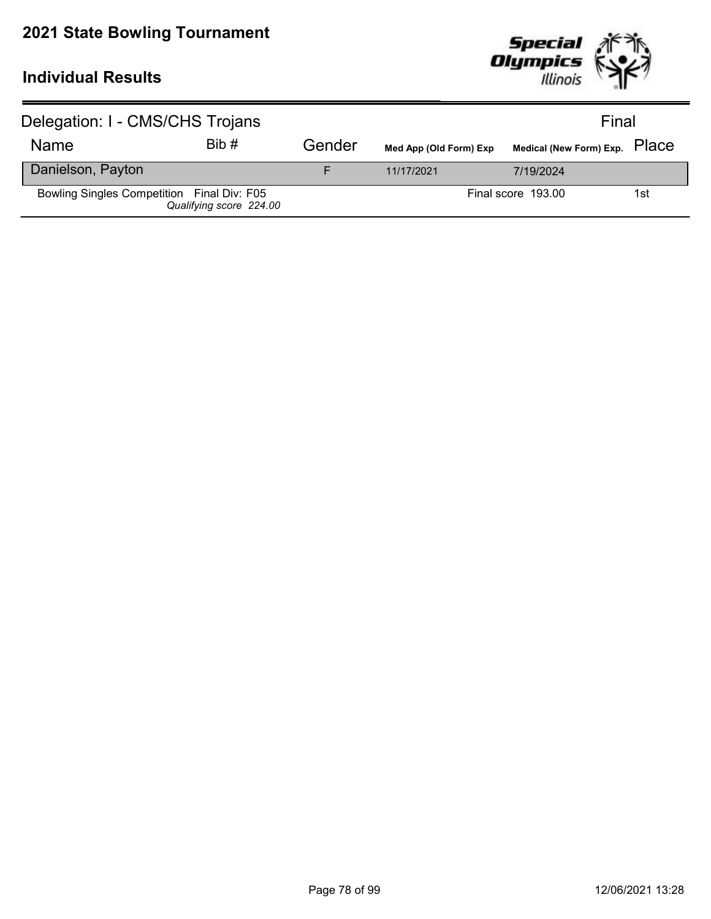# 2021 State Bowling Tournament

## Individual Results

Delegation: I - CMS/CHS Trojans — Final

| Name | Bib # | Gender | Med App (Old Form) Exp | Medical (New Form) Exp. | Place |
|---|---|---|---|---|---|
| Danielson, Payton | | F | 11/17/2021 | 7/19/2024 | |
| Bowling Singles Competition Final Div: F05 *Qualifying score 224.00* | | | | Final score 193.00 | 1st |

12/06/2021 13:28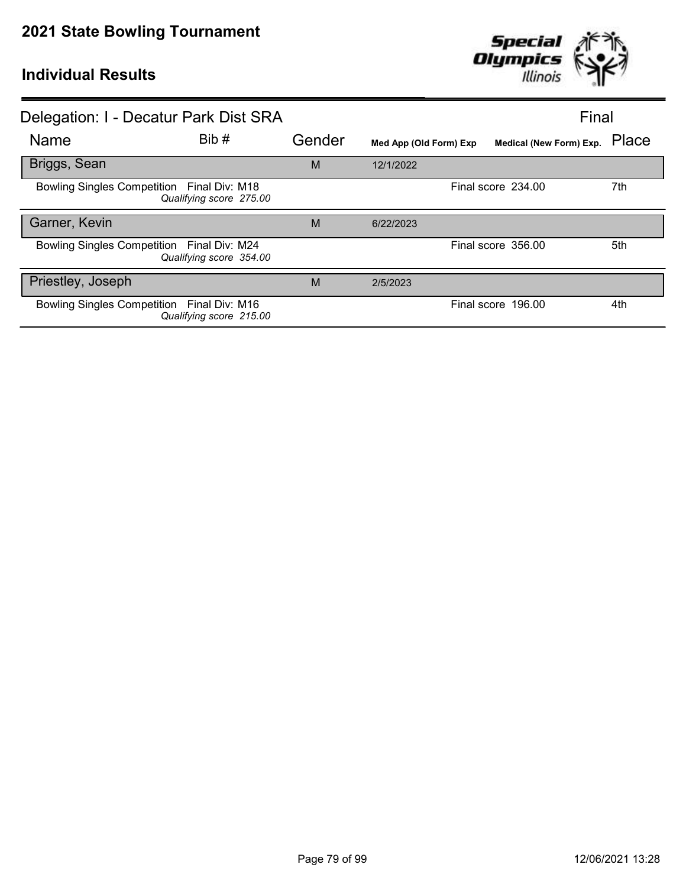# 2021 State Bowling Tournament

## Individual Results

### Delegation: I - Decatur Park Dist SRA

Final

| Name | Bib # | Gender | Med App (Old Form) Exp | Medical (New Form) Exp. | Place |
|---|---|---|---|---|---|
| **Briggs, Sean** | | M | 12/1/2022 | | |
| Bowling Singles Competition Final Div: M18 *Qualifying score 275.00* | | | | Final score 234.00 | 7th |
| **Garner, Kevin** | | M | 6/22/2023 | | |
| Bowling Singles Competition Final Div: M24 *Qualifying score 354.00* | | | | Final score 356.00 | 5th |
| **Priestley, Joseph** | | M | 2/5/2023 | | |
| Bowling Singles Competition Final Div: M16 *Qualifying score 215.00* | | | | Final score 196.00 | 4th |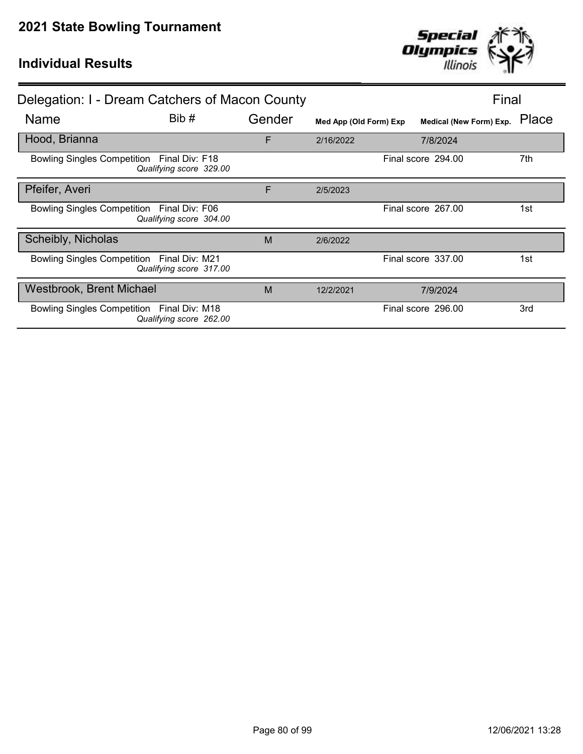# 2021 State Bowling Tournament

## Individual Results

### Delegation: I - Dream Catchers of Macon County

Final

| Name | Bib # | Gender | Med App (Old Form) Exp | Medical (New Form) Exp. | Place |
|---|---|---|---|---|---|
| Hood, Brianna | | F | 2/16/2022 | 7/8/2024 | |
| Bowling Singles Competition Final Div: F18 *Qualifying score 329.00* | | | | Final score 294.00 | 7th |
| Pfeifer, Averi | | F | 2/5/2023 | | |
| Bowling Singles Competition Final Div: F06 *Qualifying score 304.00* | | | | Final score 267.00 | 1st |
| Scheibly, Nicholas | | M | 2/6/2022 | | |
| Bowling Singles Competition Final Div: M21 *Qualifying score 317.00* | | | | Final score 337.00 | 1st |
| Westbrook, Brent Michael | | M | 12/2/2021 | 7/9/2024 | |
| Bowling Singles Competition Final Div: M18 *Qualifying score 262.00* | | | | Final score 296.00 | 3rd |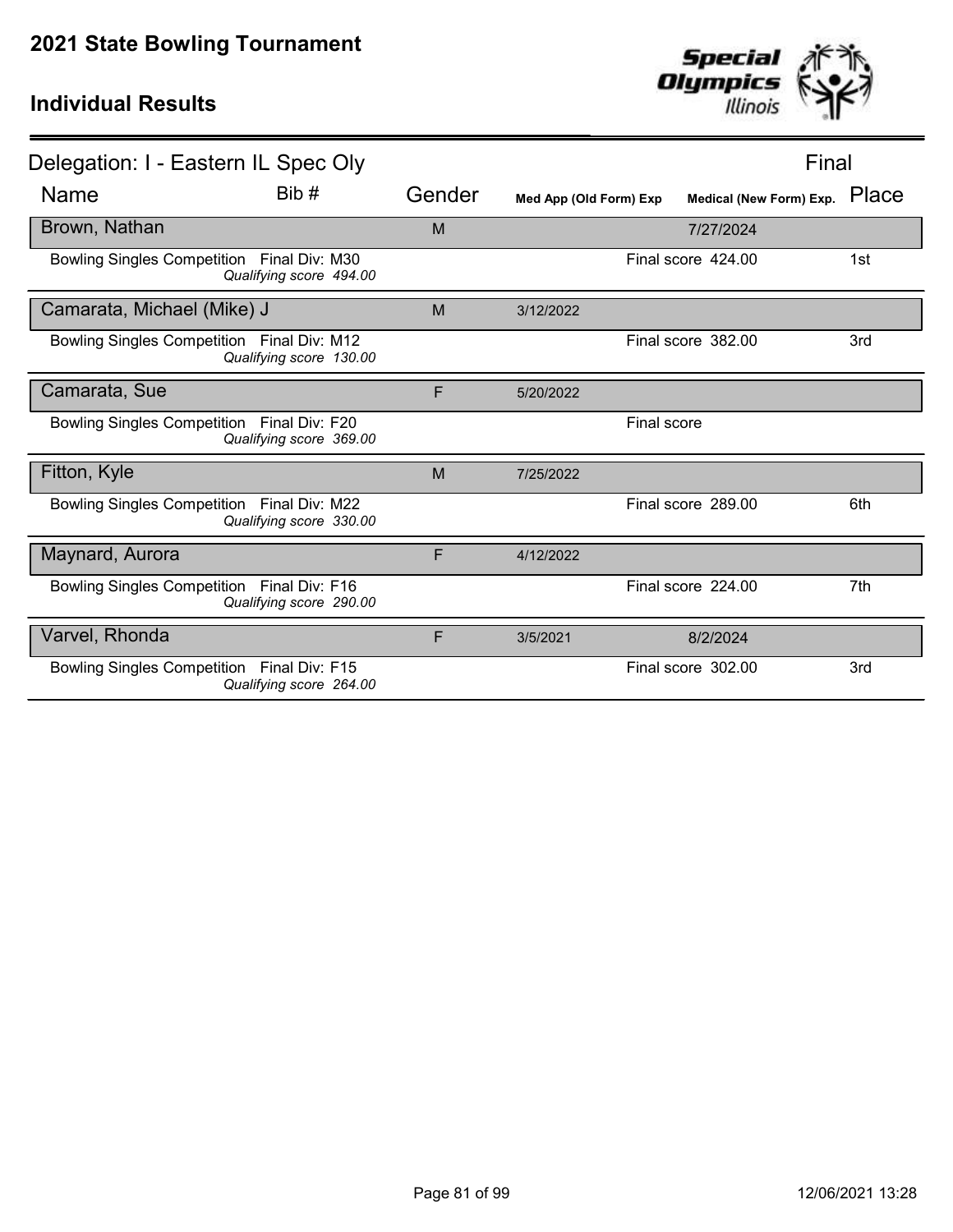# 2021 State Bowling Tournament

## Individual Results

**Delegation: I - Eastern IL Spec Oly** — Final

| Name | Bib # | Gender | Med App (Old Form) Exp | Medical (New Form) Exp. | Place |
|---|---|---|---|---|---|
| Brown, Nathan | | M | | 7/27/2024 | |
| Bowling Singles Competition Final Div: M30 *Qualifying score 494.00* | | | | Final score 424.00 | 1st |
| Camarata, Michael (Mike) J | | M | 3/12/2022 | | |
| Bowling Singles Competition Final Div: M12 *Qualifying score 130.00* | | | | Final score 382.00 | 3rd |
| Camarata, Sue | | F | 5/20/2022 | | |
| Bowling Singles Competition Final Div: F20 *Qualifying score 369.00* | | | | Final score | |
| Fitton, Kyle | | M | 7/25/2022 | | |
| Bowling Singles Competition Final Div: M22 *Qualifying score 330.00* | | | | Final score 289.00 | 6th |
| Maynard, Aurora | | F | 4/12/2022 | | |
| Bowling Singles Competition Final Div: F16 *Qualifying score 290.00* | | | | Final score 224.00 | 7th |
| Varvel, Rhonda | | F | 3/5/2021 | 8/2/2024 | |
| Bowling Singles Competition Final Div: F15 *Qualifying score 264.00* | | | | Final score 302.00 | 3rd |

12/06/2021 13:28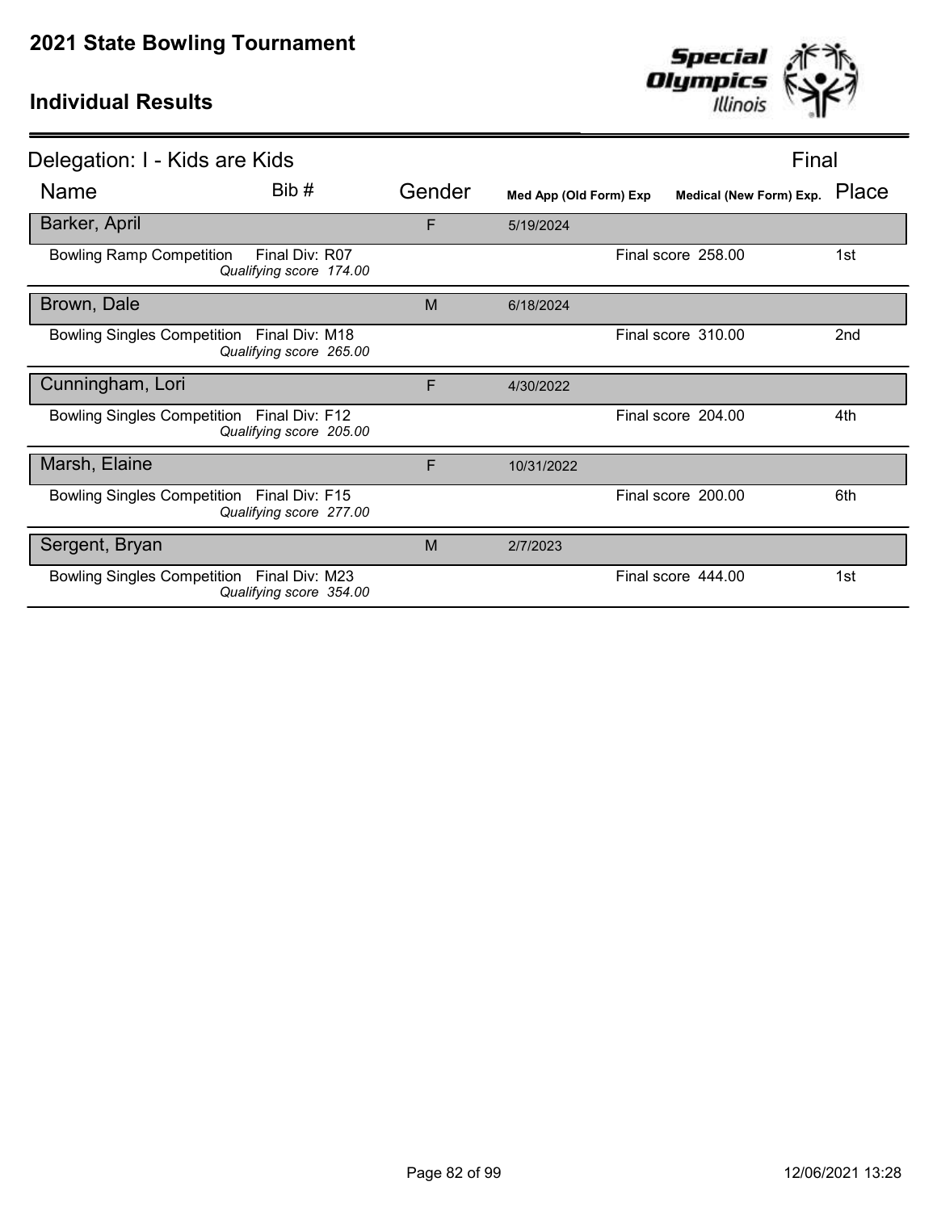# 2021 State Bowling Tournament

## Individual Results

Delegation: I - Kids are Kids — Final

| Name | Bib # | Gender | Med App (Old Form) Exp | Medical (New Form) Exp. | Place |
|---|---|---|---|---|---|
| Barker, April | | F | 5/19/2024 | | |
| Bowling Ramp Competition — Final Div: R07 — *Qualifying score 174.00* | | | | Final score 258.00 | 1st |
| Brown, Dale | | M | 6/18/2024 | | |
| Bowling Singles Competition — Final Div: M18 — *Qualifying score 265.00* | | | | Final score 310.00 | 2nd |
| Cunningham, Lori | | F | 4/30/2022 | | |
| Bowling Singles Competition — Final Div: F12 — *Qualifying score 205.00* | | | | Final score 204.00 | 4th |
| Marsh, Elaine | | F | 10/31/2022 | | |
| Bowling Singles Competition — Final Div: F15 — *Qualifying score 277.00* | | | | Final score 200.00 | 6th |
| Sergent, Bryan | | M | 2/7/2023 | | |
| Bowling Singles Competition — Final Div: M23 — *Qualifying score 354.00* | | | | Final score 444.00 | 1st |

12/06/2021 13:28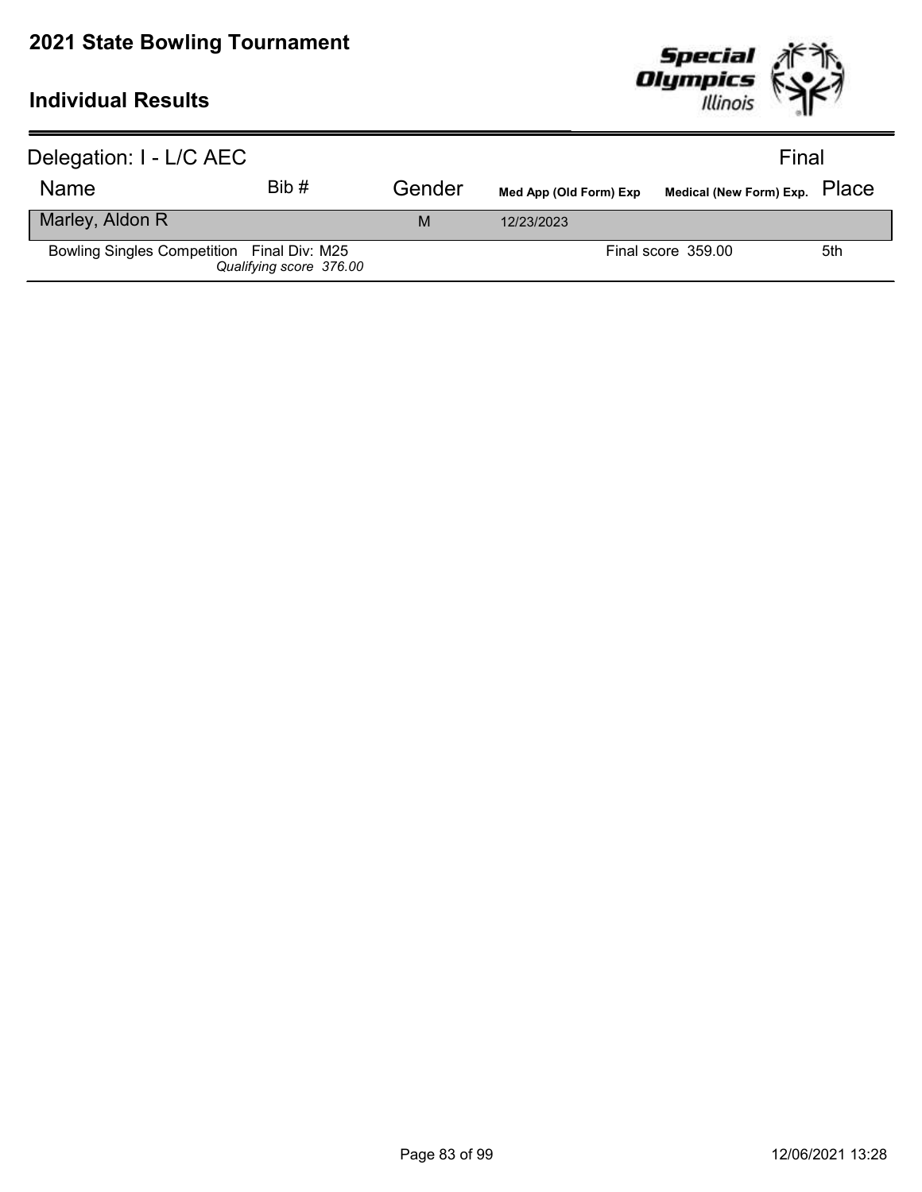# 2021 State Bowling Tournament

## Individual Results

Delegation: I - L/C AEC **Final**

| Name | Bib # | Gender | Med App (Old Form) Exp | Medical (New Form) Exp. | Place |
|---|---|---|---|---|---|
| Marley, Aldon R | | M | 12/23/2023 | | |
| Bowling Singles Competition Final Div: M25<br>*Qualifying score 376.00* | | | | Final score 359.00 | 5th |

12/06/2021 13:28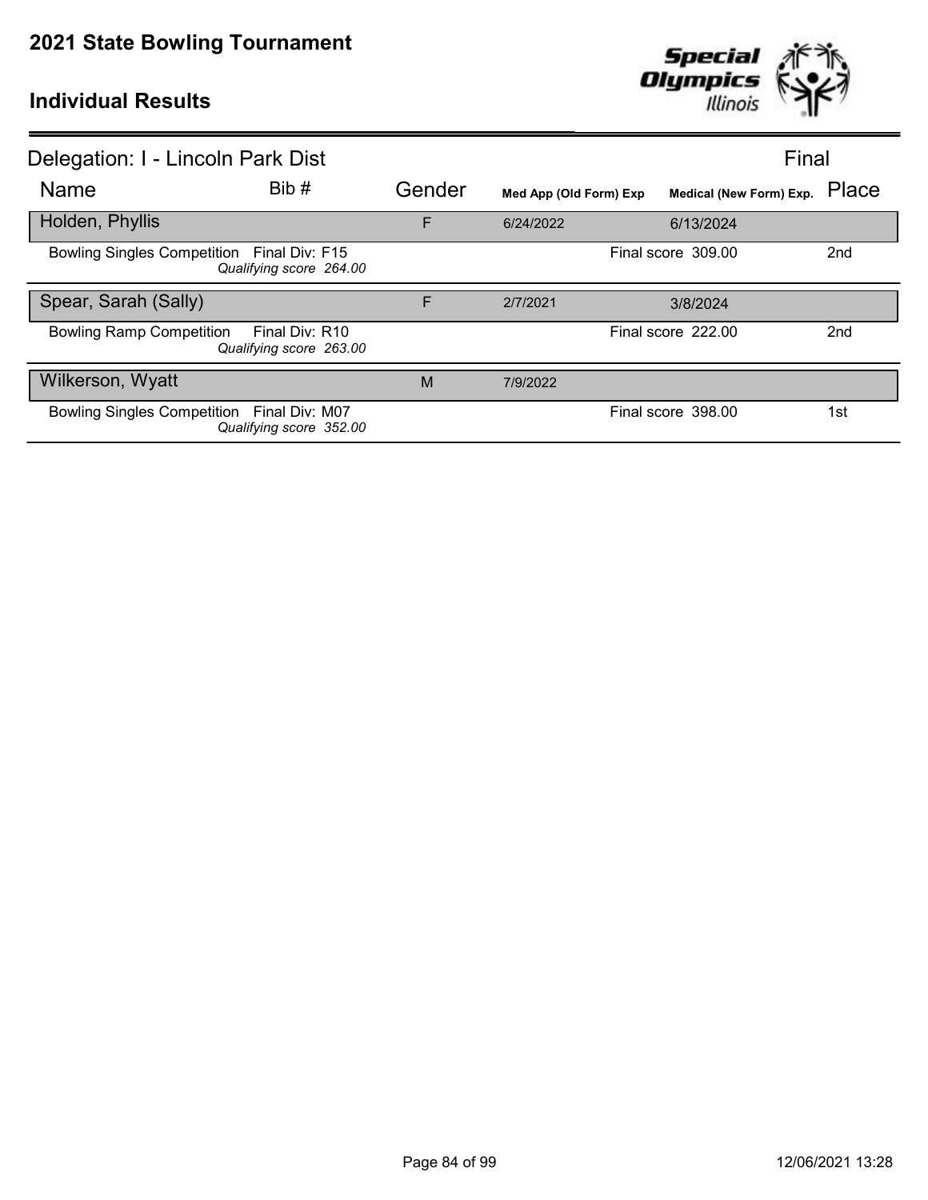# 2021 State Bowling Tournament

## Individual Results

Delegation: I - Lincoln Park Dist — Final

| Name | Bib # | Gender | Med App (Old Form) Exp | Medical (New Form) Exp. | Place |
|---|---|---|---|---|---|
| Holden, Phyllis | | F | 6/24/2022 | 6/13/2024 | |
| Bowling Singles Competition — Final Div: F15 — *Qualifying score 264.00* | | | | Final score 309.00 | 2nd |
| Spear, Sarah (Sally) | | F | 2/7/2021 | 3/8/2024 | |
| Bowling Ramp Competition — Final Div: R10 — *Qualifying score 263.00* | | | | Final score 222.00 | 2nd |
| Wilkerson, Wyatt | | M | 7/9/2022 | | |
| Bowling Singles Competition — Final Div: M07 — *Qualifying score 352.00* | | | | Final score 398.00 | 1st |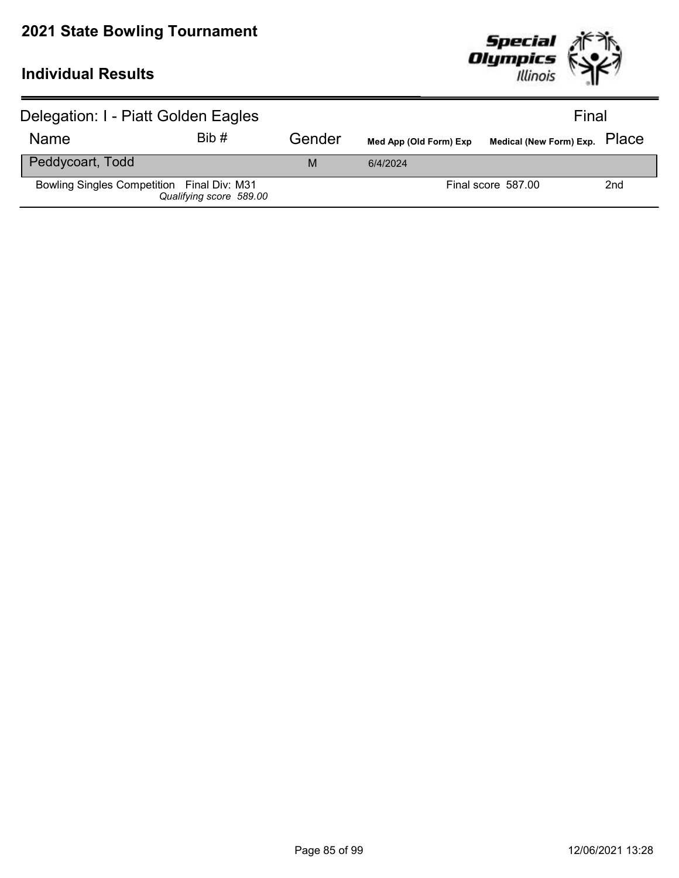# 2021 State Bowling Tournament

## Individual Results

### Delegation: I - Piatt Golden Eagles

Final

| Name | Bib # | Gender | Med App (Old Form) Exp | Medical (New Form) Exp. | Place |
|---|---|---|---|---|---|
| Peddycoart, Todd | | M | 6/4/2024 | | |
| Bowling Singles Competition Final Div: M31 *Qualifying score 589.00* | | | | Final score 587.00 | 2nd |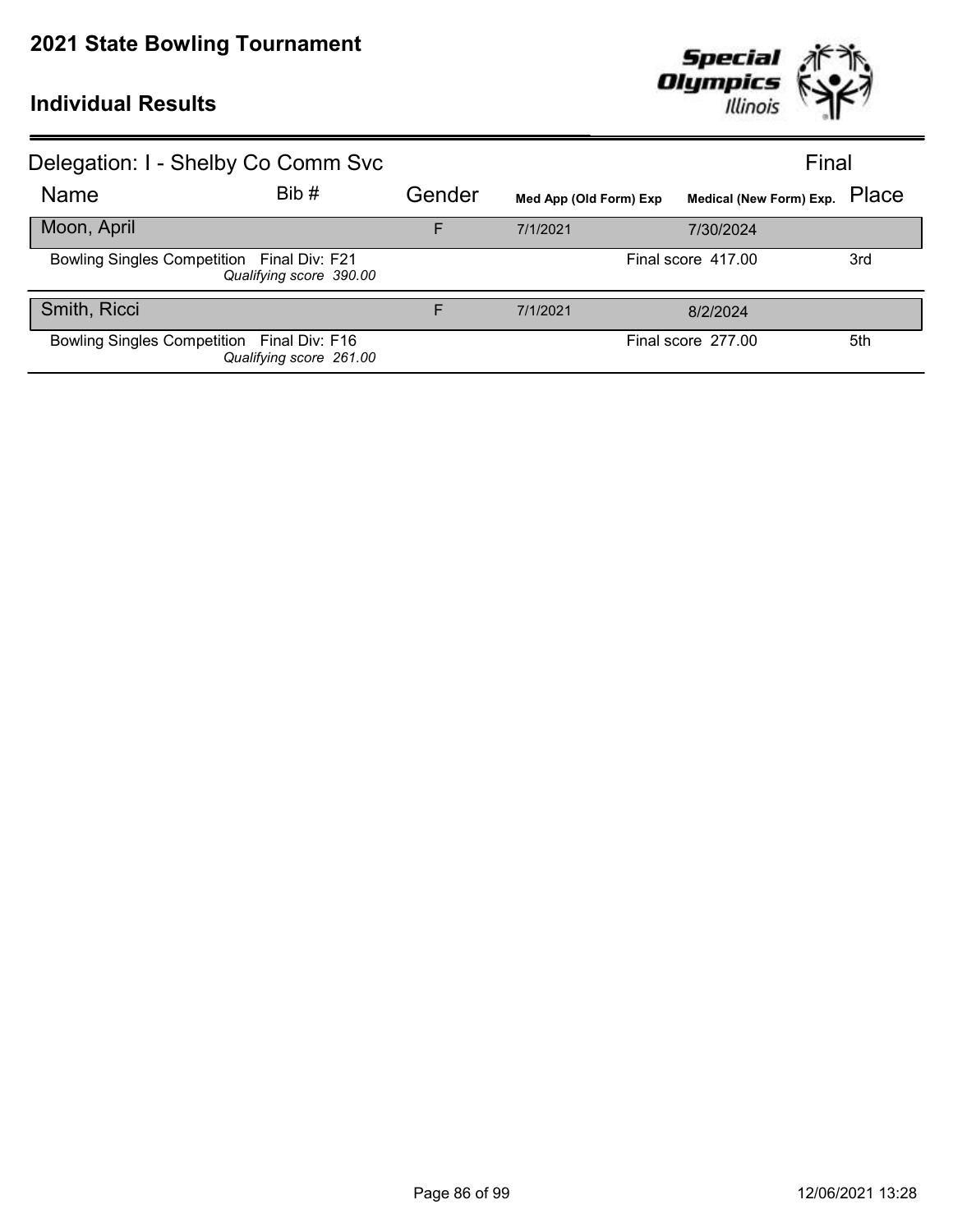# 2021 State Bowling Tournament

## Individual Results

Delegation: I - Shelby Co Comm Svc — Final

| Name | Bib # | Gender | Med App (Old Form) Exp | Medical (New Form) Exp. | Place |
|---|---|---|---|---|---|
| Moon, April | | F | 7/1/2021 | 7/30/2024 | |
| Bowling Singles Competition Final Div: F21 *Qualifying score 390.00* | | | | Final score 417.00 | 3rd |
| Smith, Ricci | | F | 7/1/2021 | 8/2/2024 | |
| Bowling Singles Competition Final Div: F16 *Qualifying score 261.00* | | | | Final score 277.00 | 5th |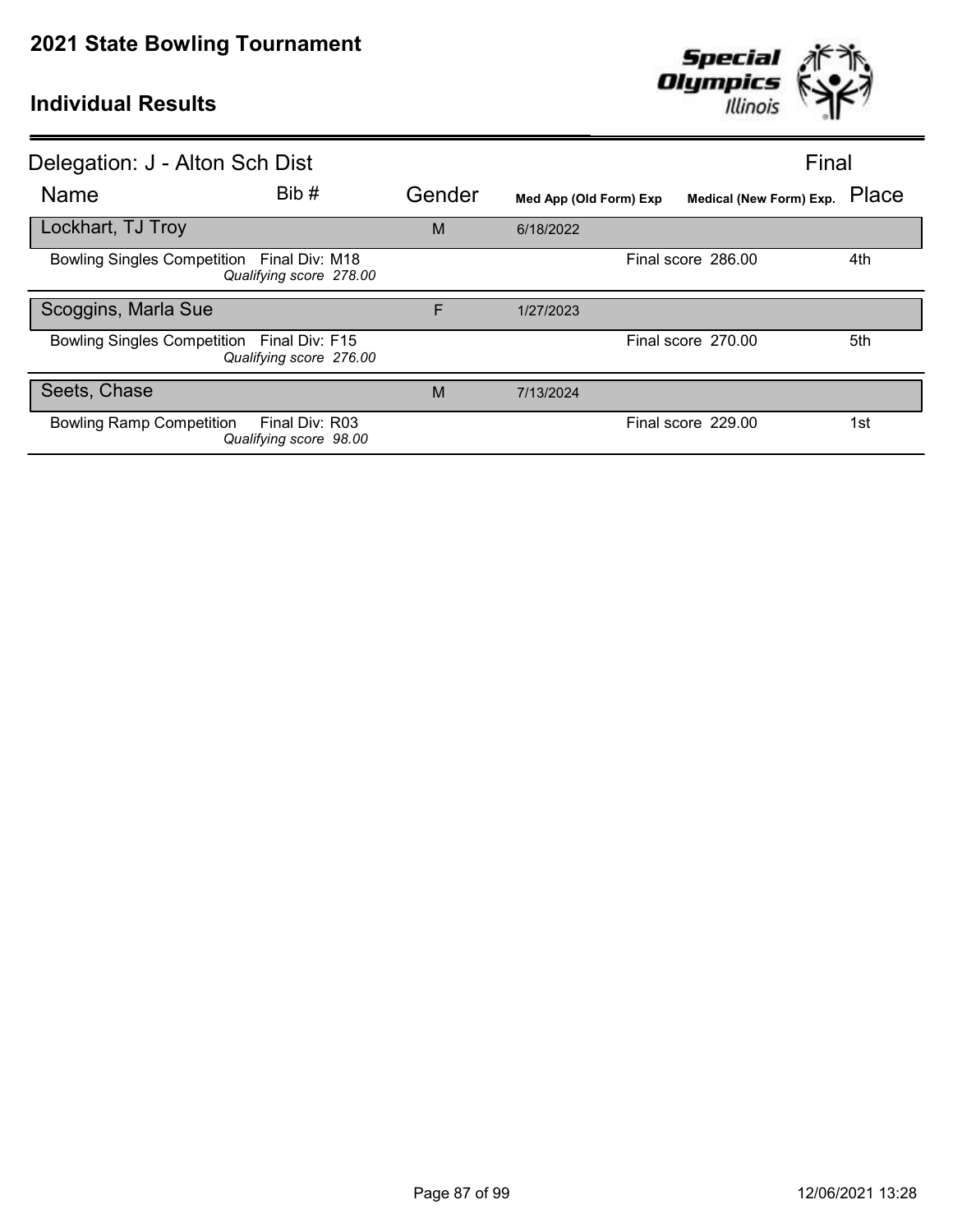# 2021 State Bowling Tournament

## Individual Results

Delegation: J - Alton Sch Dist — Final

| Name | Bib # | Gender | Med App (Old Form) Exp | Medical (New Form) Exp. | Place |
|---|---|---|---|---|---|
| **Lockhart, TJ Troy** | | M | 6/18/2022 | | |
| Bowling Singles Competition — Final Div: M18 — *Qualifying score 278.00* | | | | Final score 286.00 | 4th |
| **Scoggins, Marla Sue** | | F | 1/27/2023 | | |
| Bowling Singles Competition — Final Div: F15 — *Qualifying score 276.00* | | | | Final score 270.00 | 5th |
| **Seets, Chase** | | M | 7/13/2024 | | |
| Bowling Ramp Competition — Final Div: R03 — *Qualifying score 98.00* | | | | Final score 229.00 | 1st |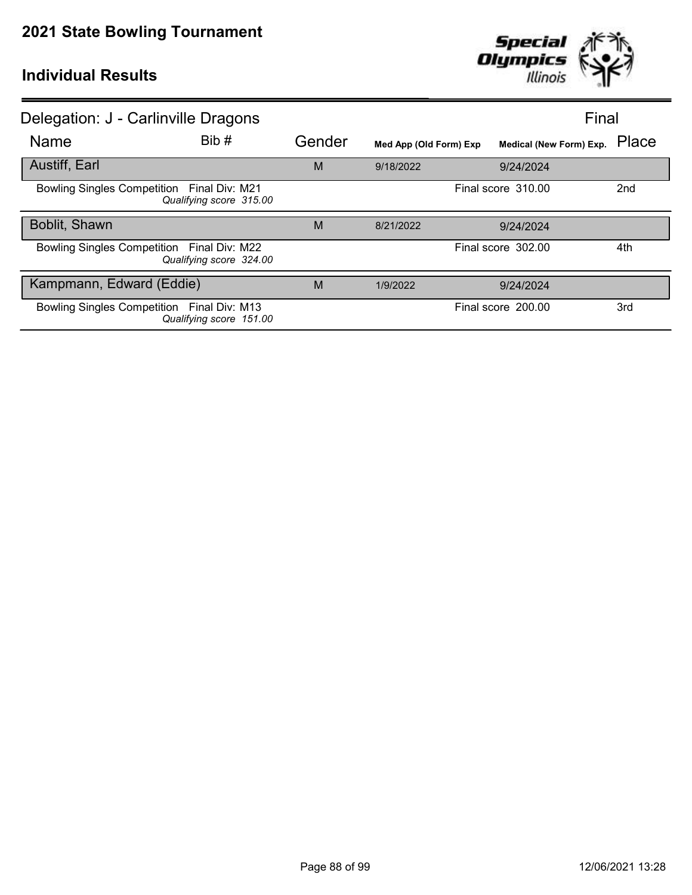# 2021 State Bowling Tournament

## Individual Results

**Delegation: J - Carlinville Dragons** — Final

| Name | Bib # | Gender | Med App (Old Form) Exp | Medical (New Form) Exp. | Place |
|---|---|---|---|---|---|
| Austiff, Earl | | M | 9/18/2022 | 9/24/2024 | |
| Bowling Singles Competition Final Div: M21 *Qualifying score 315.00* | | | | Final score 310.00 | 2nd |
| Boblit, Shawn | | M | 8/21/2022 | 9/24/2024 | |
| Bowling Singles Competition Final Div: M22 *Qualifying score 324.00* | | | | Final score 302.00 | 4th |
| Kampmann, Edward (Eddie) | | M | 1/9/2022 | 9/24/2024 | |
| Bowling Singles Competition Final Div: M13 *Qualifying score 151.00* | | | | Final score 200.00 | 3rd |

12/06/2021 13:28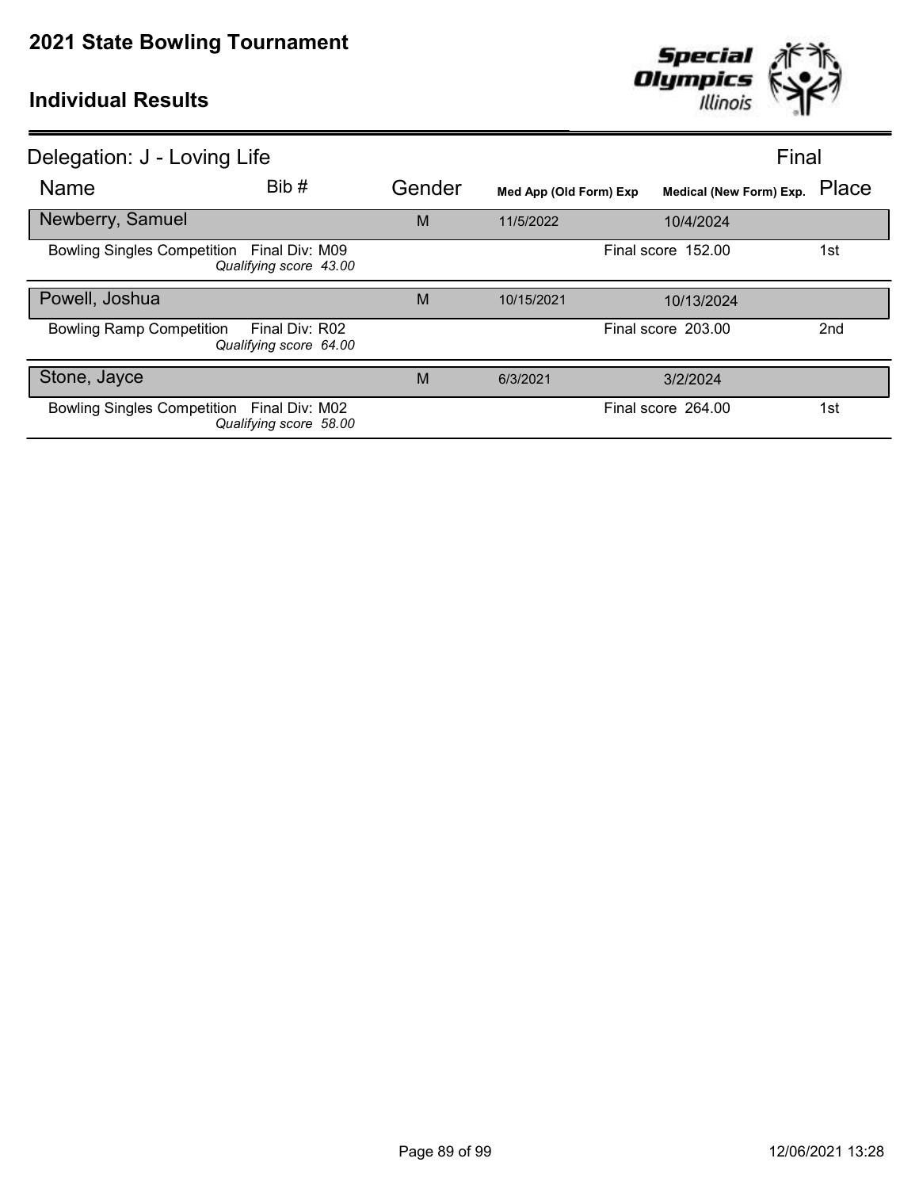# 2021 State Bowling Tournament

## Individual Results

### Delegation: J - Loving Life

Final

| Name | Bib # | Gender | Med App (Old Form) Exp | Medical (New Form) Exp. | Place |
|---|---|---|---|---|---|
| **Newberry, Samuel** | | M | 11/5/2022 | 10/4/2024 | |
| Bowling Singles Competition | Final Div: M09<br>*Qualifying score 43.00* | | | Final score 152.00 | 1st |
| **Powell, Joshua** | | M | 10/15/2021 | 10/13/2024 | |
| Bowling Ramp Competition | Final Div: R02<br>*Qualifying score 64.00* | | | Final score 203.00 | 2nd |
| **Stone, Jayce** | | M | 6/3/2021 | 3/2/2024 | |
| Bowling Singles Competition | Final Div: M02<br>*Qualifying score 58.00* | | | Final score 264.00 | 1st |

12/06/2021 13:28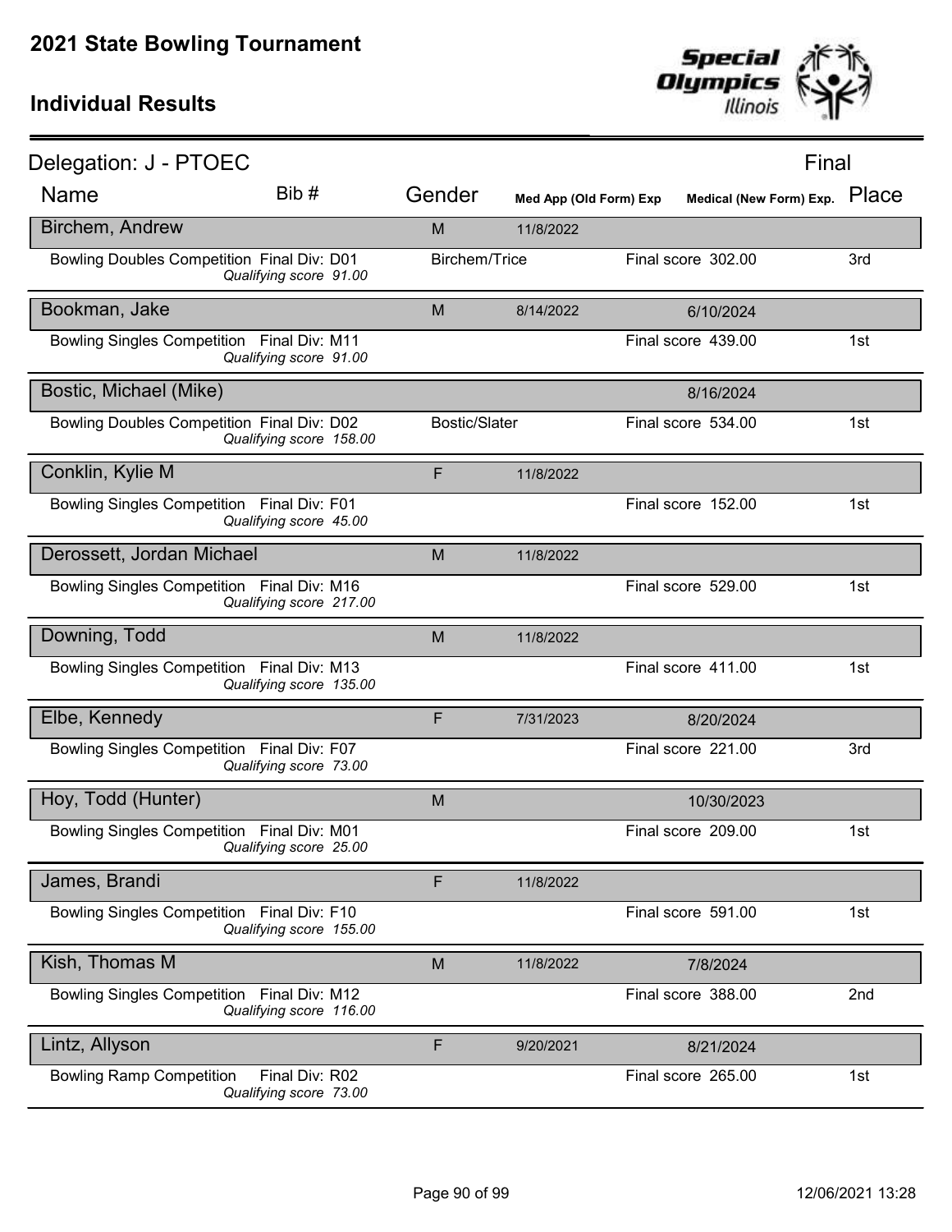# 2021 State Bowling Tournament

## Individual Results

Delegation: J - PTOEC — Final

| Name | Bib # | Gender | Med App (Old Form) Exp | Medical (New Form) Exp. | Place |
|---|---|---|---|---|---|
| **Birchem, Andrew** | | M | 11/8/2022 | | |
| Bowling Doubles Competition Final Div: D01 *Qualifying score 91.00* | | Birchem/Trice | | Final score 302.00 | 3rd |
| **Bookman, Jake** | | M | 8/14/2022 | 6/10/2024 | |
| Bowling Singles Competition Final Div: M11 *Qualifying score 91.00* | | | | Final score 439.00 | 1st |
| **Bostic, Michael (Mike)** | | | | 8/16/2024 | |
| Bowling Doubles Competition Final Div: D02 *Qualifying score 158.00* | | Bostic/Slater | | Final score 534.00 | 1st |
| **Conklin, Kylie M** | | F | 11/8/2022 | | |
| Bowling Singles Competition Final Div: F01 *Qualifying score 45.00* | | | | Final score 152.00 | 1st |
| **Derossett, Jordan Michael** | | M | 11/8/2022 | | |
| Bowling Singles Competition Final Div: M16 *Qualifying score 217.00* | | | | Final score 529.00 | 1st |
| **Downing, Todd** | | M | 11/8/2022 | | |
| Bowling Singles Competition Final Div: M13 *Qualifying score 135.00* | | | | Final score 411.00 | 1st |
| **Elbe, Kennedy** | | F | 7/31/2023 | 8/20/2024 | |
| Bowling Singles Competition Final Div: F07 *Qualifying score 73.00* | | | | Final score 221.00 | 3rd |
| **Hoy, Todd (Hunter)** | | M | | 10/30/2023 | |
| Bowling Singles Competition Final Div: M01 *Qualifying score 25.00* | | | | Final score 209.00 | 1st |
| **James, Brandi** | | F | 11/8/2022 | | |
| Bowling Singles Competition Final Div: F10 *Qualifying score 155.00* | | | | Final score 591.00 | 1st |
| **Kish, Thomas M** | | M | 11/8/2022 | 7/8/2024 | |
| Bowling Singles Competition Final Div: M12 *Qualifying score 116.00* | | | | Final score 388.00 | 2nd |
| **Lintz, Allyson** | | F | 9/20/2021 | 8/21/2024 | |
| Bowling Ramp Competition Final Div: R02 *Qualifying score 73.00* | | | | Final score 265.00 | 1st |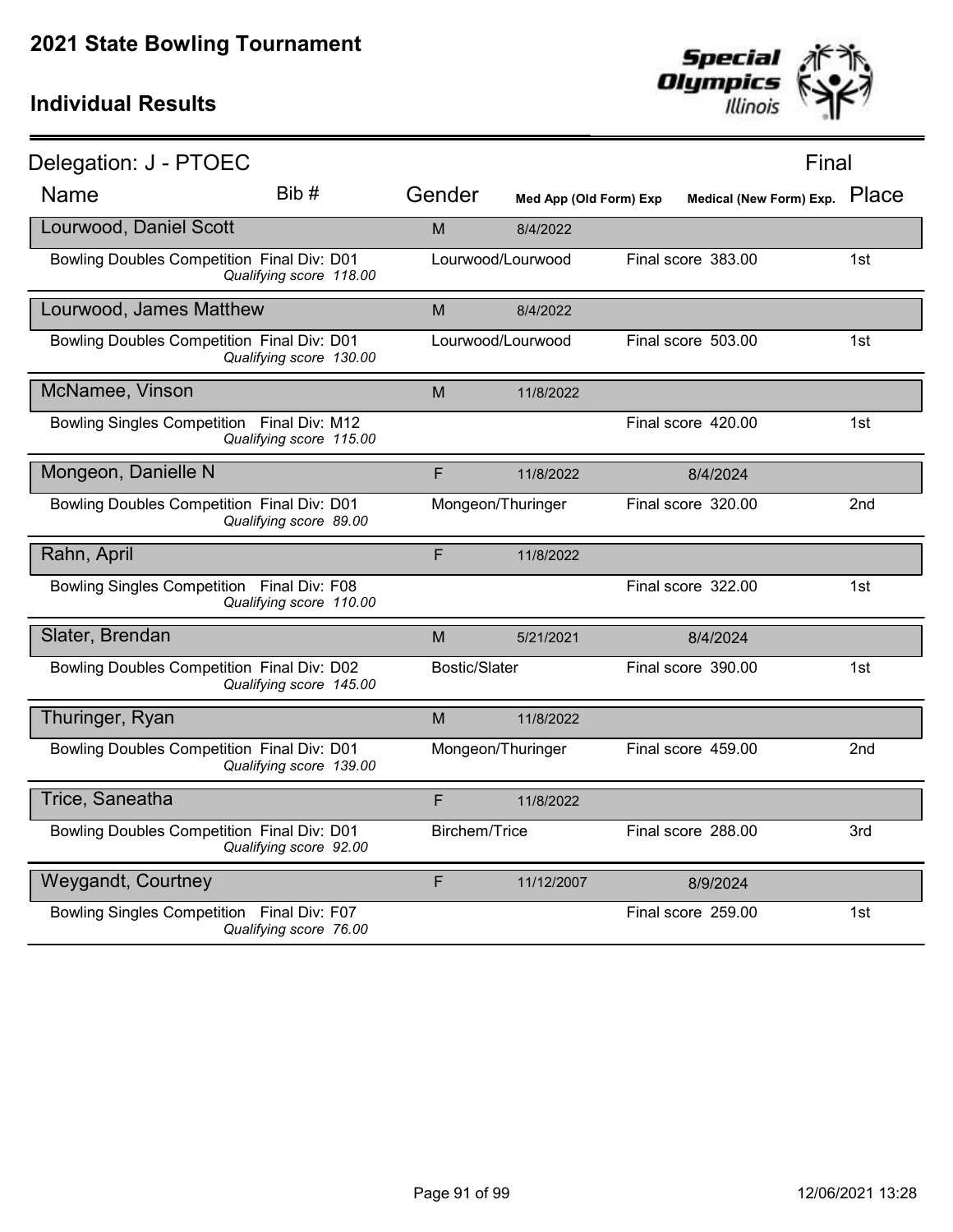# 2021 State Bowling Tournament

## Individual Results

**Delegation: J - PTOEC** — Final

| Name | Bib # | Gender | Med App (Old Form) Exp | Medical (New Form) Exp. | Place |
|---|---|---|---|---|---|
| **Lourwood, Daniel Scott** | | M | 8/4/2022 | | |
| Bowling Doubles Competition Final Div: D01 *Qualifying score 118.00* | | Lourwood/Lourwood | | Final score 383.00 | 1st |
| **Lourwood, James Matthew** | | M | 8/4/2022 | | |
| Bowling Doubles Competition Final Div: D01 *Qualifying score 130.00* | | Lourwood/Lourwood | | Final score 503.00 | 1st |
| **McNamee, Vinson** | | M | 11/8/2022 | | |
| Bowling Singles Competition Final Div: M12 *Qualifying score 115.00* | | | | Final score 420.00 | 1st |
| **Mongeon, Danielle N** | | F | 11/8/2022 | 8/4/2024 | |
| Bowling Doubles Competition Final Div: D01 *Qualifying score 89.00* | | Mongeon/Thuringer | | Final score 320.00 | 2nd |
| **Rahn, April** | | F | 11/8/2022 | | |
| Bowling Singles Competition Final Div: F08 *Qualifying score 110.00* | | | | Final score 322.00 | 1st |
| **Slater, Brendan** | | M | 5/21/2021 | 8/4/2024 | |
| Bowling Doubles Competition Final Div: D02 *Qualifying score 145.00* | | Bostic/Slater | | Final score 390.00 | 1st |
| **Thuringer, Ryan** | | M | 11/8/2022 | | |
| Bowling Doubles Competition Final Div: D01 *Qualifying score 139.00* | | Mongeon/Thuringer | | Final score 459.00 | 2nd |
| **Trice, Saneatha** | | F | 11/8/2022 | | |
| Bowling Doubles Competition Final Div: D01 *Qualifying score 92.00* | | Birchem/Trice | | Final score 288.00 | 3rd |
| **Weygandt, Courtney** | | F | 11/12/2007 | 8/9/2024 | |
| Bowling Singles Competition Final Div: F07 *Qualifying score 76.00* | | | | Final score 259.00 | 1st |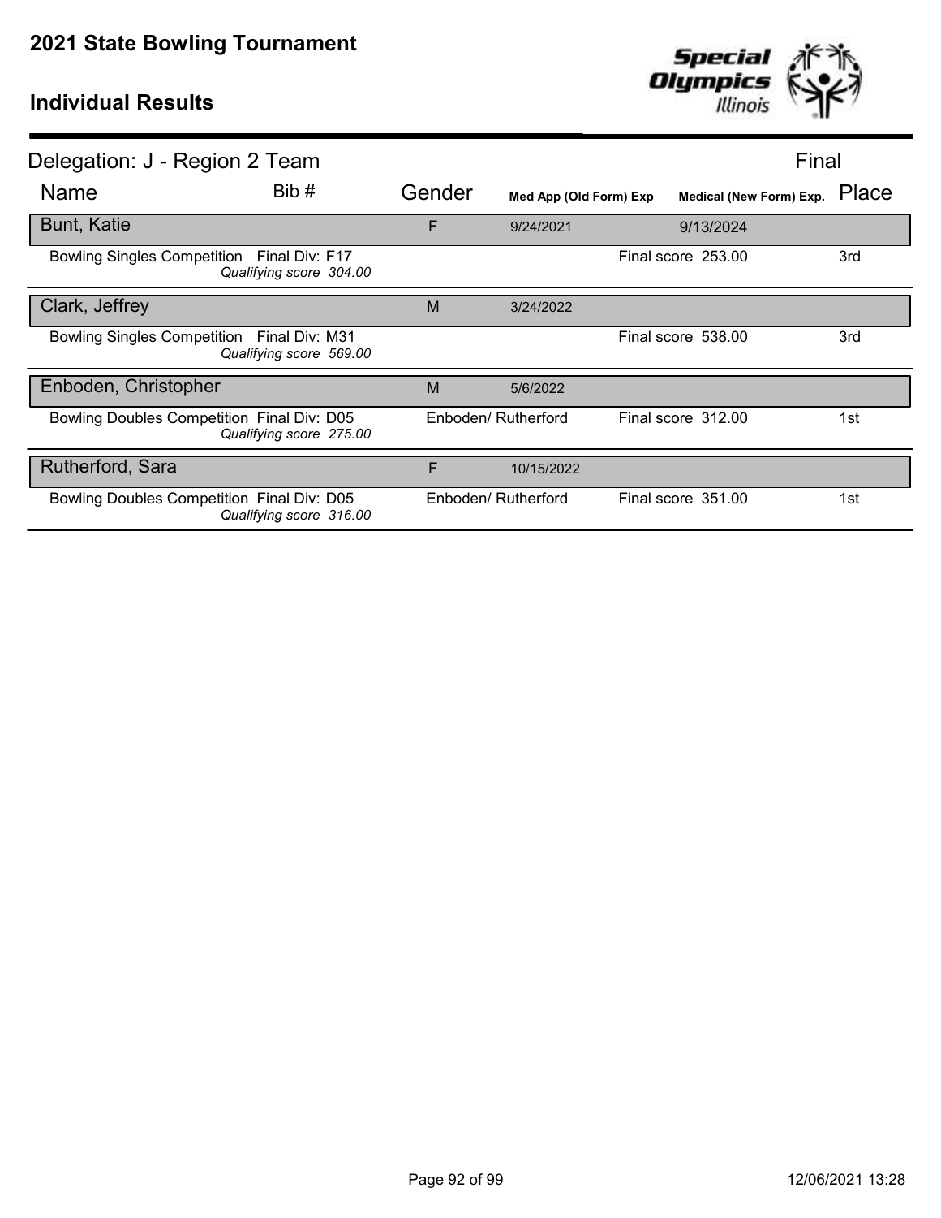# 2021 State Bowling Tournament

## Individual Results

**Delegation: J - Region 2 Team** — Final

| Name | Bib # | Gender | Med App (Old Form) Exp | Medical (New Form) Exp. | Place |
|---|---|---|---|---|---|
| **Bunt, Katie** | | F | 9/24/2021 | 9/13/2024 | |
| Bowling Singles Competition Final Div: F17 *Qualifying score 304.00* | | | | Final score 253.00 | 3rd |
| **Clark, Jeffrey** | | M | 3/24/2022 | | |
| Bowling Singles Competition Final Div: M31 *Qualifying score 569.00* | | | | Final score 538.00 | 3rd |
| **Enboden, Christopher** | | M | 5/6/2022 | | |
| Bowling Doubles Competition Final Div: D05 *Qualifying score 275.00* | | Enboden/ Rutherford | | Final score 312.00 | 1st |
| **Rutherford, Sara** | | F | 10/15/2022 | | |
| Bowling Doubles Competition Final Div: D05 *Qualifying score 316.00* | | Enboden/ Rutherford | | Final score 351.00 | 1st |

12/06/2021 13:28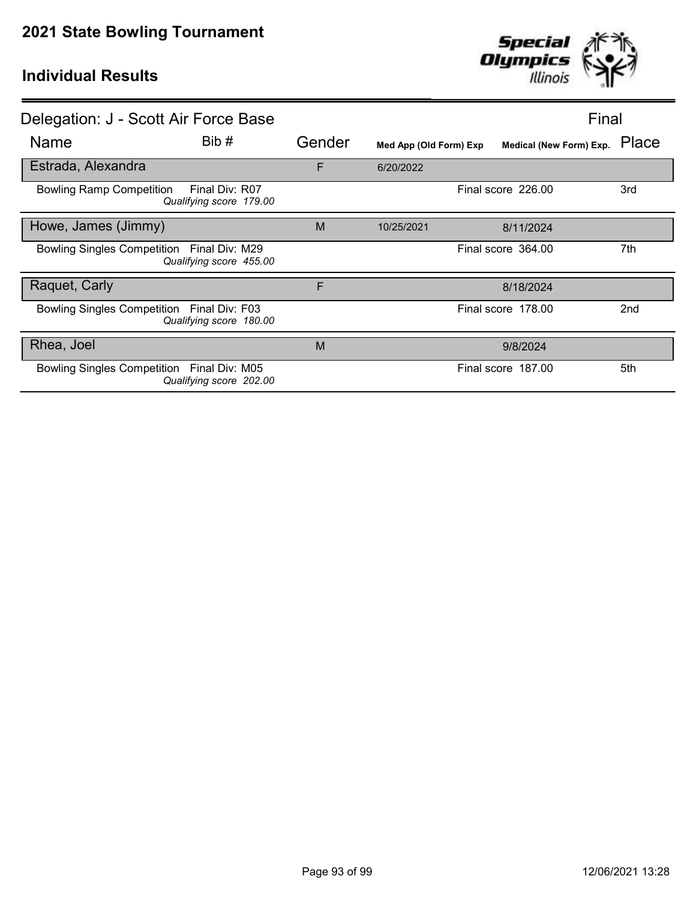# 2021 State Bowling Tournament

## Individual Results

### Delegation: J - Scott Air Force Base

Final

| Name | Bib # | Gender | Med App (Old Form) Exp | Medical (New Form) Exp. | Place |
|---|---|---|---|---|---|
| **Estrada, Alexandra** | | F | 6/20/2022 | | |
| Bowling Ramp Competition — Final Div: R07 — *Qualifying score 179.00* | | | | Final score 226.00 | 3rd |
| **Howe, James (Jimmy)** | | M | 10/25/2021 | 8/11/2024 | |
| Bowling Singles Competition — Final Div: M29 — *Qualifying score 455.00* | | | | Final score 364.00 | 7th |
| **Raquet, Carly** | | F | | 8/18/2024 | |
| Bowling Singles Competition — Final Div: F03 — *Qualifying score 180.00* | | | | Final score 178.00 | 2nd |
| **Rhea, Joel** | | M | | 9/8/2024 | |
| Bowling Singles Competition — Final Div: M05 — *Qualifying score 202.00* | | | | Final score 187.00 | 5th |

12/06/2021 13:28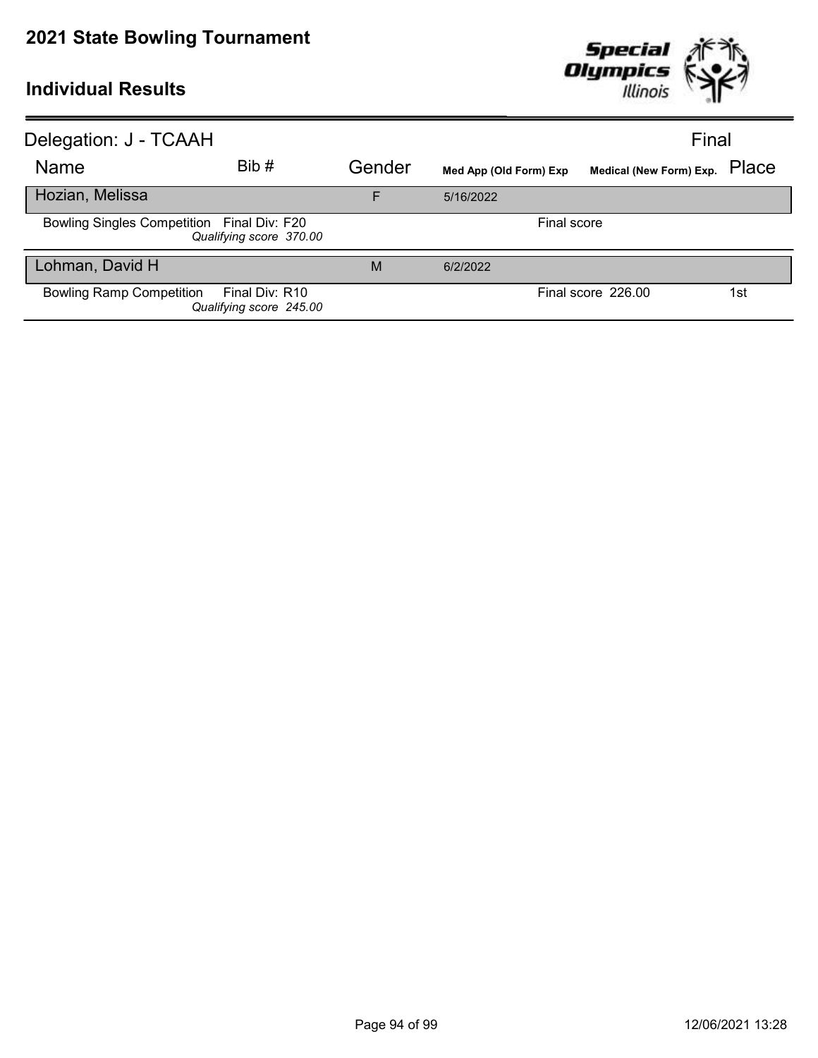## 2021 State Bowling Tournament

### Individual Results

Delegation: J - TCAAH

Final

| Name | Bib # | Gender | Med App (Old Form) Exp | Medical (New Form) Exp. | Place |
|---|---|---|---|---|---|
| **Hozian, Melissa** | | F | 5/16/2022 | | |
| Bowling Singles Competition Final Div: F20 *Qualifying score 370.00* | | | Final score | | |
| **Lohman, David H** | | M | 6/2/2022 | | |
| Bowling Ramp Competition Final Div: R10 *Qualifying score 245.00* | | | Final score 226.00 | | 1st |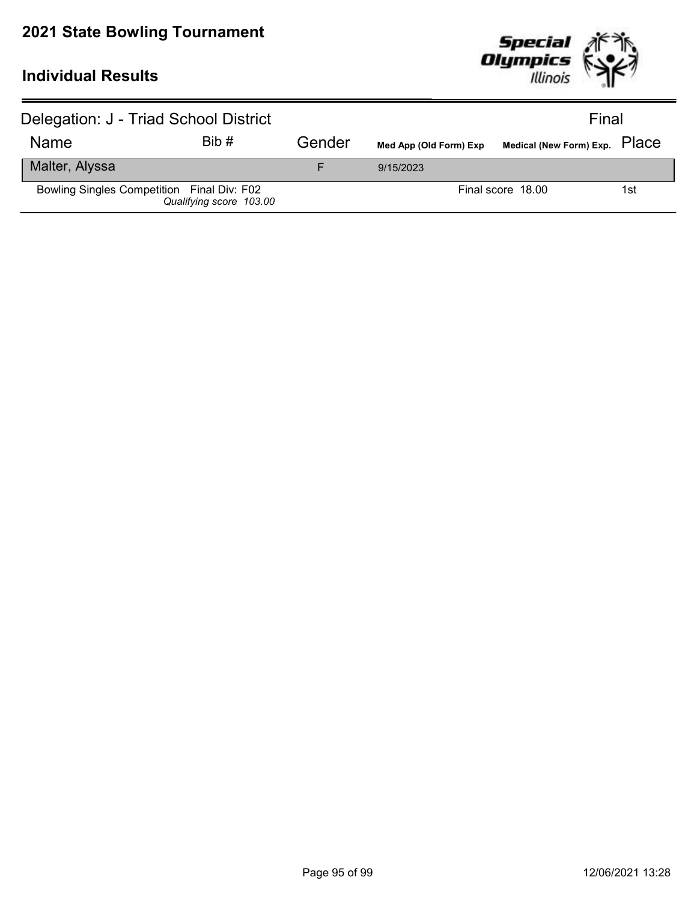# 2021 State Bowling Tournament

## Individual Results

Delegation: J - Triad School District — Final

| Name | Bib # | Gender | Med App (Old Form) Exp | Medical (New Form) Exp. | Place |
|---|---|---|---|---|---|
| Malter, Alyssa | | F | 9/15/2023 | | |
| Bowling Singles Competition Final Div: F02 *Qualifying score 103.00* | | | | Final score 18.00 | 1st |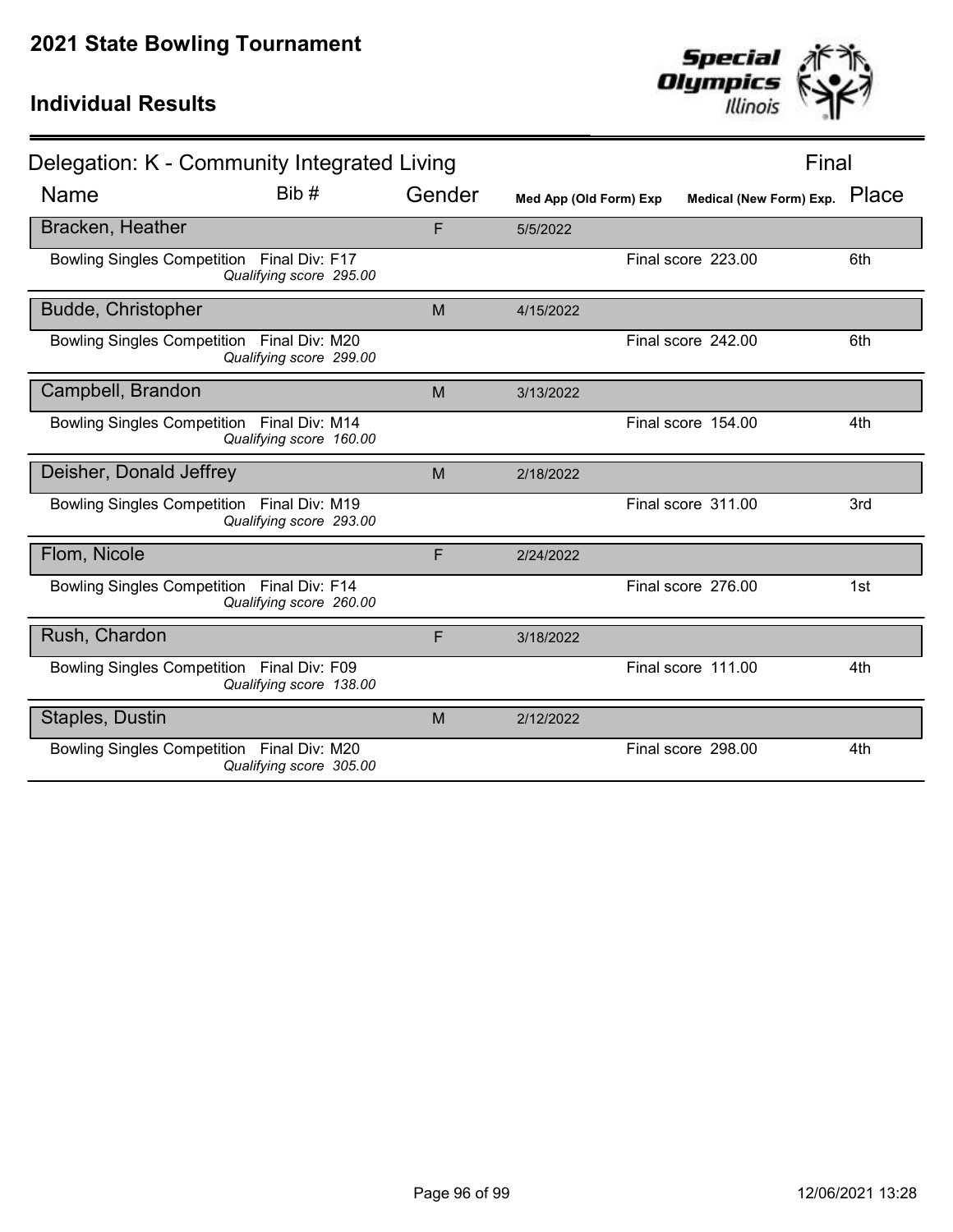# 2021 State Bowling Tournament

## Individual Results

### Delegation: K - Community Integrated Living

Final

| Name | Bib # | Gender | Med App (Old Form) Exp | Medical (New Form) Exp. | Place |
|---|---|---|---|---|---|
| Bracken, Heather | | F | 5/5/2022 | | |
| Bowling Singles Competition Final Div: F17 *Qualifying score 295.00* | | | | Final score 223.00 | 6th |
| Budde, Christopher | | M | 4/15/2022 | | |
| Bowling Singles Competition Final Div: M20 *Qualifying score 299.00* | | | | Final score 242.00 | 6th |
| Campbell, Brandon | | M | 3/13/2022 | | |
| Bowling Singles Competition Final Div: M14 *Qualifying score 160.00* | | | | Final score 154.00 | 4th |
| Deisher, Donald Jeffrey | | M | 2/18/2022 | | |
| Bowling Singles Competition Final Div: M19 *Qualifying score 293.00* | | | | Final score 311.00 | 3rd |
| Flom, Nicole | | F | 2/24/2022 | | |
| Bowling Singles Competition Final Div: F14 *Qualifying score 260.00* | | | | Final score 276.00 | 1st |
| Rush, Chardon | | F | 3/18/2022 | | |
| Bowling Singles Competition Final Div: F09 *Qualifying score 138.00* | | | | Final score 111.00 | 4th |
| Staples, Dustin | | M | 2/12/2022 | | |
| Bowling Singles Competition Final Div: M20 *Qualifying score 305.00* | | | | Final score 298.00 | 4th |

12/06/2021 13:28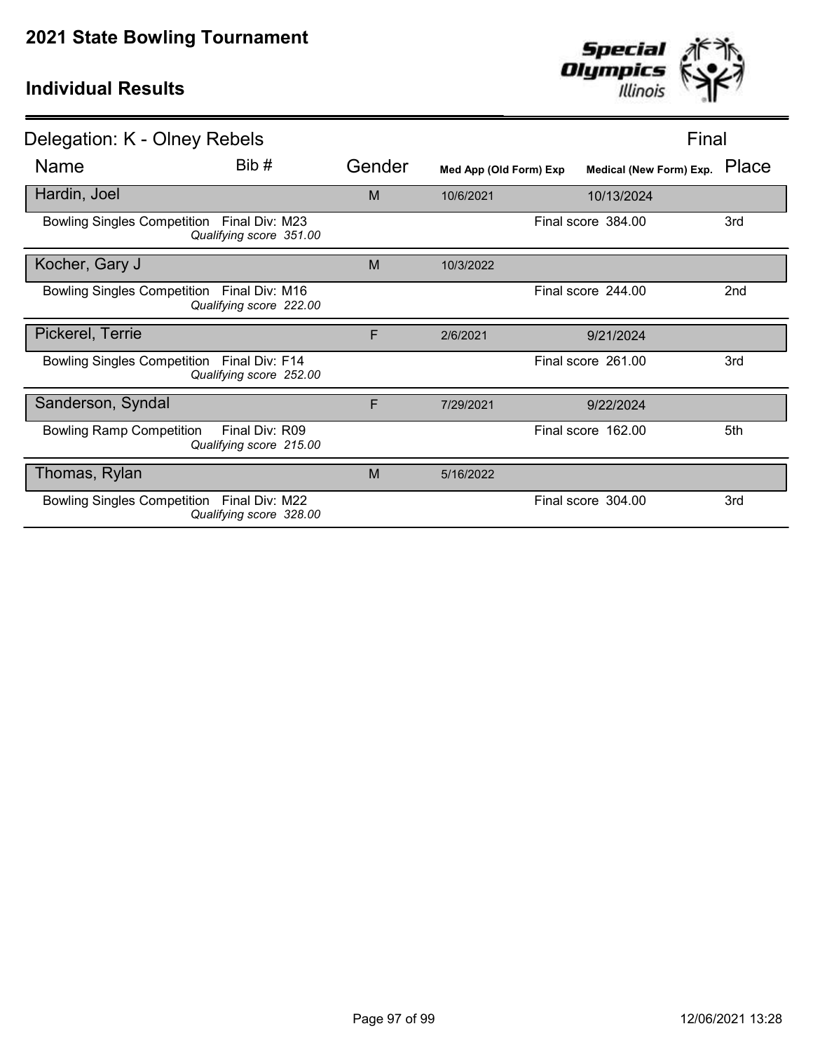# 2021 State Bowling Tournament

## Individual Results

### Delegation: K - Olney Rebels

Final

| Name | Bib # | Gender | Med App (Old Form) Exp | Medical (New Form) Exp. | Place |
|---|---|---|---|---|---|
| Hardin, Joel | | M | 10/6/2021 | 10/13/2024 | |
| Bowling Singles Competition Final Div: M23 *Qualifying score 351.00* | | | | Final score 384.00 | 3rd |
| Kocher, Gary J | | M | 10/3/2022 | | |
| Bowling Singles Competition Final Div: M16 *Qualifying score 222.00* | | | | Final score 244.00 | 2nd |
| Pickerel, Terrie | | F | 2/6/2021 | 9/21/2024 | |
| Bowling Singles Competition Final Div: F14 *Qualifying score 252.00* | | | | Final score 261.00 | 3rd |
| Sanderson, Syndal | | F | 7/29/2021 | 9/22/2024 | |
| Bowling Ramp Competition Final Div: R09 *Qualifying score 215.00* | | | | Final score 162.00 | 5th |
| Thomas, Rylan | | M | 5/16/2022 | | |
| Bowling Singles Competition Final Div: M22 *Qualifying score 328.00* | | | | Final score 304.00 | 3rd |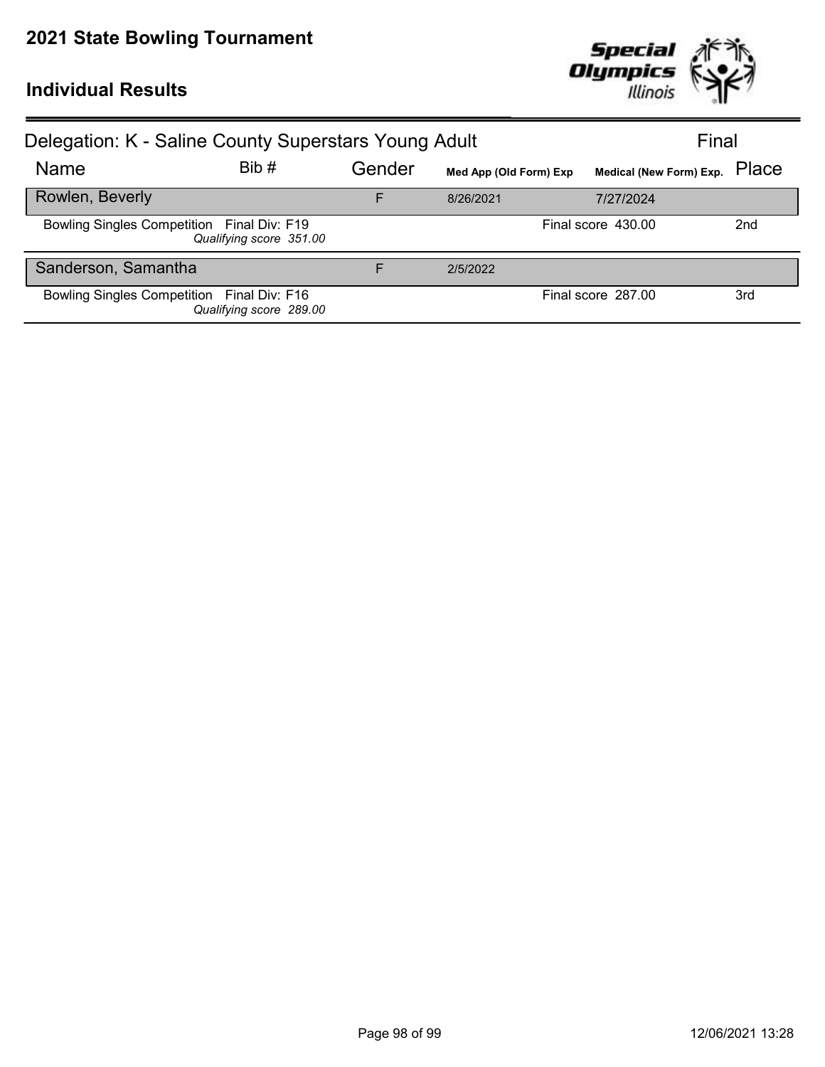# 2021 State Bowling Tournament

## Individual Results

### Delegation: K - Saline County Superstars Young Adult — Final

| Name | Bib # | Gender | Med App (Old Form) Exp | Medical (New Form) Exp. | Place |
|---|---|---|---|---|---|
| **Rowlen, Beverly** | | F | 8/26/2021 | 7/27/2024 | |
| Bowling Singles Competition Final Div: F19 *Qualifying score 351.00* | | | | Final score 430.00 | 2nd |
| **Sanderson, Samantha** | | F | 2/5/2022 | | |
| Bowling Singles Competition Final Div: F16 *Qualifying score 289.00* | | | | Final score 287.00 | 3rd |

12/06/2021 13:28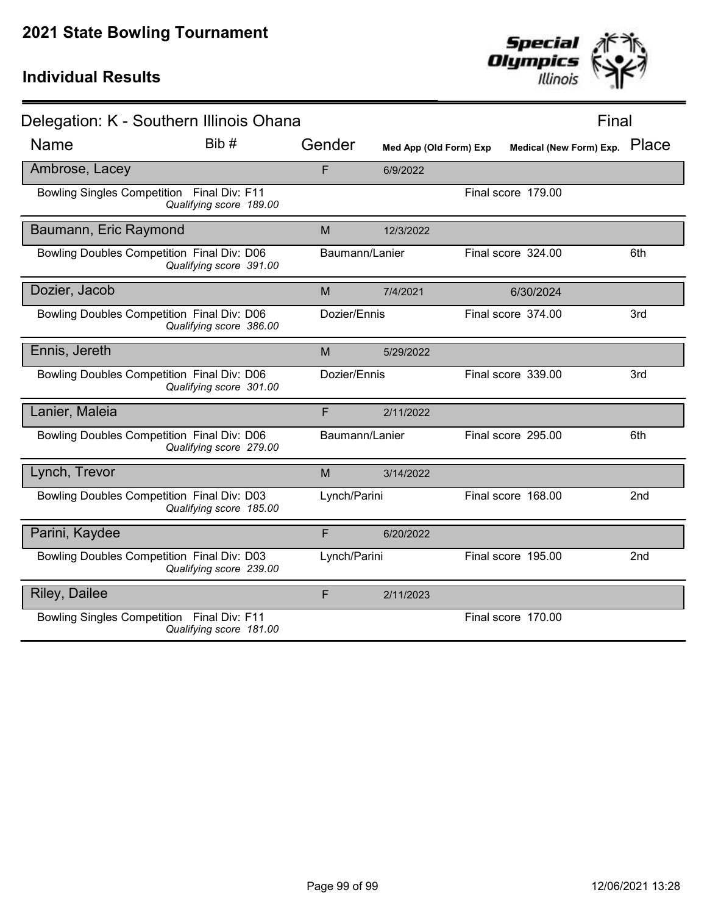# 2021 State Bowling Tournament

## Individual Results

### Delegation: K - Southern Illinois Ohana

Final

| Name | Bib # | Gender | Med App (Old Form) Exp | Medical (New Form) Exp. | Place |
|---|---|---|---|---|---|
| Ambrose, Lacey | | F | 6/9/2022 | | |
| Bowling Singles Competition Final Div: F11 *Qualifying score 189.00* | | | | Final score 179.00 | |
| Baumann, Eric Raymond | | M | 12/3/2022 | | |
| Bowling Doubles Competition Final Div: D06 *Qualifying score 391.00* | | Baumann/Lanier | | Final score 324.00 | 6th |
| Dozier, Jacob | | M | 7/4/2021 | 6/30/2024 | |
| Bowling Doubles Competition Final Div: D06 *Qualifying score 386.00* | | Dozier/Ennis | | Final score 374.00 | 3rd |
| Ennis, Jereth | | M | 5/29/2022 | | |
| Bowling Doubles Competition Final Div: D06 *Qualifying score 301.00* | | Dozier/Ennis | | Final score 339.00 | 3rd |
| Lanier, Maleia | | F | 2/11/2022 | | |
| Bowling Doubles Competition Final Div: D06 *Qualifying score 279.00* | | Baumann/Lanier | | Final score 295.00 | 6th |
| Lynch, Trevor | | M | 3/14/2022 | | |
| Bowling Doubles Competition Final Div: D03 *Qualifying score 185.00* | | Lynch/Parini | | Final score 168.00 | 2nd |
| Parini, Kaydee | | F | 6/20/2022 | | |
| Bowling Doubles Competition Final Div: D03 *Qualifying score 239.00* | | Lynch/Parini | | Final score 195.00 | 2nd |
| Riley, Dailee | | F | 2/11/2023 | | |
| Bowling Singles Competition Final Div: F11 *Qualifying score 181.00* | | | | Final score 170.00 | |

12/06/2021 13:28